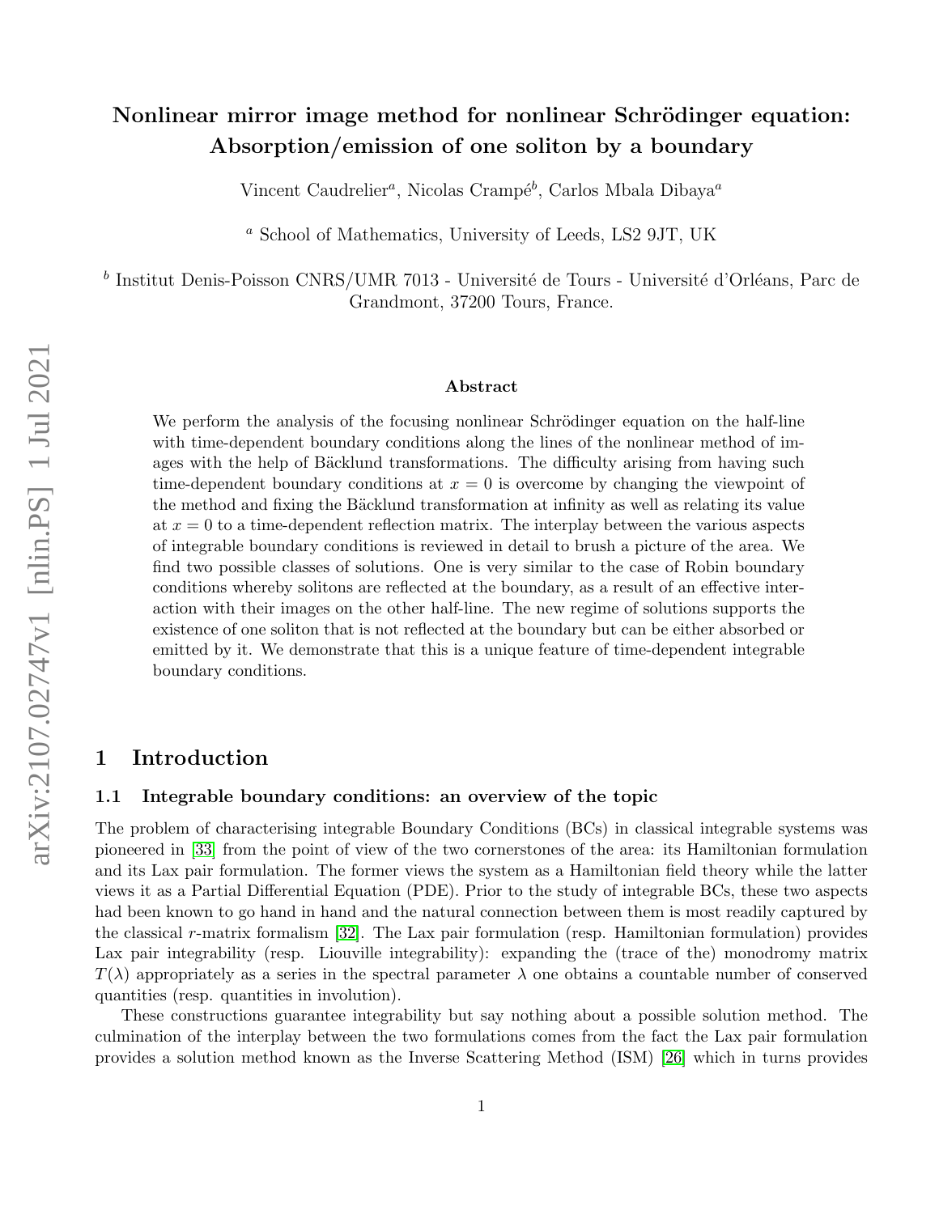# Nonlinear mirror image method for nonlinear Schrödinger equation: Absorption/emission of one soliton by a boundary

Vincent Caudrelier[a], Nicolas Crampé[b], Carlos Mbala Dibaya[a]

[a] School of Mathematics, University of Leeds, LS2 9JT, UK

[b] Institut Denis-Poisson CNRS/UMR 7013 - Université de Tours - Université d'Orléans, Parc de Grandmont, 37200 Tours, France.

### Abstract

We perform the analysis of the focusing nonlinear Schrödinger equation on the half-line with time-dependent boundary conditions along the lines of the nonlinear method of images with the help of Bäcklund transformations. The difficulty arising from having such time-dependent boundary conditions at $x = 0$ is overcome by changing the viewpoint of the method and fixing the Bäcklund transformation at infinity as well as relating its value at $x = 0$ to a time-dependent reflection matrix. The interplay between the various aspects of integrable boundary conditions is reviewed in detail to brush a picture of the area. We find two possible classes of solutions. One is very similar to the case of Robin boundary conditions whereby solitons are reflected at the boundary, as a result of an effective interaction with their images on the other half-line. The new regime of solutions supports the existence of one soliton that is not reflected at the boundary but can be either absorbed or emitted by it. We demonstrate that this is a unique feature of time-dependent integrable boundary conditions.

## 1 Introduction

### 1.1 Integrable boundary conditions: an overview of the topic

The problem of characterising integrable Boundary Conditions (BCs) in classical integrable systems was pioneered in [33] from the point of view of the two cornerstones of the area: its Hamiltonian formulation and its Lax pair formulation. The former views the system as a Hamiltonian field theory while the latter views it as a Partial Differential Equation (PDE). Prior to the study of integrable BCs, these two aspects had been known to go hand in hand and the natural connection between them is most readily captured by the classical $r$-matrix formalism [32]. The Lax pair formulation (resp. Hamiltonian formulation) provides Lax pair integrability (resp. Liouville integrability): expanding the (trace of the) monodromy matrix $T(\lambda)$ appropriately as a series in the spectral parameter $\lambda$ one obtains a countable number of conserved quantities (resp. quantities in involution).

These constructions guarantee integrability but say nothing about a possible solution method. The culmination of the interplay between the two formulations comes from the fact the Lax pair formulation provides a solution method known as the Inverse Scattering Method (ISM) [26] which in turns provides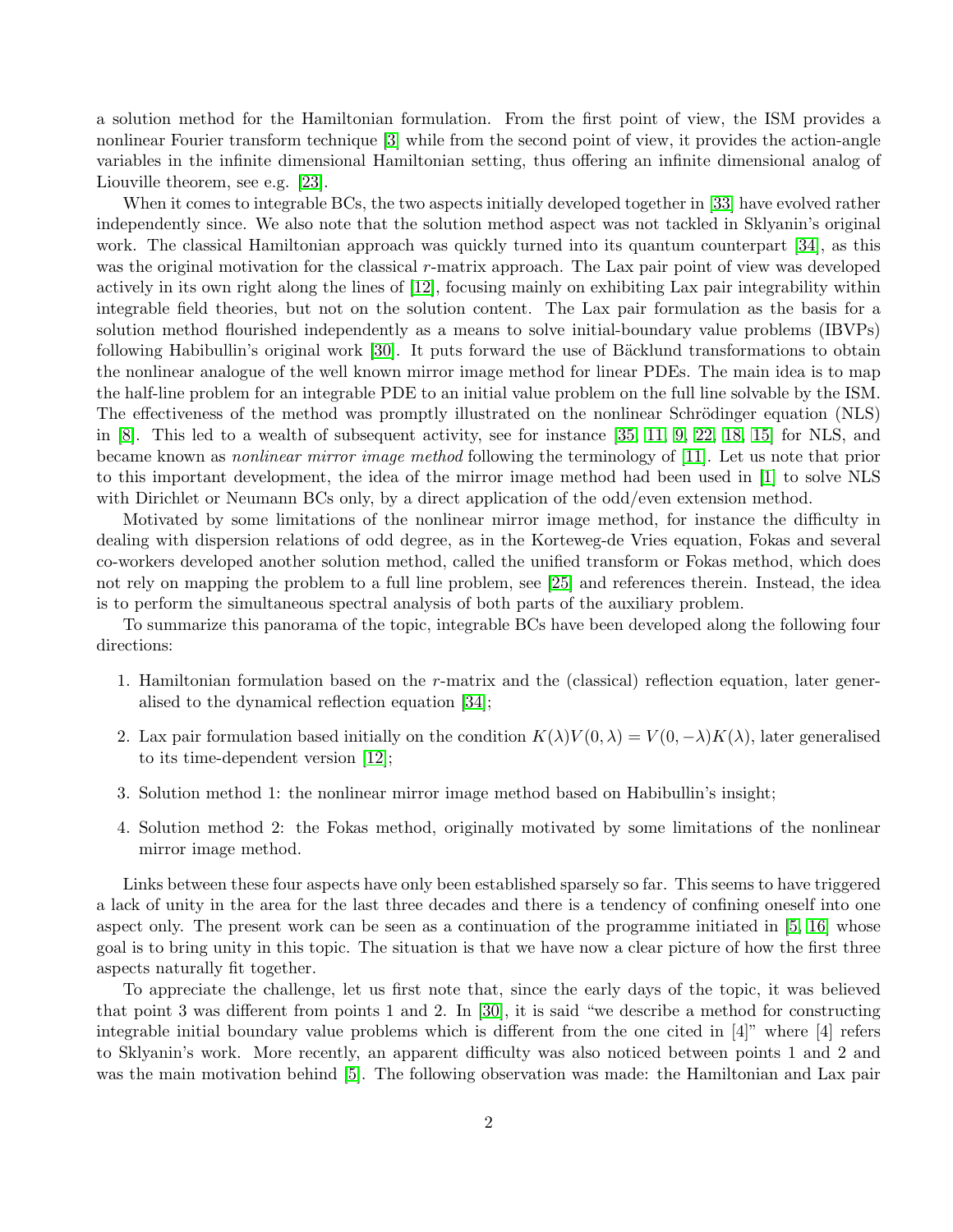a solution method for the Hamiltonian formulation. From the first point of view, the ISM provides a nonlinear Fourier transform technique [3] while from the second point of view, it provides the action-angle variables in the infinite dimensional Hamiltonian setting, thus offering an infinite dimensional analog of Liouville theorem, see e.g. [23].

When it comes to integrable BCs, the two aspects initially developed together in [33] have evolved rather independently since. We also note that the solution method aspect was not tackled in Sklyanin's original work. The classical Hamiltonian approach was quickly turned into its quantum counterpart [34], as this was the original motivation for the classical $r$-matrix approach. The Lax pair point of view was developed actively in its own right along the lines of [12], focusing mainly on exhibiting Lax pair integrability within integrable field theories, but not on the solution content. The Lax pair formulation as the basis for a solution method flourished independently as a means to solve initial-boundary value problems (IBVPs) following Habibullin's original work [30]. It puts forward the use of Bäcklund transformations to obtain the nonlinear analogue of the well known mirror image method for linear PDEs. The main idea is to map the half-line problem for an integrable PDE to an initial value problem on the full line solvable by the ISM. The effectiveness of the method was promptly illustrated on the nonlinear Schrödinger equation (NLS) in [8]. This led to a wealth of subsequent activity, see for instance [35, 11, 9, 22, 18, 15] for NLS, and became known as *nonlinear mirror image method* following the terminology of [11]. Let us note that prior to this important development, the idea of the mirror image method had been used in [1] to solve NLS with Dirichlet or Neumann BCs only, by a direct application of the odd/even extension method.

Motivated by some limitations of the nonlinear mirror image method, for instance the difficulty in dealing with dispersion relations of odd degree, as in the Korteweg-de Vries equation, Fokas and several co-workers developed another solution method, called the unified transform or Fokas method, which does not rely on mapping the problem to a full line problem, see [25] and references therein. Instead, the idea is to perform the simultaneous spectral analysis of both parts of the auxiliary problem.

To summarize this panorama of the topic, integrable BCs have been developed along the following four directions:

1. Hamiltonian formulation based on the $r$-matrix and the (classical) reflection equation, later generalised to the dynamical reflection equation [34];
2. Lax pair formulation based initially on the condition $K(\lambda)V(0,\lambda) = V(0,-\lambda)K(\lambda)$, later generalised to its time-dependent version [12];
3. Solution method 1: the nonlinear mirror image method based on Habibullin's insight;
4. Solution method 2: the Fokas method, originally motivated by some limitations of the nonlinear mirror image method.

Links between these four aspects have only been established sparsely so far. This seems to have triggered a lack of unity in the area for the last three decades and there is a tendency of confining oneself into one aspect only. The present work can be seen as a continuation of the programme initiated in [5, 16] whose goal is to bring unity in this topic. The situation is that we have now a clear picture of how the first three aspects naturally fit together.

To appreciate the challenge, let us first note that, since the early days of the topic, it was believed that point 3 was different from points 1 and 2. In [30], it is said "we describe a method for constructing integrable initial boundary value problems which is different from the one cited in [4]" where [4] refers to Sklyanin's work. More recently, an apparent difficulty was also noticed between points 1 and 2 and was the main motivation behind [5]. The following observation was made: the Hamiltonian and Lax pair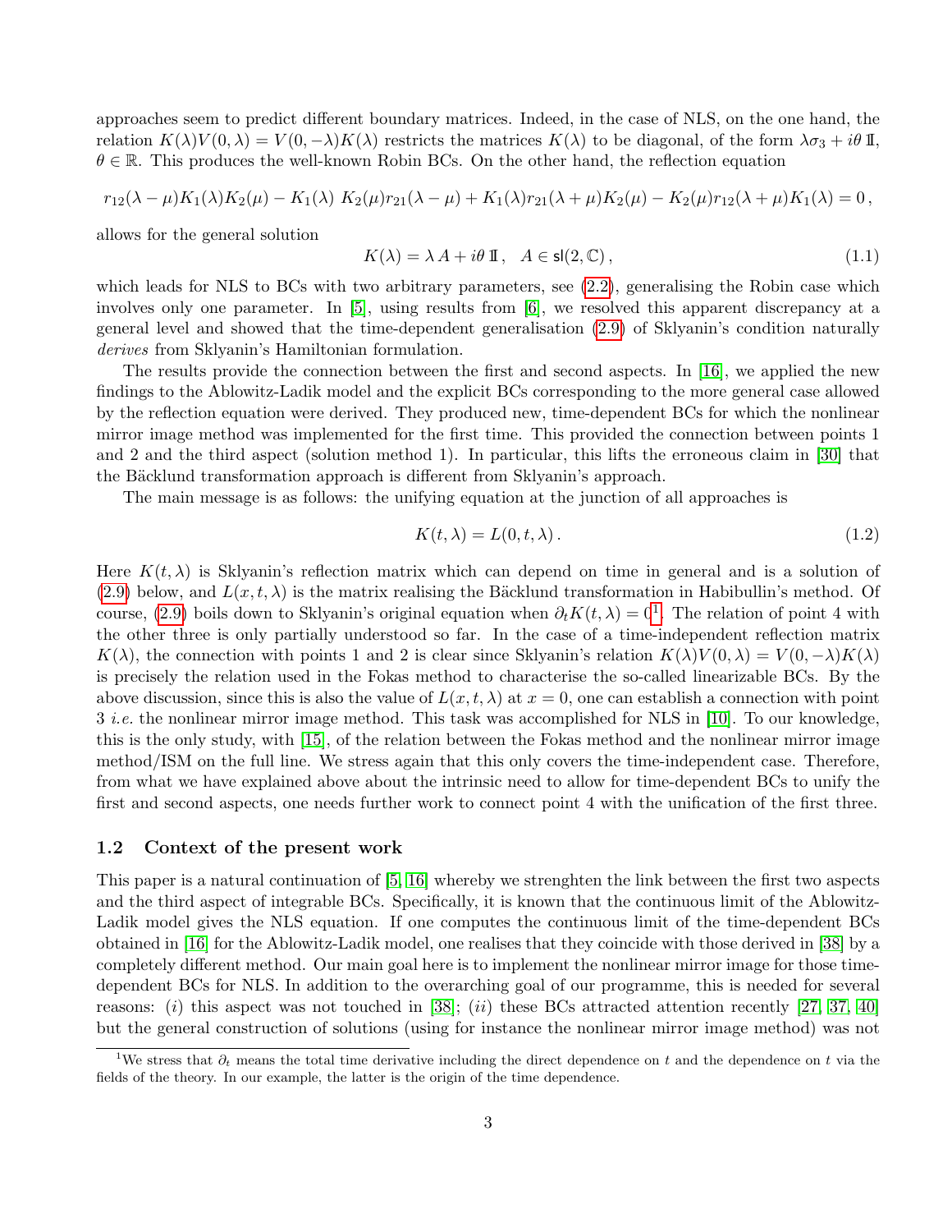approaches seem to predict different boundary matrices. Indeed, in the case of NLS, on the one hand, the relation $K(\lambda)V(0,\lambda) = V(0,-\lambda)K(\lambda)$ restricts the matrices $K(\lambda)$ to be diagonal, of the form $\lambda\sigma_3 + i\theta\,\mathbb{I}$, $\theta \in \mathbb{R}$. This produces the well-known Robin BCs. On the other hand, the reflection equation

$$r_{12}(\lambda-\mu)K_1(\lambda)K_2(\mu) - K_1(\lambda)\,K_2(\mu)r_{21}(\lambda-\mu) + K_1(\lambda)r_{21}(\lambda+\mu)K_2(\mu) - K_2(\mu)r_{12}(\lambda+\mu)K_1(\lambda) = 0\,,$$

allows for the general solution

$$K(\lambda) = \lambda\, A + i\theta\,\mathbb{I}\,, \quad A \in \mathsf{sl}(2,\mathbb{C})\,, \tag{1.1}$$

which leads for NLS to BCs with two arbitrary parameters, see (2.2), generalising the Robin case which involves only one parameter. In [5], using results from [6], we resolved this apparent discrepancy at a general level and showed that the time-dependent generalisation (2.9) of Sklyanin's condition naturally *derives* from Sklyanin's Hamiltonian formulation.

The results provide the connection between the first and second aspects. In [16], we applied the new findings to the Ablowitz-Ladik model and the explicit BCs corresponding to the more general case allowed by the reflection equation were derived. They produced new, time-dependent BCs for which the nonlinear mirror image method was implemented for the first time. This provided the connection between points 1 and 2 and the third aspect (solution method 1). In particular, this lifts the erroneous claim in [30] that the Bäcklund transformation approach is different from Sklyanin's approach.

The main message is as follows: the unifying equation at the junction of all approaches is

$$K(t,\lambda) = L(0,t,\lambda)\,. \tag{1.2}$$

Here $K(t,\lambda)$ is Sklyanin's reflection matrix which can depend on time in general and is a solution of (2.9) below, and $L(x,t,\lambda)$ is the matrix realising the Bäcklund transformation in Habibullin's method. Of course, (2.9) boils down to Sklyanin's original equation when $\partial_t K(t,\lambda) = 0$[1]. The relation of point 4 with the other three is only partially understood so far. In the case of a time-independent reflection matrix $K(\lambda)$, the connection with points 1 and 2 is clear since Sklyanin's relation $K(\lambda)V(0,\lambda) = V(0,-\lambda)K(\lambda)$ is precisely the relation used in the Fokas method to characterise the so-called linearizable BCs. By the above discussion, since this is also the value of $L(x,t,\lambda)$ at $x=0$, one can establish a connection with point 3 *i.e.* the nonlinear mirror image method. This task was accomplished for NLS in [10]. To our knowledge, this is the only study, with [15], of the relation between the Fokas method and the nonlinear mirror image method/ISM on the full line. We stress again that this only covers the time-independent case. Therefore, from what we have explained above about the intrinsic need to allow for time-dependent BCs to unify the first and second aspects, one needs further work to connect point 4 with the unification of the first three.

### 1.2 Context of the present work

This paper is a natural continuation of [5, 16] whereby we strenghten the link between the first two aspects and the third aspect of integrable BCs. Specifically, it is known that the continuous limit of the Ablowitz-Ladik model gives the NLS equation. If one computes the continuous limit of the time-dependent BCs obtained in [16] for the Ablowitz-Ladik model, one realises that they coincide with those derived in [38] by a completely different method. Our main goal here is to implement the nonlinear mirror image for those time-dependent BCs for NLS. In addition to the overarching goal of our programme, this is needed for several reasons: (*i*) this aspect was not touched in [38]; (*ii*) these BCs attracted attention recently [27, 37, 40] but the general construction of solutions (using for instance the nonlinear mirror image method) was not

[1] We stress that $\partial_t$ means the total time derivative including the direct dependence on $t$ and the dependence on $t$ via the fields of the theory. In our example, the latter is the origin of the time dependence.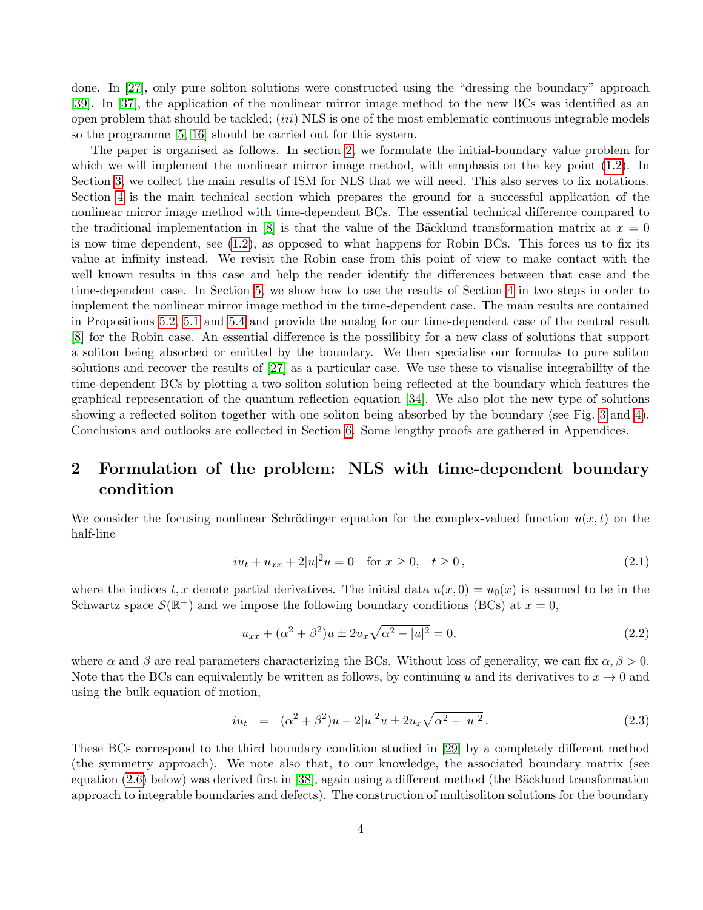done. In [27], only pure soliton solutions were constructed using the "dressing the boundary" approach [39]. In [37], the application of the nonlinear mirror image method to the new BCs was identified as an open problem that should be tackled; *(iii)* NLS is one of the most emblematic continuous integrable models so the programme [5, 16] should be carried out for this system.

The paper is organised as follows. In section 2, we formulate the initial-boundary value problem for which we will implement the nonlinear mirror image method, with emphasis on the key point (1.2). In Section 3, we collect the main results of ISM for NLS that we will need. This also serves to fix notations. Section 4 is the main technical section which prepares the ground for a successful application of the nonlinear mirror image method with time-dependent BCs. The essential technical difference compared to the traditional implementation in [8] is that the value of the Bäcklund transformation matrix at $x = 0$ is now time dependent, see (1.2), as opposed to what happens for Robin BCs. This forces us to fix its value at infinity instead. We revisit the Robin case from this point of view to make contact with the well known results in this case and help the reader identify the differences between that case and the time-dependent case. In Section 5, we show how to use the results of Section 4 in two steps in order to implement the nonlinear mirror image method in the time-dependent case. The main results are contained in Propositions 5.2, 5.1 and 5.4 and provide the analog for our time-dependent case of the central result [8] for the Robin case. An essential difference is the possibility for a new class of solutions that support a soliton being absorbed or emitted by the boundary. We then specialise our formulas to pure soliton solutions and recover the results of [27] as a particular case. We use these to visualise integrability of the time-dependent BCs by plotting a two-soliton solution being reflected at the boundary which features the graphical representation of the quantum reflection equation [34]. We also plot the new type of solutions showing a reflected soliton together with one soliton being absorbed by the boundary (see Fig. 3 and 4). Conclusions and outlooks are collected in Section 6. Some lengthy proofs are gathered in Appendices.

## 2 Formulation of the problem: NLS with time-dependent boundary condition

We consider the focusing nonlinear Schrödinger equation for the complex-valued function $u(x,t)$ on the half-line

$$iu_t + u_{xx} + 2|u|^2 u = 0 \quad \text{for } x \geq 0, \quad t \geq 0\,, \tag{2.1}$$

where the indices $t, x$ denote partial derivatives. The initial data $u(x,0) = u_0(x)$ is assumed to be in the Schwartz space $\mathcal{S}(\mathbb{R}^+)$ and we impose the following boundary conditions (BCs) at $x = 0$,

$$u_{xx} + (\alpha^2 + \beta^2)u \pm 2u_x\sqrt{\alpha^2 - |u|^2} = 0, \tag{2.2}$$

where $\alpha$ and $\beta$ are real parameters characterizing the BCs. Without loss of generality, we can fix $\alpha, \beta > 0$. Note that the BCs can equivalently be written as follows, by continuing $u$ and its derivatives to $x \to 0$ and using the bulk equation of motion,

$$iu_t \;\; = \;\; (\alpha^2 + \beta^2)u - 2|u|^2 u \pm 2u_x\sqrt{\alpha^2 - |u|^2}\,. \tag{2.3}$$

These BCs correspond to the third boundary condition studied in [29] by a completely different method (the symmetry approach). We note also that, to our knowledge, the associated boundary matrix (see equation (2.6) below) was derived first in [38], again using a different method (the Bäcklund transformation approach to integrable boundaries and defects). The construction of multisoliton solutions for the boundary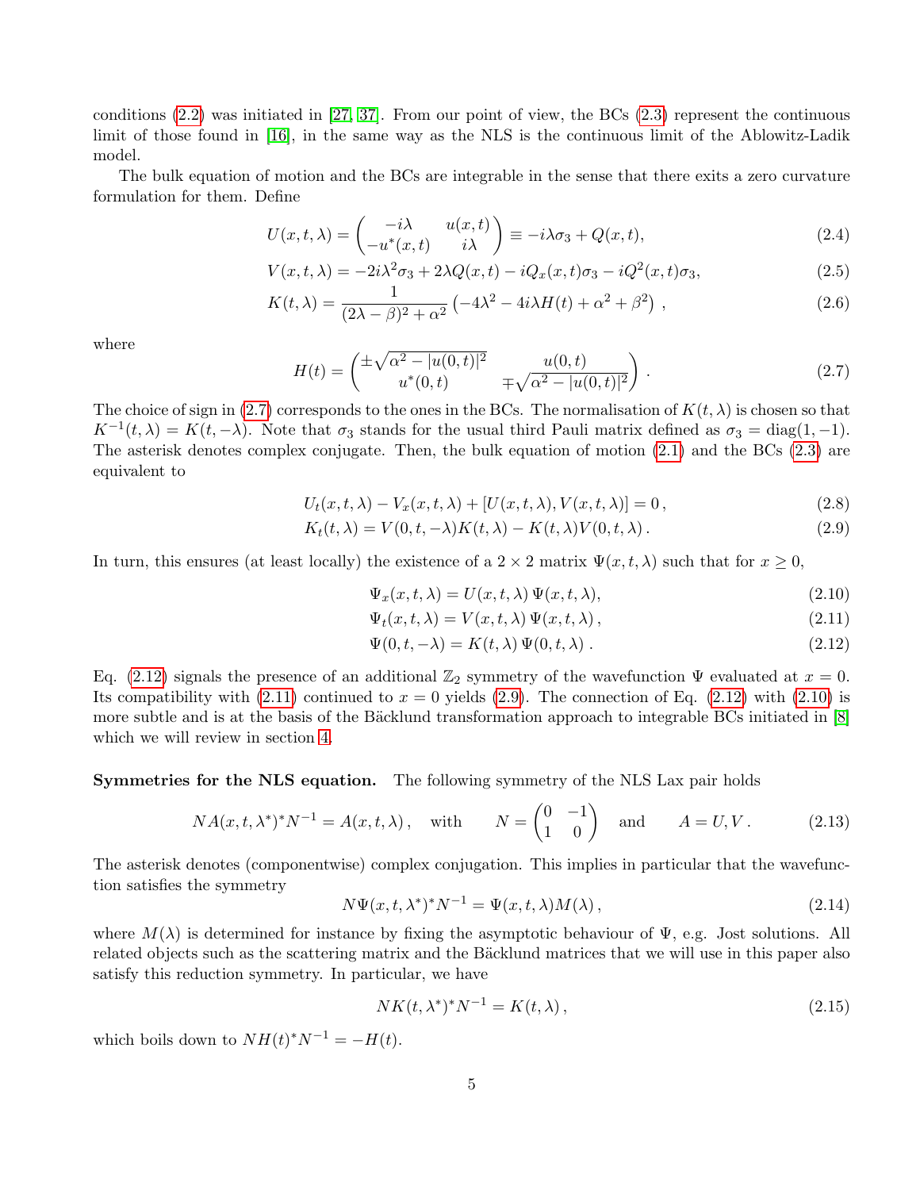conditions (2.2) was initiated in [27, 37]. From our point of view, the BCs (2.3) represent the continuous limit of those found in [16], in the same way as the NLS is the continuous limit of the Ablowitz-Ladik model.

The bulk equation of motion and the BCs are integrable in the sense that there exits a zero curvature formulation for them. Define

$$U(x,t,\lambda) = \begin{pmatrix} -i\lambda & u(x,t) \\ -u^*(x,t) & i\lambda \end{pmatrix} \equiv -i\lambda\sigma_3 + Q(x,t), \tag{2.4}$$

$$V(x,t,\lambda) = -2i\lambda^2\sigma_3 + 2\lambda Q(x,t) - iQ_x(x,t)\sigma_3 - iQ^2(x,t)\sigma_3, \tag{2.5}$$

$$K(t,\lambda) = \frac{1}{(2\lambda-\beta)^2+\alpha^2}\left(-4\lambda^2 - 4i\lambda H(t) + \alpha^2 + \beta^2\right), \tag{2.6}$$

where

$$H(t) = \begin{pmatrix} \pm\sqrt{\alpha^2 - |u(0,t)|^2} & u(0,t) \\ u^*(0,t) & \mp\sqrt{\alpha^2-|u(0,t)|^2} \end{pmatrix}. \tag{2.7}$$

The choice of sign in (2.7) corresponds to the ones in the BCs. The normalisation of $K(t,\lambda)$ is chosen so that $K^{-1}(t,\lambda) = K(t,-\lambda)$. Note that $\sigma_3$ stands for the usual third Pauli matrix defined as $\sigma_3 = \text{diag}(1,-1)$. The asterisk denotes complex conjugate. Then, the bulk equation of motion (2.1) and the BCs (2.3) are equivalent to

$$U_t(x,t,\lambda) - V_x(x,t,\lambda) + [U(x,t,\lambda), V(x,t,\lambda)] = 0\,, \tag{2.8}$$

$$K_t(t,\lambda) = V(0,t,-\lambda)K(t,\lambda) - K(t,\lambda)V(0,t,\lambda)\,. \tag{2.9}$$

In turn, this ensures (at least locally) the existence of a $2\times 2$ matrix $\Psi(x,t,\lambda)$ such that for $x \geq 0$,

$$\Psi_x(x,t,\lambda) = U(x,t,\lambda)\,\Psi(x,t,\lambda), \tag{2.10}$$

$$\Psi_t(x,t,\lambda) = V(x,t,\lambda)\,\Psi(x,t,\lambda)\,, \tag{2.11}$$

$$\Psi(0,t,-\lambda) = K(t,\lambda)\,\Psi(0,t,\lambda)\,. \tag{2.12}$$

Eq. (2.12) signals the presence of an additional $\mathbb{Z}_2$ symmetry of the wavefunction $\Psi$ evaluated at $x=0$. Its compatibility with (2.11) continued to $x=0$ yields (2.9). The connection of Eq. (2.12) with (2.10) is more subtle and is at the basis of the Bäcklund transformation approach to integrable BCs initiated in [8] which we will review in section 4.

**Symmetries for the NLS equation.** The following symmetry of the NLS Lax pair holds

$$NA(x,t,\lambda^*)^*N^{-1} = A(x,t,\lambda)\,, \quad \text{with} \quad N = \begin{pmatrix} 0 & -1 \\ 1 & 0 \end{pmatrix} \quad \text{and} \quad A = U,V\,. \tag{2.13}$$

The asterisk denotes (componentwise) complex conjugation. This implies in particular that the wavefunction satisfies the symmetry

$$N\Psi(x,t,\lambda^*)^*N^{-1} = \Psi(x,t,\lambda)M(\lambda)\,, \tag{2.14}$$

where $M(\lambda)$ is determined for instance by fixing the asymptotic behaviour of $\Psi$, e.g. Jost solutions. All related objects such as the scattering matrix and the Bäcklund matrices that we will use in this paper also satisfy this reduction symmetry. In particular, we have

$$NK(t,\lambda^*)^*N^{-1} = K(t,\lambda)\,, \tag{2.15}$$

which boils down to $NH(t)^*N^{-1} = -H(t)$.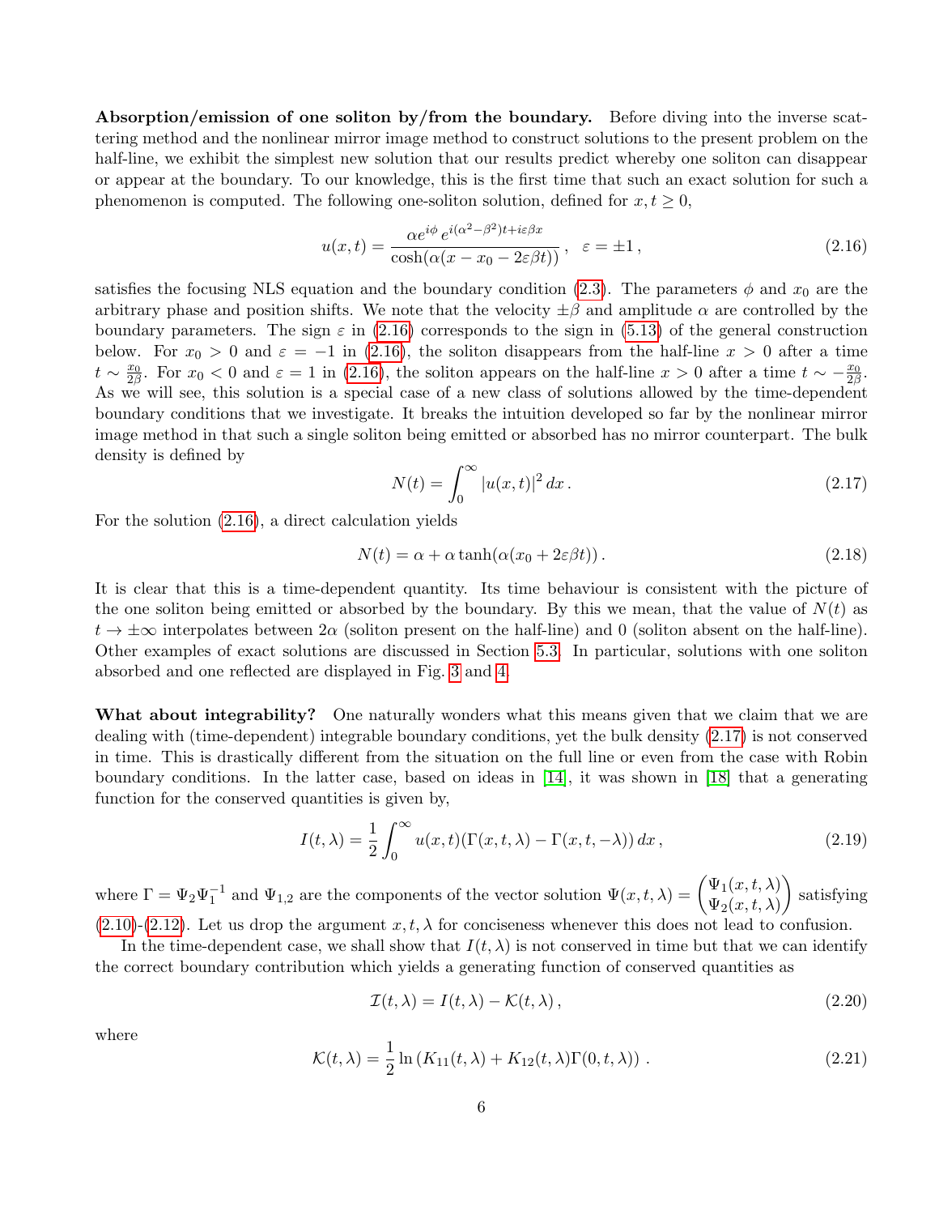**Absorption/emission of one soliton by/from the boundary.** Before diving into the inverse scattering method and the nonlinear mirror image method to construct solutions to the present problem on the half-line, we exhibit the simplest new solution that our results predict whereby one soliton can disappear or appear at the boundary. To our knowledge, this is the first time that such an exact solution for such a phenomenon is computed. The following one-soliton solution, defined for $x, t \geq 0$,

$$u(x,t) = \frac{\alpha e^{i\phi}\, e^{i(\alpha^2-\beta^2)t + i\varepsilon\beta x}}{\cosh(\alpha(x - x_0 - 2\varepsilon\beta t))}\,, \quad \varepsilon = \pm 1\,, \tag{2.16}$$

satisfies the focusing NLS equation and the boundary condition (2.3). The parameters $\phi$ and $x_0$ are the arbitrary phase and position shifts. We note that the velocity $\pm\beta$ and amplitude $\alpha$ are controlled by the boundary parameters. The sign $\varepsilon$ in (2.16) corresponds to the sign in (5.13) of the general construction below. For $x_0 > 0$ and $\varepsilon = -1$ in (2.16), the soliton disappears from the half-line $x > 0$ after a time $t \sim \frac{x_0}{2\beta}$. For $x_0 < 0$ and $\varepsilon = 1$ in (2.16), the soliton appears on the half-line $x > 0$ after a time $t \sim -\frac{x_0}{2\beta}$. As we will see, this solution is a special case of a new class of solutions allowed by the time-dependent boundary conditions that we investigate. It breaks the intuition developed so far by the nonlinear mirror image method in that such a single soliton being emitted or absorbed has no mirror counterpart. The bulk density is defined by

$$N(t) = \int_0^\infty |u(x,t)|^2\, dx\,. \tag{2.17}$$

For the solution (2.16), a direct calculation yields

$$N(t) = \alpha + \alpha \tanh(\alpha(x_0 + 2\varepsilon\beta t))\,. \tag{2.18}$$

It is clear that this is a time-dependent quantity. Its time behaviour is consistent with the picture of the one soliton being emitted or absorbed by the boundary. By this we mean, that the value of $N(t)$ as $t \to \pm\infty$ interpolates between $2\alpha$ (soliton present on the half-line) and 0 (soliton absent on the half-line). Other examples of exact solutions are discussed in Section 5.3. In particular, solutions with one soliton absorbed and one reflected are displayed in Fig. 3 and 4.

**What about integrability?** One naturally wonders what this means given that we claim that we are dealing with (time-dependent) integrable boundary conditions, yet the bulk density (2.17) is not conserved in time. This is drastically different from the situation on the full line or even from the case with Robin boundary conditions. In the latter case, based on ideas in [14], it was shown in [18] that a generating function for the conserved quantities is given by,

$$I(t,\lambda) = \frac{1}{2}\int_0^\infty u(x,t)(\Gamma(x,t,\lambda) - \Gamma(x,t,-\lambda))\, dx\,, \tag{2.19}$$

where $\Gamma = \Psi_2\Psi_1^{-1}$ and $\Psi_{1,2}$ are the components of the vector solution $\Psi(x,t,\lambda) = \begin{pmatrix}\Psi_1(x,t,\lambda)\\ \Psi_2(x,t,\lambda)\end{pmatrix}$ satisfying (2.10)-(2.12). Let us drop the argument $x, t, \lambda$ for conciseness whenever this does not lead to confusion.

In the time-dependent case, we shall show that $I(t,\lambda)$ is not conserved in time but that we can identify the correct boundary contribution which yields a generating function of conserved quantities as

$$\mathcal{I}(t,\lambda) = I(t,\lambda) - \mathcal{K}(t,\lambda)\,, \tag{2.20}$$

where

$$\mathcal{K}(t,\lambda) = \frac{1}{2}\ln\left(K_{11}(t,\lambda) + K_{12}(t,\lambda)\Gamma(0,t,\lambda)\right)\,. \tag{2.21}$$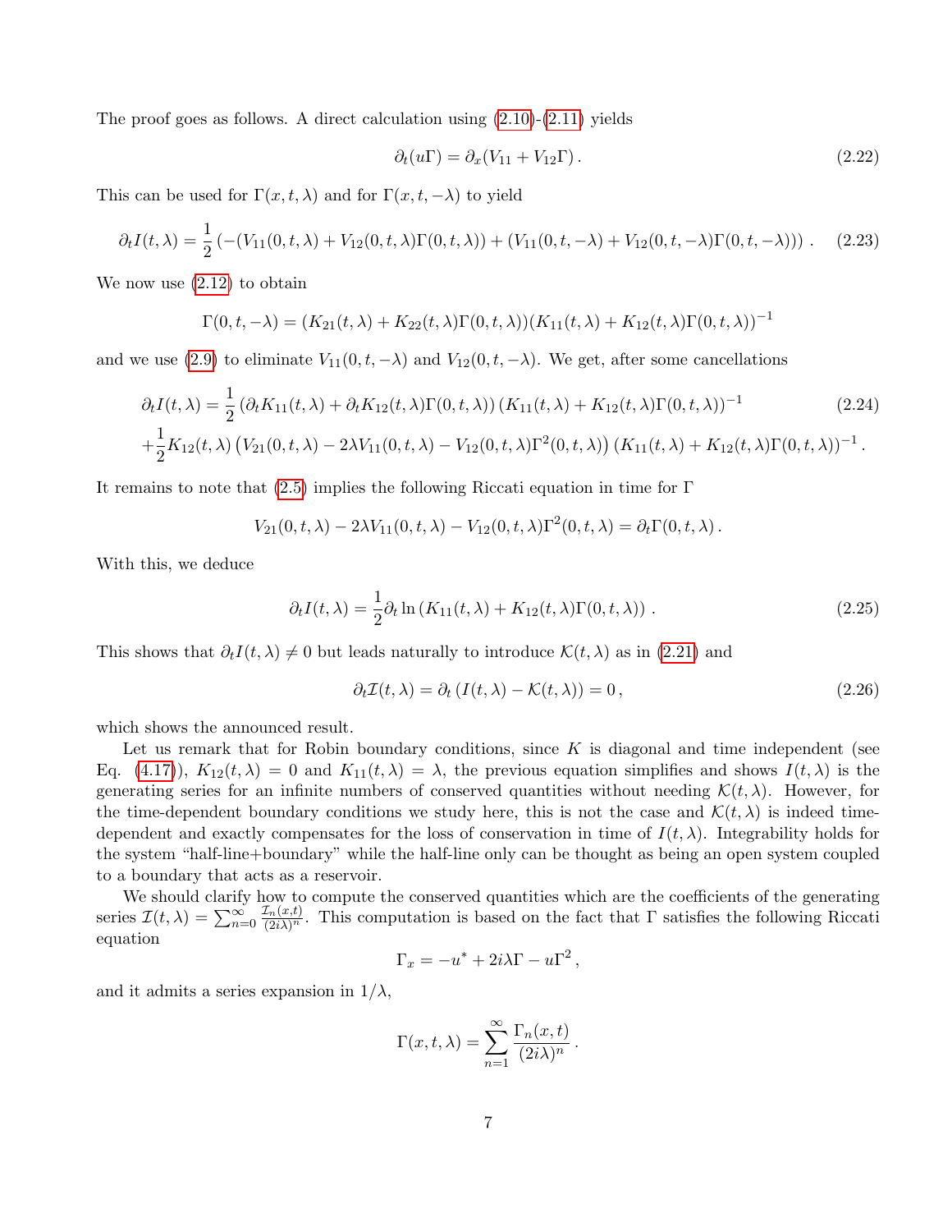The proof goes as follows. A direct calculation using (2.10)-(2.11) yields

$$\partial_t(u\Gamma) = \partial_x(V_{11} + V_{12}\Gamma)\,. \tag{2.22}$$

This can be used for $\Gamma(x,t,\lambda)$ and for $\Gamma(x,t,-\lambda)$ to yield

$$\partial_t I(t,\lambda) = \frac{1}{2}\left(-(V_{11}(0,t,\lambda) + V_{12}(0,t,\lambda)\Gamma(0,t,\lambda)) + (V_{11}(0,t,-\lambda) + V_{12}(0,t,-\lambda)\Gamma(0,t,-\lambda))\right)\,. \tag{2.23}$$

We now use (2.12) to obtain

$$\Gamma(0,t,-\lambda) = (K_{21}(t,\lambda) + K_{22}(t,\lambda)\Gamma(0,t,\lambda))(K_{11}(t,\lambda) + K_{12}(t,\lambda)\Gamma(0,t,\lambda))^{-1}$$

and we use (2.9) to eliminate $V_{11}(0,t,-\lambda)$ and $V_{12}(0,t,-\lambda)$. We get, after some cancellations

$$\begin{aligned}\partial_t I(t,\lambda) =& \frac{1}{2}\left(\partial_t K_{11}(t,\lambda) + \partial_t K_{12}(t,\lambda)\Gamma(0,t,\lambda)\right)(K_{11}(t,\lambda) + K_{12}(t,\lambda)\Gamma(0,t,\lambda))^{-1} \\ &+\frac{1}{2}K_{12}(t,\lambda)\left(V_{21}(0,t,\lambda) - 2\lambda V_{11}(0,t,\lambda) - V_{12}(0,t,\lambda)\Gamma^2(0,t,\lambda)\right)(K_{11}(t,\lambda) + K_{12}(t,\lambda)\Gamma(0,t,\lambda))^{-1}\,.\end{aligned} \tag{2.24}$$

It remains to note that (2.5) implies the following Riccati equation in time for $\Gamma$

$$V_{21}(0,t,\lambda) - 2\lambda V_{11}(0,t,\lambda) - V_{12}(0,t,\lambda)\Gamma^2(0,t,\lambda) = \partial_t\Gamma(0,t,\lambda)\,.$$

With this, we deduce

$$\partial_t I(t,\lambda) = \frac{1}{2}\partial_t \ln\left(K_{11}(t,\lambda) + K_{12}(t,\lambda)\Gamma(0,t,\lambda)\right)\,. \tag{2.25}$$

This shows that $\partial_t I(t,\lambda) \neq 0$ but leads naturally to introduce $\mathcal{K}(t,\lambda)$ as in (2.21) and

$$\partial_t \mathcal{I}(t,\lambda) = \partial_t\left(I(t,\lambda) - \mathcal{K}(t,\lambda)\right) = 0\,, \tag{2.26}$$

which shows the announced result.

Let us remark that for Robin boundary conditions, since $K$ is diagonal and time independent (see Eq. (4.17)), $K_{12}(t,\lambda) = 0$ and $K_{11}(t,\lambda) = \lambda$, the previous equation simplifies and shows $I(t,\lambda)$ is the generating series for an infinite numbers of conserved quantities without needing $\mathcal{K}(t,\lambda)$. However, for the time-dependent boundary conditions we study here, this is not the case and $\mathcal{K}(t,\lambda)$ is indeed time-dependent and exactly compensates for the loss of conservation in time of $I(t,\lambda)$. Integrability holds for the system "half-line+boundary" while the half-line only can be thought as being an open system coupled to a boundary that acts as a reservoir.

We should clarify how to compute the conserved quantities which are the coefficients of the generating series $\mathcal{I}(t,\lambda) = \sum_{n=0}^{\infty}\frac{\mathcal{I}_n(x,t)}{(2i\lambda)^n}$. This computation is based on the fact that $\Gamma$ satisfies the following Riccati equation

$$\Gamma_x = -u^* + 2i\lambda\Gamma - u\Gamma^2\,,$$

and it admits a series expansion in $1/\lambda$,

$$\Gamma(x,t,\lambda) = \sum_{n=1}^{\infty}\frac{\Gamma_n(x,t)}{(2i\lambda)^n}\,.$$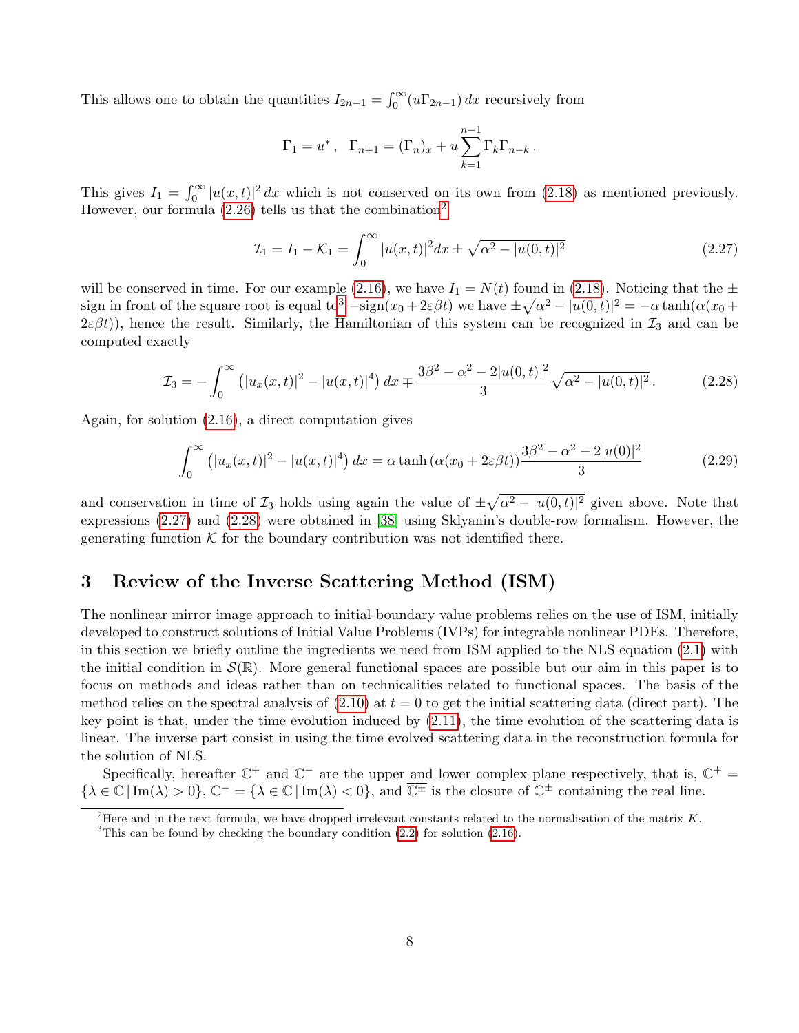This allows one to obtain the quantities $I_{2n-1} = \int_0^\infty (u\Gamma_{2n-1})\, dx$ recursively from

$$\Gamma_1 = u^* \,, \quad \Gamma_{n+1} = (\Gamma_n)_x + u \sum_{k=1}^{n-1} \Gamma_k \Gamma_{n-k} \,.$$

This gives $I_1 = \int_0^\infty |u(x,t)|^2\, dx$ which is not conserved on its own from (2.18) as mentioned previously. However, our formula (2.26) tells us that the combination[2]

$$\mathcal{I}_1 = I_1 - \mathcal{K}_1 = \int_0^\infty |u(x,t)|^2 dx \pm \sqrt{\alpha^2 - |u(0,t)|^2} \tag{2.27}$$

will be conserved in time. For our example (2.16), we have $I_1 = N(t)$ found in (2.18). Noticing that the $\pm$ sign in front of the square root is equal to[3] $-\text{sign}(x_0 + 2\varepsilon\beta t)$ we have $\pm\sqrt{\alpha^2 - |u(0,t)|^2} = -\alpha \tanh(\alpha(x_0 + 2\varepsilon\beta t))$, hence the result. Similarly, the Hamiltonian of this system can be recognized in $\mathcal{I}_3$ and can be computed exactly

$$\mathcal{I}_3 = -\int_0^\infty \left(|u_x(x,t)|^2 - |u(x,t)|^4\right) dx \mp \frac{3\beta^2 - \alpha^2 - 2|u(0,t)|^2}{3} \sqrt{\alpha^2 - |u(0,t)|^2} \,. \tag{2.28}$$

Again, for solution (2.16), a direct computation gives

$$\int_0^\infty \left(|u_x(x,t)|^2 - |u(x,t)|^4\right) dx = \alpha \tanh\left(\alpha(x_0 + 2\varepsilon\beta t)\right) \frac{3\beta^2 - \alpha^2 - 2|u(0)|^2}{3} \tag{2.29}$$

and conservation in time of $\mathcal{I}_3$ holds using again the value of $\pm\sqrt{\alpha^2 - |u(0,t)|^2}$ given above. Note that expressions (2.27) and (2.28) were obtained in [38] using Sklyanin's double-row formalism. However, the generating function $\mathcal{K}$ for the boundary contribution was not identified there.

# 3 Review of the Inverse Scattering Method (ISM)

The nonlinear mirror image approach to initial-boundary value problems relies on the use of ISM, initially developed to construct solutions of Initial Value Problems (IVPs) for integrable nonlinear PDEs. Therefore, in this section we briefly outline the ingredients we need from ISM applied to the NLS equation (2.1) with the initial condition in $\mathcal{S}(\mathbb{R})$. More general functional spaces are possible but our aim in this paper is to focus on methods and ideas rather than on technicalities related to functional spaces. The basis of the method relies on the spectral analysis of (2.10) at $t = 0$ to get the initial scattering data (direct part). The key point is that, under the time evolution induced by (2.11), the time evolution of the scattering data is linear. The inverse part consist in using the time evolved scattering data in the reconstruction formula for the solution of NLS.

Specifically, hereafter $\mathbb{C}^+$ and $\mathbb{C}^-$ are the upper and lower complex plane respectively, that is, $\mathbb{C}^+ = \{\lambda \in \mathbb{C} \,|\, \text{Im}(\lambda) > 0\}$, $\mathbb{C}^- = \{\lambda \in \mathbb{C} \,|\, \text{Im}(\lambda) < 0\}$, and $\overline{\mathbb{C}^\pm}$ is the closure of $\mathbb{C}^\pm$ containing the real line.

---

[2] Here and in the next formula, we have dropped irrelevant constants related to the normalisation of the matrix $K$.

[3] This can be found by checking the boundary condition (2.2) for solution (2.16).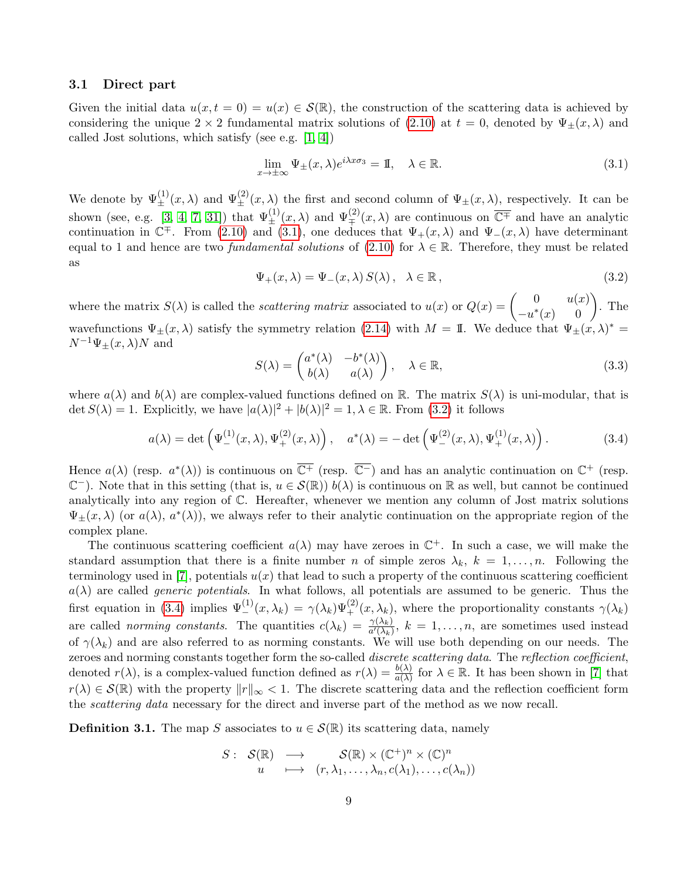### 3.1 Direct part

Given the initial data $u(x, t = 0) = u(x) \in \mathcal{S}(\mathbb{R})$, the construction of the scattering data is achieved by considering the unique $2 \times 2$ fundamental matrix solutions of (2.10) at $t = 0$, denoted by $\Psi_\pm(x, \lambda)$ and called Jost solutions, which satisfy (see e.g. [1, 4])

$$\lim_{x\to\pm\infty} \Psi_\pm(x, \lambda) e^{i\lambda x\sigma_3} = \mathbb{I}, \quad \lambda \in \mathbb{R}. \tag{3.1}$$

We denote by $\Psi^{(1)}_\pm(x, \lambda)$ and $\Psi^{(2)}_\pm(x, \lambda)$ the first and second column of $\Psi_\pm(x, \lambda)$, respectively. It can be shown (see, e.g. [3, 4, 7, 31]) that $\Psi^{(1)}_\pm(x, \lambda)$ and $\Psi^{(2)}_\mp(x, \lambda)$ are continuous on $\overline{\mathbb{C}^\mp}$ and have an analytic continuation in $\mathbb{C}^\mp$. From (2.10) and (3.1), one deduces that $\Psi_+(x, \lambda)$ and $\Psi_-(x, \lambda)$ have determinant equal to 1 and hence are two *fundamental solutions* of (2.10) for $\lambda \in \mathbb{R}$. Therefore, they must be related as

$$\Psi_+(x, \lambda) = \Psi_-(x, \lambda)\, S(\lambda)\,, \quad \lambda \in \mathbb{R}\,, \tag{3.2}$$

where the matrix $S(\lambda)$ is called the *scattering matrix* associated to $u(x)$ or $Q(x) = \begin{pmatrix} 0 & u(x) \\ -u^*(x) & 0 \end{pmatrix}$. The wavefunctions $\Psi_\pm(x, \lambda)$ satisfy the symmetry relation (2.14) with $M = \mathbb{I}$. We deduce that $\Psi_\pm(x, \lambda)^* = N^{-1}\Psi_\pm(x, \lambda)N$ and

$$S(\lambda) = \begin{pmatrix} a^*(\lambda) & -b^*(\lambda) \\ b(\lambda) & a(\lambda) \end{pmatrix}, \quad \lambda \in \mathbb{R}, \tag{3.3}$$

where $a(\lambda)$ and $b(\lambda)$ are complex-valued functions defined on $\mathbb{R}$. The matrix $S(\lambda)$ is uni-modular, that is $\det S(\lambda) = 1$. Explicitly, we have $|a(\lambda)|^2 + |b(\lambda)|^2 = 1, \lambda \in \mathbb{R}$. From (3.2) it follows

$$a(\lambda) = \det\left(\Psi^{(1)}_-(x, \lambda), \Psi^{(2)}_+(x, \lambda)\right), \quad a^*(\lambda) = -\det\left(\Psi^{(2)}_-(x, \lambda), \Psi^{(1)}_+(x, \lambda)\right). \tag{3.4}$$

Hence $a(\lambda)$ (resp. $a^*(\lambda)$) is continuous on $\overline{\mathbb{C}^+}$ (resp. $\overline{\mathbb{C}^-}$) and has an analytic continuation on $\mathbb{C}^+$ (resp. $\mathbb{C}^-$). Note that in this setting (that is, $u \in \mathcal{S}(\mathbb{R})$) $b(\lambda)$ is continuous on $\mathbb{R}$ as well, but cannot be continued analytically into any region of $\mathbb{C}$. Hereafter, whenever we mention any column of Jost matrix solutions $\Psi_\pm(x, \lambda)$ (or $a(\lambda)$, $a^*(\lambda)$), we always refer to their analytic continuation on the appropriate region of the complex plane.

The continuous scattering coefficient $a(\lambda)$ may have zeroes in $\mathbb{C}^+$. In such a case, we will make the standard assumption that there is a finite number $n$ of simple zeros $\lambda_k$, $k = 1, \ldots, n$. Following the terminology used in [7], potentials $u(x)$ that lead to such a property of the continuous scattering coefficient $a(\lambda)$ are called *generic potentials*. In what follows, all potentials are assumed to be generic. Thus the first equation in (3.4) implies $\Psi^{(1)}_-(x, \lambda_k) = \gamma(\lambda_k)\Psi^{(2)}_+(x, \lambda_k)$, where the proportionality constants $\gamma(\lambda_k)$ are called *norming constants*. The quantities $c(\lambda_k) = \frac{\gamma(\lambda_k)}{a'(\lambda_k)}$, $k = 1, \ldots, n$, are sometimes used instead of $\gamma(\lambda_k)$ and are also referred to as norming constants. We will use both depending on our needs. The zeroes and norming constants together form the so-called *discrete scattering data*. The *reflection coefficient*, denoted $r(\lambda)$, is a complex-valued function defined as $r(\lambda) = \frac{b(\lambda)}{a(\lambda)}$ for $\lambda \in \mathbb{R}$. It has been shown in [7] that $r(\lambda) \in \mathcal{S}(\mathbb{R})$ with the property $\|r\|_\infty < 1$. The discrete scattering data and the reflection coefficient form the *scattering data* necessary for the direct and inverse part of the method as we now recall.

**Definition 3.1.** The map $S$ associates to $u \in \mathcal{S}(\mathbb{R})$ its scattering data, namely

$$\begin{array}{rccc} S: & \mathcal{S}(\mathbb{R}) & \longrightarrow & \mathcal{S}(\mathbb{R}) \times (\mathbb{C}^+)^n \times (\mathbb{C})^n \\ & u & \longmapsto & (r, \lambda_1, \ldots, \lambda_n, c(\lambda_1), \ldots, c(\lambda_n)) \end{array}$$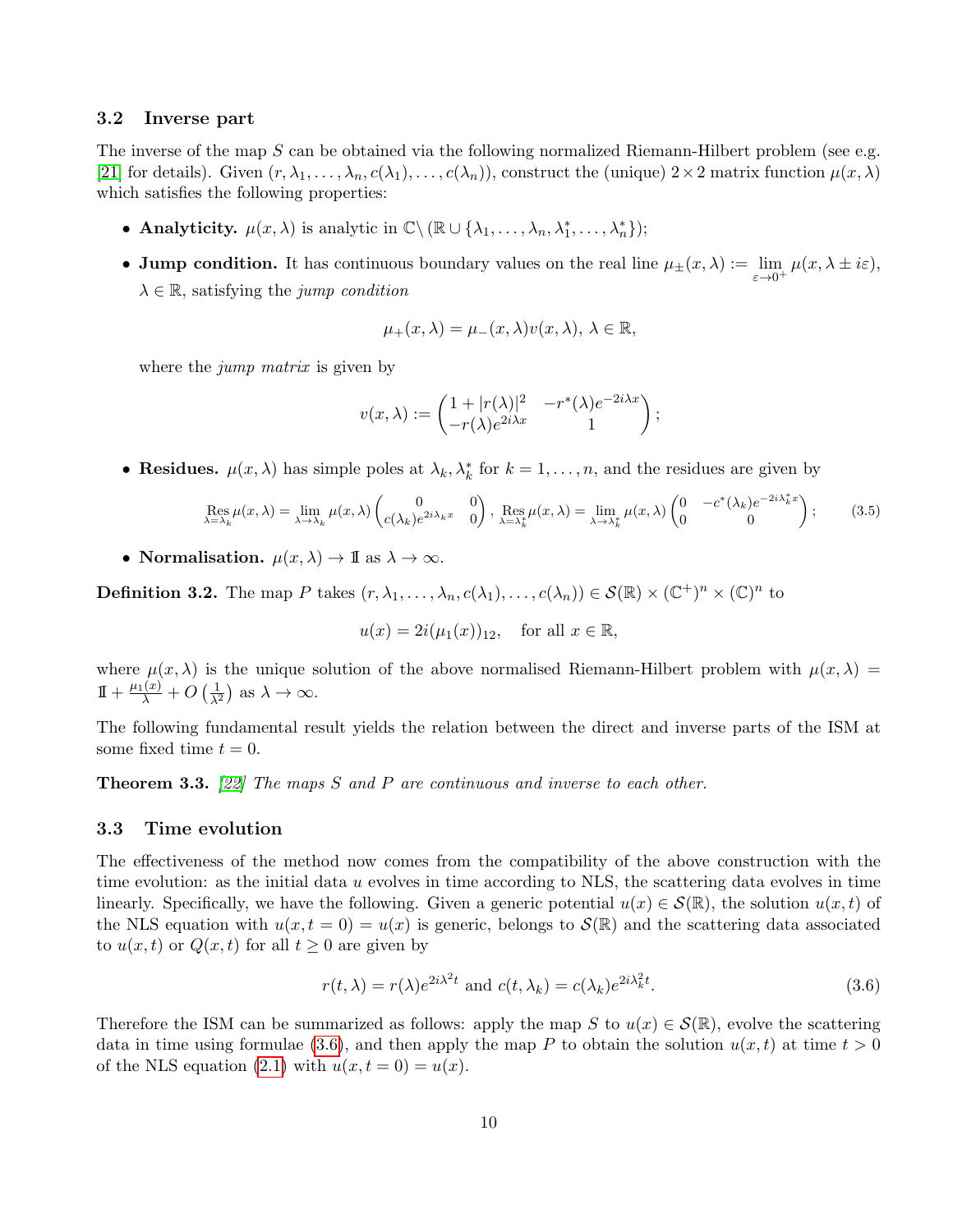### 3.2 Inverse part

The inverse of the map $S$ can be obtained via the following normalized Riemann-Hilbert problem (see e.g. [21] for details). Given $(r, \lambda_1, \ldots, \lambda_n, c(\lambda_1), \ldots, c(\lambda_n))$, construct the (unique) $2 \times 2$ matrix function $\mu(x, \lambda)$ which satisfies the following properties:

- **Analyticity.** $\mu(x, \lambda)$ is analytic in $\mathbb{C} \setminus (\mathbb{R} \cup \{\lambda_1, \ldots, \lambda_n, \lambda_1^*, \ldots, \lambda_n^*\})$;
- **Jump condition.** It has continuous boundary values on the real line $\mu_\pm(x, \lambda) := \lim_{\varepsilon \to 0^+} \mu(x, \lambda \pm i\varepsilon)$, $\lambda \in \mathbb{R}$, satisfying the *jump condition*
$$\mu_+(x, \lambda) = \mu_-(x, \lambda) v(x, \lambda),\ \lambda \in \mathbb{R},$$
where the *jump matrix* is given by
$$v(x, \lambda) := \begin{pmatrix} 1 + |r(\lambda)|^2 & -r^*(\lambda) e^{-2i\lambda x} \\ -r(\lambda) e^{2i\lambda x} & 1 \end{pmatrix};$$
- **Residues.** $\mu(x, \lambda)$ has simple poles at $\lambda_k, \lambda_k^*$ for $k = 1, \ldots, n$, and the residues are given by
$$\operatorname*{Res}_{\lambda=\lambda_k} \mu(x, \lambda) = \lim_{\lambda \to \lambda_k} \mu(x, \lambda) \begin{pmatrix} 0 & 0 \\ c(\lambda_k) e^{2i\lambda_k x} & 0 \end{pmatrix},\ \operatorname*{Res}_{\lambda=\lambda_k^*} \mu(x, \lambda) = \lim_{\lambda \to \lambda_k^*} \mu(x, \lambda) \begin{pmatrix} 0 & -c^*(\lambda_k) e^{-2i\lambda_k^* x} \\ 0 & 0 \end{pmatrix}; \tag{3.5}$$
- **Normalisation.** $\mu(x, \lambda) \to \mathbb{I}$ as $\lambda \to \infty$.

**Definition 3.2.** The map $P$ takes $(r, \lambda_1, \ldots, \lambda_n, c(\lambda_1), \ldots, c(\lambda_n)) \in \mathcal{S}(\mathbb{R}) \times (\mathbb{C}^+)^n \times (\mathbb{C})^n$ to
$$u(x) = 2i(\mu_1(x))_{12}, \quad \text{for all } x \in \mathbb{R},$$
where $\mu(x, \lambda)$ is the unique solution of the above normalised Riemann-Hilbert problem with $\mu(x, \lambda) = \mathbb{I} + \frac{\mu_1(x)}{\lambda} + O\left(\frac{1}{\lambda^2}\right)$ as $\lambda \to \infty$.

The following fundamental result yields the relation between the direct and inverse parts of the ISM at some fixed time $t = 0$.

**Theorem 3.3.** *[22] The maps $S$ and $P$ are continuous and inverse to each other.*

### 3.3 Time evolution

The effectiveness of the method now comes from the compatibility of the above construction with the time evolution: as the initial data $u$ evolves in time according to NLS, the scattering data evolves in time linearly. Specifically, we have the following. Given a generic potential $u(x) \in \mathcal{S}(\mathbb{R})$, the solution $u(x, t)$ of the NLS equation with $u(x, t = 0) = u(x)$ is generic, belongs to $\mathcal{S}(\mathbb{R})$ and the scattering data associated to $u(x, t)$ or $Q(x, t)$ for all $t \geq 0$ are given by
$$r(t, \lambda) = r(\lambda) e^{2i\lambda^2 t} \text{ and } c(t, \lambda_k) = c(\lambda_k) e^{2i\lambda_k^2 t}. \tag{3.6}$$

Therefore the ISM can be summarized as follows: apply the map $S$ to $u(x) \in \mathcal{S}(\mathbb{R})$, evolve the scattering data in time using formulae (3.6), and then apply the map $P$ to obtain the solution $u(x, t)$ at time $t > 0$ of the NLS equation (2.1) with $u(x, t = 0) = u(x)$.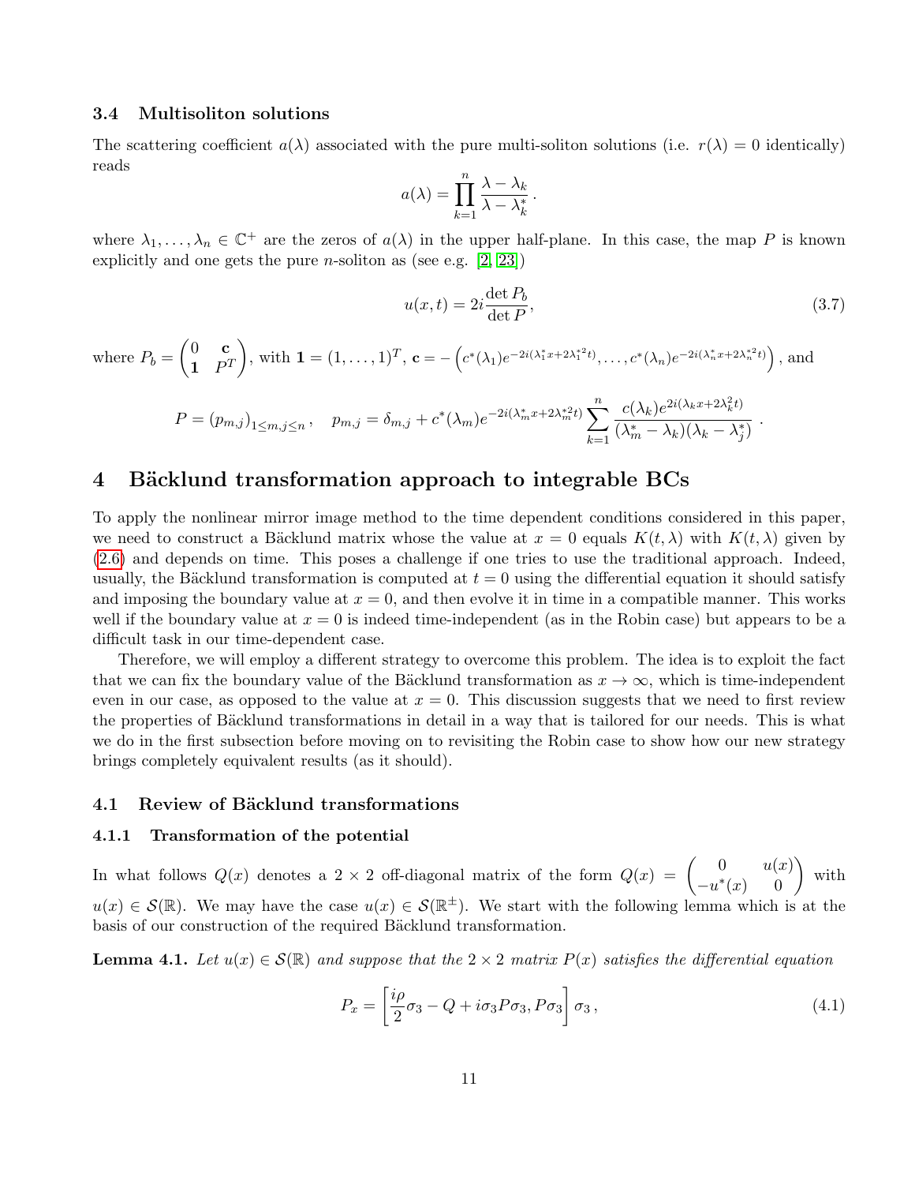### 3.4 Multisoliton solutions

The scattering coefficient $a(\lambda)$ associated with the pure multi-soliton solutions (i.e. $r(\lambda) = 0$ identically) reads

$$a(\lambda) = \prod_{k=1}^{n} \frac{\lambda - \lambda_k}{\lambda - \lambda_k^*}\,.$$

where $\lambda_1, \ldots, \lambda_n \in \mathbb{C}^+$ are the zeros of $a(\lambda)$ in the upper half-plane. In this case, the map $P$ is known explicitly and one gets the pure $n$-soliton as (see e.g. [2, 23])

$$u(x,t) = 2i \frac{\det P_b}{\det P}, \tag{3.7}$$

where $P_b = \begin{pmatrix} 0 & \mathbf{c} \\ \mathbf{1} & P^T \end{pmatrix}$, with $\mathbf{1} = (1, \ldots, 1)^T$, $\mathbf{c} = -\left(c^*(\lambda_1)e^{-2i(\lambda_1^* x + 2\lambda_1^{*2} t)}, \ldots, c^*(\lambda_n)e^{-2i(\lambda_n^* x + 2\lambda_n^{*2} t)}\right)$, and

$$P = (p_{m,j})_{1 \le m,j \le n}\,, \quad p_{m,j} = \delta_{m,j} + c^*(\lambda_m)e^{-2i(\lambda_m^* x + 2\lambda_m^{*2} t)} \sum_{k=1}^{n} \frac{c(\lambda_k)e^{2i(\lambda_k x + 2\lambda_k^2 t)}}{(\lambda_m^* - \lambda_k)(\lambda_k - \lambda_j^*)}\,.$$

# 4 Bäcklund transformation approach to integrable BCs

To apply the nonlinear mirror image method to the time dependent conditions considered in this paper, we need to construct a Bäcklund matrix whose the value at $x = 0$ equals $K(t, \lambda)$ with $K(t, \lambda)$ given by (2.6) and depends on time. This poses a challenge if one tries to use the traditional approach. Indeed, usually, the Bäcklund transformation is computed at $t = 0$ using the differential equation it should satisfy and imposing the boundary value at $x = 0$, and then evolve it in time in a compatible manner. This works well if the boundary value at $x = 0$ is indeed time-independent (as in the Robin case) but appears to be a difficult task in our time-dependent case.

Therefore, we will employ a different strategy to overcome this problem. The idea is to exploit the fact that we can fix the boundary value of the Bäcklund transformation as $x \to \infty$, which is time-independent even in our case, as opposed to the value at $x = 0$. This discussion suggests that we need to first review the properties of Bäcklund transformations in detail in a way that is tailored for our needs. This is what we do in the first subsection before moving on to revisiting the Robin case to show how our new strategy brings completely equivalent results (as it should).

## 4.1 Review of Bäcklund transformations

### 4.1.1 Transformation of the potential

In what follows $Q(x)$ denotes a $2 \times 2$ off-diagonal matrix of the form $Q(x) = \begin{pmatrix} 0 & u(x) \\ -u^*(x) & 0 \end{pmatrix}$ with $u(x) \in \mathcal{S}(\mathbb{R})$. We may have the case $u(x) \in \mathcal{S}(\mathbb{R}^\pm)$. We start with the following lemma which is at the basis of our construction of the required Bäcklund transformation.

**Lemma 4.1.** *Let $u(x) \in \mathcal{S}(\mathbb{R})$ and suppose that the $2 \times 2$ matrix $P(x)$ satisfies the differential equation*

$$P_x = \left[\frac{i\rho}{2}\sigma_3 - Q + i\sigma_3 P \sigma_3, P\sigma_3\right]\sigma_3\,, \tag{4.1}$$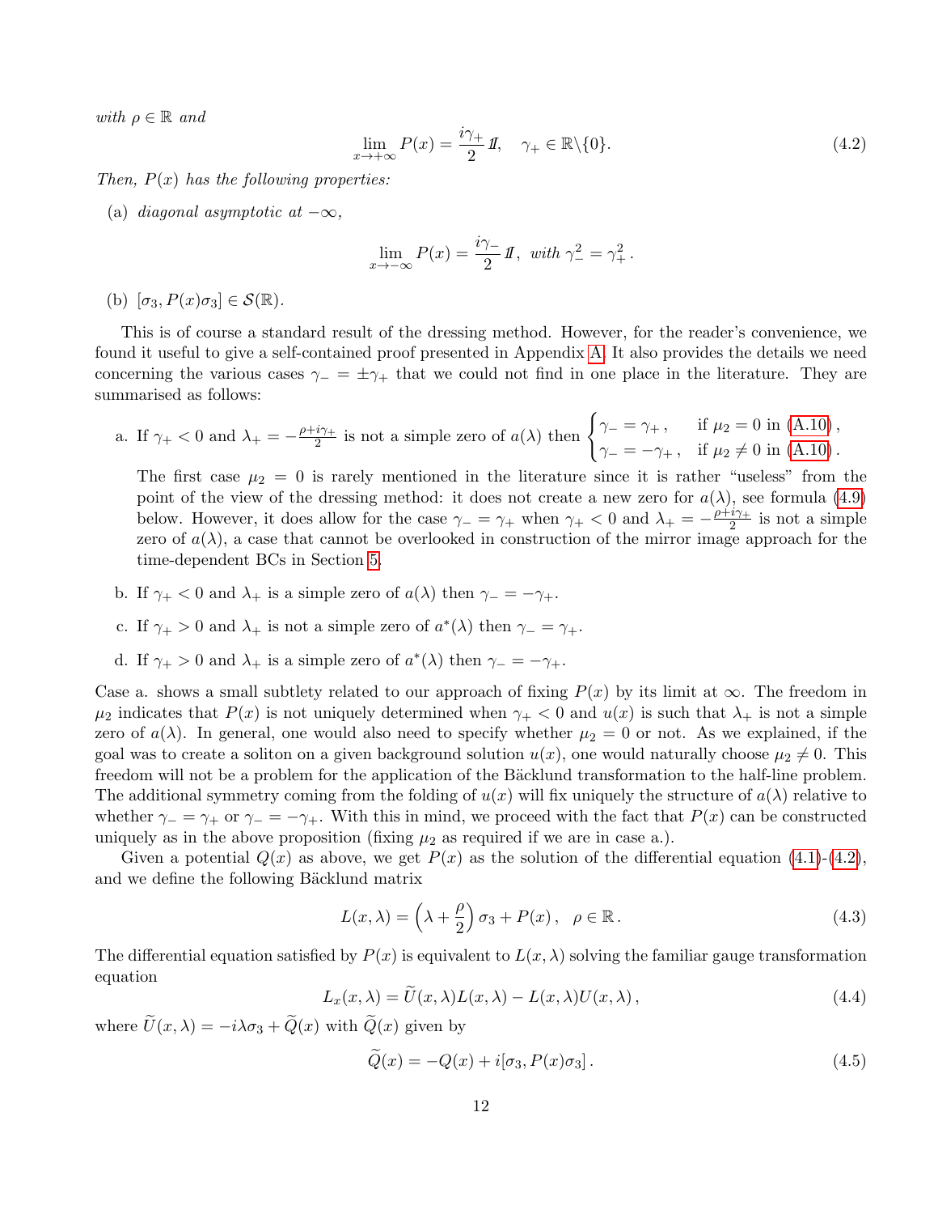*with* $\rho \in \mathbb{R}$ *and*

$$\lim_{x\to+\infty} P(x) = \frac{i\gamma_+}{2} \mathbb{1}, \quad \gamma_+ \in \mathbb{R}\backslash\{0\}. \tag{4.2}$$

*Then,* $P(x)$ *has the following properties:*

(a) *diagonal asymptotic at* $-\infty$*,*

$$\lim_{x\to-\infty} P(x) = \frac{i\gamma_-}{2} \mathbb{1}, \text{ with } \gamma_-^2 = \gamma_+^2 .$$

(b) $[\sigma_3, P(x)\sigma_3] \in \mathcal{S}(\mathbb{R})$.

This is of course a standard result of the dressing method. However, for the reader's convenience, we found it useful to give a self-contained proof presented in Appendix A. It also provides the details we need concerning the various cases $\gamma_- = \pm\gamma_+$ that we could not find in one place in the literature. They are summarised as follows:

a. If $\gamma_+ < 0$ and $\lambda_+ = -\frac{\rho+i\gamma_+}{2}$ is not a simple zero of $a(\lambda)$ then $\begin{cases} \gamma_- = \gamma_+ , & \text{if } \mu_2 = 0 \text{ in (A.10)} , \\ \gamma_- = -\gamma_+ , & \text{if } \mu_2 \neq 0 \text{ in (A.10)} . \end{cases}$

The first case $\mu_2 = 0$ is rarely mentioned in the literature since it is rather "useless" from the point of the view of the dressing method: it does not create a new zero for $a(\lambda)$, see formula (4.9) below. However, it does allow for the case $\gamma_- = \gamma_+$ when $\gamma_+ < 0$ and $\lambda_+ = -\frac{\rho+i\gamma_+}{2}$ is not a simple zero of $a(\lambda)$, a case that cannot be overlooked in construction of the mirror image approach for the time-dependent BCs in Section 5.

b. If $\gamma_+ < 0$ and $\lambda_+$ is a simple zero of $a(\lambda)$ then $\gamma_- = -\gamma_+$.

c. If $\gamma_+ > 0$ and $\lambda_+$ is not a simple zero of $a^*(\lambda)$ then $\gamma_- = \gamma_+$.

d. If $\gamma_+ > 0$ and $\lambda_+$ is a simple zero of $a^*(\lambda)$ then $\gamma_- = -\gamma_+$.

Case a. shows a small subtlety related to our approach of fixing $P(x)$ by its limit at $\infty$. The freedom in $\mu_2$ indicates that $P(x)$ is not uniquely determined when $\gamma_+ < 0$ and $u(x)$ is such that $\lambda_+$ is not a simple zero of $a(\lambda)$. In general, one would also need to specify whether $\mu_2 = 0$ or not. As we explained, if the goal was to create a soliton on a given background solution $u(x)$, one would naturally choose $\mu_2 \neq 0$. This freedom will not be a problem for the application of the Bäcklund transformation to the half-line problem. The additional symmetry coming from the folding of $u(x)$ will fix uniquely the structure of $a(\lambda)$ relative to whether $\gamma_- = \gamma_+$ or $\gamma_- = -\gamma_+$. With this in mind, we proceed with the fact that $P(x)$ can be constructed uniquely as in the above proposition (fixing $\mu_2$ as required if we are in case a.).

Given a potential $Q(x)$ as above, we get $P(x)$ as the solution of the differential equation (4.1)-(4.2), and we define the following Bäcklund matrix

$$L(x,\lambda) = \left(\lambda + \frac{\rho}{2}\right)\sigma_3 + P(x) , \quad \rho \in \mathbb{R} . \tag{4.3}$$

The differential equation satisfied by $P(x)$ is equivalent to $L(x,\lambda)$ solving the familiar gauge transformation equation

$$L_x(x,\lambda) = \widetilde{U}(x,\lambda)L(x,\lambda) - L(x,\lambda)U(x,\lambda) , \tag{4.4}$$

where $\widetilde{U}(x,\lambda) = -i\lambda\sigma_3 + \widetilde{Q}(x)$ with $\widetilde{Q}(x)$ given by

$$\widetilde{Q}(x) = -Q(x) + i[\sigma_3, P(x)\sigma_3] . \tag{4.5}$$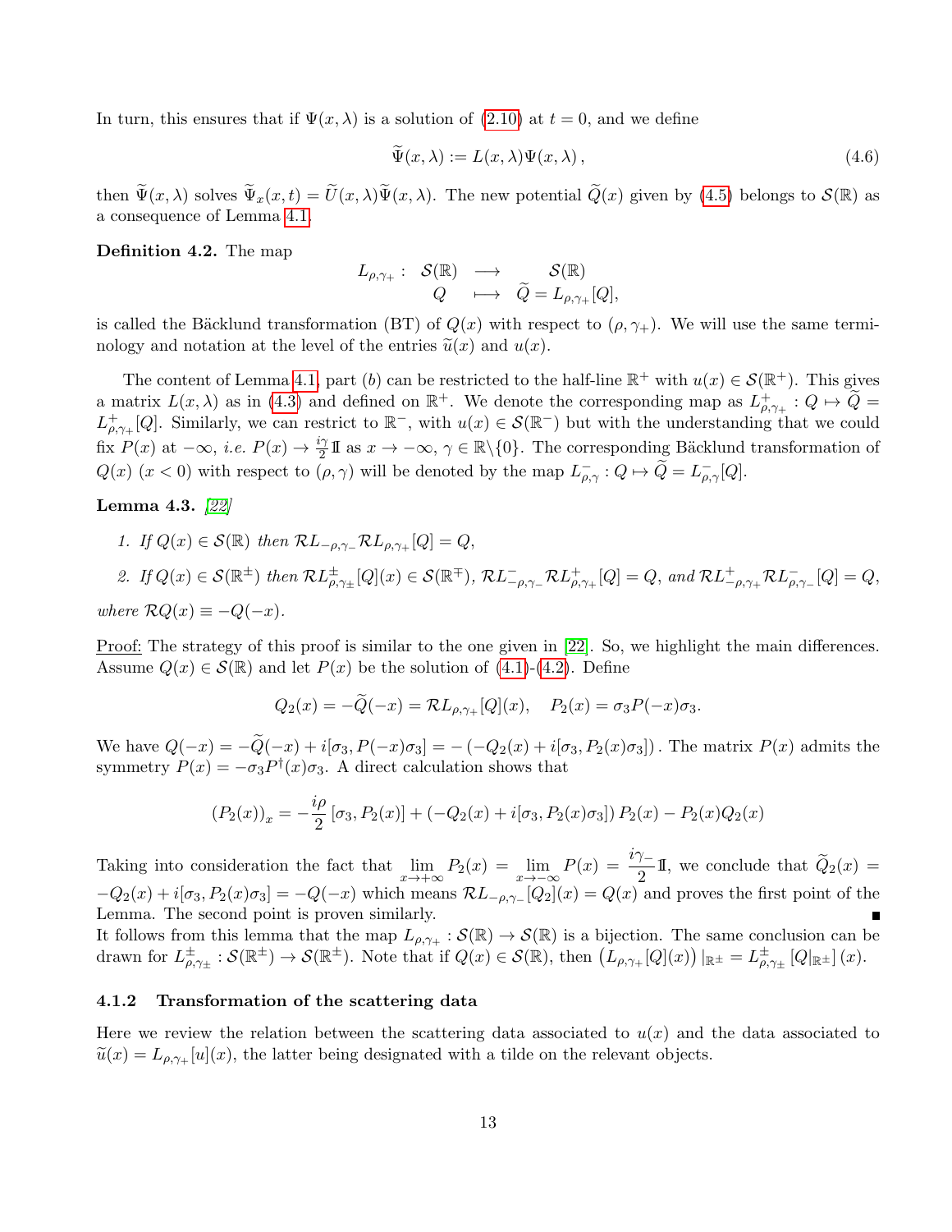In turn, this ensures that if $\Psi(x,\lambda)$ is a solution of (2.10) at $t=0$, and we define

$$\widetilde{\Psi}(x,\lambda) := L(x,\lambda)\Psi(x,\lambda)\,, \tag{4.6}$$

then $\widetilde{\Psi}(x,\lambda)$ solves $\widetilde{\Psi}_x(x,t) = \widetilde{U}(x,\lambda)\widetilde{\Psi}(x,\lambda)$. The new potential $\widetilde{Q}(x)$ given by (4.5) belongs to $\mathcal{S}(\mathbb{R})$ as a consequence of Lemma 4.1.

**Definition 4.2.** The map

$$\begin{array}{rccc} L_{\rho,\gamma_+}: & \mathcal{S}(\mathbb{R}) & \longrightarrow & \mathcal{S}(\mathbb{R}) \\ & Q & \longmapsto & \widetilde{Q} = L_{\rho,\gamma_+}[Q], \end{array}$$

is called the Bäcklund transformation (BT) of $Q(x)$ with respect to $(\rho,\gamma_+)$. We will use the same terminology and notation at the level of the entries $\widetilde{u}(x)$ and $u(x)$.

The content of Lemma 4.1, part $(b)$ can be restricted to the half-line $\mathbb{R}^+$ with $u(x)\in\mathcal{S}(\mathbb{R}^+)$. This gives a matrix $L(x,\lambda)$ as in (4.3) and defined on $\mathbb{R}^+$. We denote the corresponding map as $L^+_{\rho,\gamma_+}: Q\mapsto \widetilde{Q} = L^+_{\rho,\gamma_+}[Q]$. Similarly, we can restrict to $\mathbb{R}^-$, with $u(x)\in\mathcal{S}(\mathbb{R}^-)$ but with the understanding that we could fix $P(x)$ at $-\infty$, *i.e.* $P(x)\to \frac{i\gamma}{2}\mathbb{I}$ as $x\to-\infty$, $\gamma\in\mathbb{R}\backslash\{0\}$. The corresponding Bäcklund transformation of $Q(x)$ $(x<0)$ with respect to $(\rho,\gamma)$ will be denoted by the map $L^-_{\rho,\gamma}: Q\mapsto\widetilde{Q} = L^-_{\rho,\gamma}[Q]$.

**Lemma 4.3.** *[22]*

1. *If $Q(x)\in\mathcal{S}(\mathbb{R})$ then $\mathcal{R}L_{-\rho,\gamma_-}\mathcal{R}L_{\rho,\gamma_+}[Q] = Q$,*
2. *If $Q(x)\in\mathcal{S}(\mathbb{R}^\pm)$ then $\mathcal{R}L^\pm_{\rho,\gamma_\pm}[Q](x)\in\mathcal{S}(\mathbb{R}^\mp)$, $\mathcal{R}L^-_{-\rho,\gamma_-}\mathcal{R}L^+_{\rho,\gamma_+}[Q] = Q$, and $\mathcal{R}L^+_{-\rho,\gamma_+}\mathcal{R}L^-_{\rho,\gamma_-}[Q] = Q$,*

*where $\mathcal{R}Q(x)\equiv -Q(-x)$.*

Proof: The strategy of this proof is similar to the one given in [22]. So, we highlight the main differences. Assume $Q(x)\in\mathcal{S}(\mathbb{R})$ and let $P(x)$ be the solution of (4.1)-(4.2). Define

$$Q_2(x) = -\widetilde{Q}(-x) = \mathcal{R}L_{\rho,\gamma_+}[Q](x), \quad P_2(x) = \sigma_3 P(-x)\sigma_3.$$

We have $Q(-x) = -\widetilde{Q}(-x) + i[\sigma_3, P(-x)\sigma_3] = -\left(-Q_2(x) + i[\sigma_3, P_2(x)\sigma_3]\right)$. The matrix $P(x)$ admits the symmetry $P(x) = -\sigma_3 P^\dagger(x)\sigma_3$. A direct calculation shows that

$$(P_2(x))_x = -\frac{i\rho}{2}\left[\sigma_3, P_2(x)\right] + \left(-Q_2(x) + i[\sigma_3, P_2(x)\sigma_3]\right)P_2(x) - P_2(x)Q_2(x)$$

Taking into consideration the fact that $\lim\limits_{x\to+\infty} P_2(x) = \lim\limits_{x\to-\infty} P(x) = \dfrac{i\gamma_-}{2}\mathbb{I}$, we conclude that $\widetilde{Q}_2(x) = -Q_2(x) + i[\sigma_3, P_2(x)\sigma_3] = -Q(-x)$ which means $\mathcal{R}L_{-\rho,\gamma_-}[Q_2](x) = Q(x)$ and proves the first point of the Lemma. The second point is proven similarly. ∎

It follows from this lemma that the map $L_{\rho,\gamma_+}:\mathcal{S}(\mathbb{R})\to\mathcal{S}(\mathbb{R})$ is a bijection. The same conclusion can be drawn for $L^\pm_{\rho,\gamma_\pm}:\mathcal{S}(\mathbb{R}^\pm)\to\mathcal{S}(\mathbb{R}^\pm)$. Note that if $Q(x)\in\mathcal{S}(\mathbb{R})$, then $\left(L_{\rho,\gamma_+}[Q](x)\right)|_{\mathbb{R}^\pm} = L^\pm_{\rho,\gamma_\pm}\left[Q|_{\mathbb{R}^\pm}\right](x)$.

#### 4.1.2 Transformation of the scattering data

Here we review the relation between the scattering data associated to $u(x)$ and the data associated to $\widetilde{u}(x) = L_{\rho,\gamma_+}[u](x)$, the latter being designated with a tilde on the relevant objects.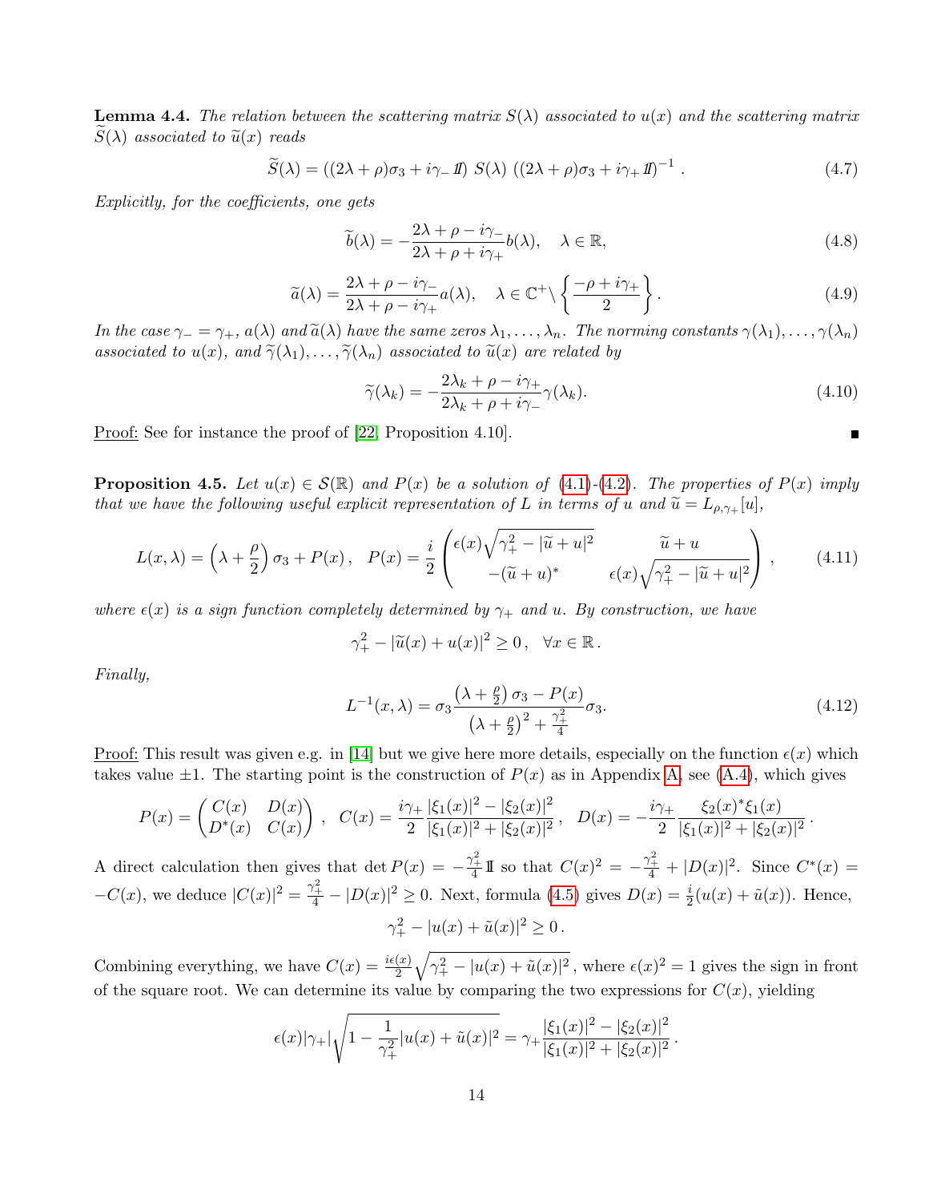**Lemma 4.4.** *The relation between the scattering matrix $S(\lambda)$ associated to $u(x)$ and the scattering matrix $\widetilde{S}(\lambda)$ associated to $\widetilde{u}(x)$ reads*

$$\widetilde{S}(\lambda) = ((2\lambda+\rho)\sigma_3 + i\gamma_- \mathbb{1})\ S(\lambda)\ ((2\lambda+\rho)\sigma_3 + i\gamma_+ \mathbb{1})^{-1}\,. \tag{4.7}$$

*Explicitly, for the coefficients, one gets*

$$\widetilde{b}(\lambda) = -\frac{2\lambda+\rho-i\gamma_-}{2\lambda+\rho+i\gamma_+} b(\lambda), \quad \lambda\in\mathbb{R}, \tag{4.8}$$

$$\widetilde{a}(\lambda) = \frac{2\lambda+\rho-i\gamma_-}{2\lambda+\rho-i\gamma_+} a(\lambda), \quad \lambda\in\mathbb{C}^+\backslash\left\{\frac{-\rho+i\gamma_+}{2}\right\}. \tag{4.9}$$

*In the case $\gamma_-=\gamma_+$, $a(\lambda)$ and $\widetilde{a}(\lambda)$ have the same zeros $\lambda_1,\dots,\lambda_n$. The norming constants $\gamma(\lambda_1),\dots,\gamma(\lambda_n)$ associated to $u(x)$, and $\widetilde{\gamma}(\lambda_1),\dots,\widetilde{\gamma}(\lambda_n)$ associated to $\widetilde{u}(x)$ are related by*

$$\widetilde{\gamma}(\lambda_k) = -\frac{2\lambda_k+\rho-i\gamma_+}{2\lambda_k+\rho+i\gamma_-}\gamma(\lambda_k). \tag{4.10}$$

Proof: See for instance the proof of [22, Proposition 4.10]. ■

**Proposition 4.5.** *Let $u(x)\in\mathcal{S}(\mathbb{R})$ and $P(x)$ be a solution of (4.1)-(4.2). The properties of $P(x)$ imply that we have the following useful explicit representation of $L$ in terms of $u$ and $\widetilde{u} = L_{\rho,\gamma_+}[u]$,*

$$L(x,\lambda) = \left(\lambda+\frac{\rho}{2}\right)\sigma_3 + P(x)\,,\quad P(x) = \frac{i}{2}\begin{pmatrix} \epsilon(x)\sqrt{\gamma_+^2-|\widetilde{u}+u|^2} & \widetilde{u}+u \\ -(\widetilde{u}+u)^* & \epsilon(x)\sqrt{\gamma_+^2-|\widetilde{u}+u|^2}\end{pmatrix}\,, \tag{4.11}$$

*where $\epsilon(x)$ is a sign function completely determined by $\gamma_+$ and $u$. By construction, we have*

$$\gamma_+^2 - |\widetilde{u}(x)+u(x)|^2 \geq 0\,,\quad \forall x\in\mathbb{R}\,.$$

*Finally,*

$$L^{-1}(x,\lambda) = \sigma_3\frac{\left(\lambda+\frac{\rho}{2}\right)\sigma_3 - P(x)}{\left(\lambda+\frac{\rho}{2}\right)^2+\frac{\gamma_+^2}{4}}\sigma_3. \tag{4.12}$$

Proof: This result was given e.g. in [14] but we give here more details, especially on the function $\epsilon(x)$ which takes value $\pm1$. The starting point is the construction of $P(x)$ as in Appendix A, see (A.4), which gives

$$P(x) = \begin{pmatrix} C(x) & D(x)\\ D^*(x) & C(x)\end{pmatrix}\,,\quad C(x) = \frac{i\gamma_+}{2}\frac{|\xi_1(x)|^2-|\xi_2(x)|^2}{|\xi_1(x)|^2+|\xi_2(x)|^2}\,,\quad D(x) = -\frac{i\gamma_+}{2}\frac{\xi_2(x)^*\xi_1(x)}{|\xi_1(x)|^2+|\xi_2(x)|^2}\,.$$

A direct calculation then gives that $\det P(x) = -\frac{\gamma_+^2}{4}\mathbb{1}$ so that $C(x)^2 = -\frac{\gamma_+^2}{4}+|D(x)|^2$. Since $C^*(x) = -C(x)$, we deduce $|C(x)|^2 = \frac{\gamma_+^2}{4}-|D(x)|^2\geq 0$. Next, formula (4.5) gives $D(x) = \frac{i}{2}(u(x)+\tilde{u}(x))$. Hence,

$$\gamma_+^2 - |u(x)+\tilde{u}(x)|^2 \geq 0\,.$$

Combining everything, we have $C(x) = \frac{i\epsilon(x)}{2}\sqrt{\gamma_+^2-|u(x)+\tilde{u}(x)|^2}$, where $\epsilon(x)^2=1$ gives the sign in front of the square root. We can determine its value by comparing the two expressions for $C(x)$, yielding

$$\epsilon(x)|\gamma_+|\sqrt{1-\frac{1}{\gamma_+^2}|u(x)+\tilde{u}(x)|^2} = \gamma_+\frac{|\xi_1(x)|^2-|\xi_2(x)|^2}{|\xi_1(x)|^2+|\xi_2(x)|^2}\,.$$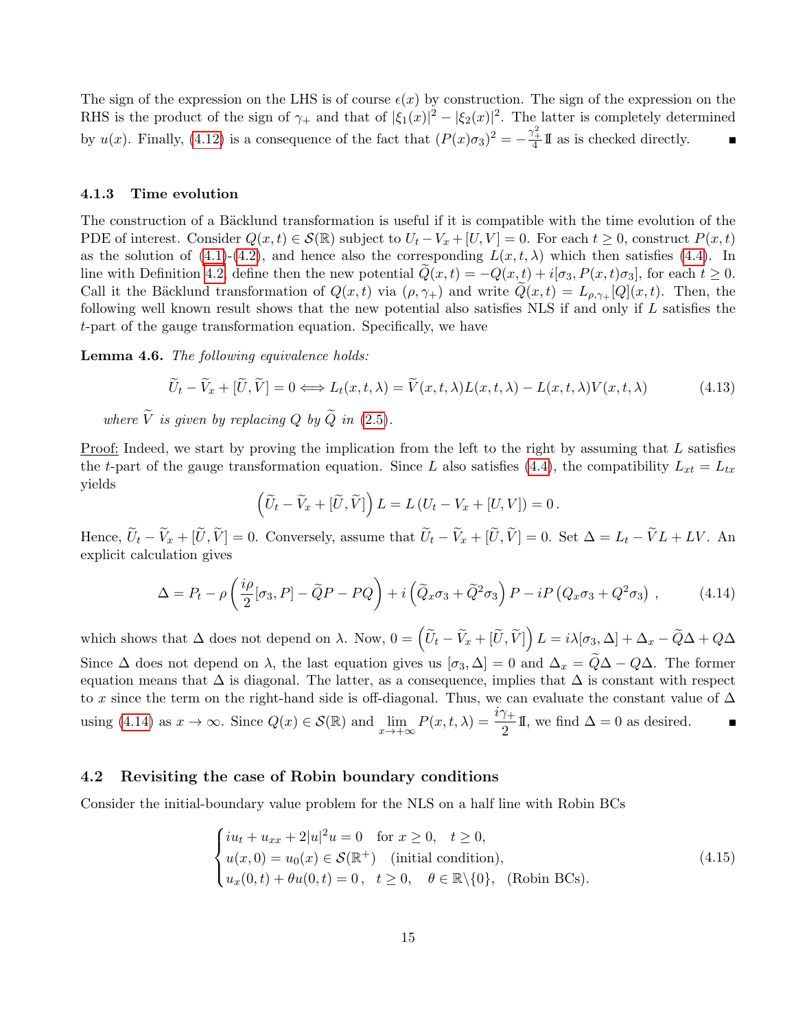The sign of the expression on the LHS is of course $\epsilon(x)$ by construction. The sign of the expression on the RHS is the product of the sign of $\gamma_+$ and that of $|\xi_1(x)|^2 - |\xi_2(x)|^2$. The latter is completely determined by $u(x)$. Finally, (4.12) is a consequence of the fact that $(P(x)\sigma_3)^2 = -\frac{\gamma_+^2}{4}\mathbb{I}$ as is checked directly. ∎

### 4.1.3 Time evolution

The construction of a Bäcklund transformation is useful if it is compatible with the time evolution of the PDE of interest. Consider $Q(x,t) \in \mathcal{S}(\mathbb{R})$ subject to $U_t - V_x + [U,V] = 0$. For each $t \geq 0$, construct $P(x,t)$ as the solution of (4.1)-(4.2), and hence also the corresponding $L(x,t,\lambda)$ which then satisfies (4.4). In line with Definition 4.2, define then the new potential $\widetilde{Q}(x,t) = -Q(x,t) + i[\sigma_3, P(x,t)\sigma_3]$, for each $t \geq 0$. Call it the Bäcklund transformation of $Q(x,t)$ via $(\rho, \gamma_+)$ and write $\widetilde{Q}(x,t) = L_{\rho,\gamma_+}[Q](x,t)$. Then, the following well known result shows that the new potential also satisfies NLS if and only if $L$ satisfies the $t$-part of the gauge transformation equation. Specifically, we have

**Lemma 4.6.** *The following equivalence holds:*

$$\widetilde{U}_t - \widetilde{V}_x + [\widetilde{U}, \widetilde{V}] = 0 \Longleftrightarrow L_t(x,t,\lambda) = \widetilde{V}(x,t,\lambda)L(x,t,\lambda) - L(x,t,\lambda)V(x,t,\lambda) \tag{4.13}$$

*where $\widetilde{V}$ is given by replacing $Q$ by $\widetilde{Q}$ in (2.5).*

<u>Proof:</u> Indeed, we start by proving the implication from the left to the right by assuming that $L$ satisfies the $t$-part of the gauge transformation equation. Since $L$ also satisfies (4.4), the compatibility $L_{xt} = L_{tx}$ yields

$$\left(\widetilde{U}_t - \widetilde{V}_x + [\widetilde{U}, \widetilde{V}]\right) L = L\left(U_t - V_x + [U,V]\right) = 0\,.$$

Hence, $\widetilde{U}_t - \widetilde{V}_x + [\widetilde{U}, \widetilde{V}] = 0$. Conversely, assume that $\widetilde{U}_t - \widetilde{V}_x + [\widetilde{U}, \widetilde{V}] = 0$. Set $\Delta = L_t - \widetilde{V}L + LV$. An explicit calculation gives

$$\Delta = P_t - \rho\left(\frac{i\rho}{2}[\sigma_3, P] - \widetilde{Q}P - PQ\right) + i\left(\widetilde{Q}_x\sigma_3 + \widetilde{Q}^2\sigma_3\right)P - iP\left(Q_x\sigma_3 + Q^2\sigma_3\right)\,, \tag{4.14}$$

which shows that $\Delta$ does not depend on $\lambda$. Now, $0 = \left(\widetilde{U}_t - \widetilde{V}_x + [\widetilde{U}, \widetilde{V}]\right) L = i\lambda[\sigma_3, \Delta] + \Delta_x - \widetilde{Q}\Delta + Q\Delta$ Since $\Delta$ does not depend on $\lambda$, the last equation gives us $[\sigma_3, \Delta] = 0$ and $\Delta_x = \widetilde{Q}\Delta - Q\Delta$. The former equation means that $\Delta$ is diagonal. The latter, as a consequence, implies that $\Delta$ is constant with respect to $x$ since the term on the right-hand side is off-diagonal. Thus, we can evaluate the constant value of $\Delta$ using (4.14) as $x \to \infty$. Since $Q(x) \in \mathcal{S}(\mathbb{R})$ and $\lim\limits_{x\to+\infty} P(x,t,\lambda) = \dfrac{i\gamma_+}{2}\mathbb{I}$, we find $\Delta = 0$ as desired. ∎

## 4.2 Revisiting the case of Robin boundary conditions

Consider the initial-boundary value problem for the NLS on a half line with Robin BCs

$$\begin{cases} iu_t + u_{xx} + 2|u|^2u = 0 \quad \text{for } x \geq 0, \quad t \geq 0, \\ u(x,0) = u_0(x) \in \mathcal{S}(\mathbb{R}^+) \quad \text{(initial condition)}, \\ u_x(0,t) + \theta u(0,t) = 0\,, \quad t \geq 0, \quad \theta \in \mathbb{R}\backslash\{0\}, \quad \text{(Robin BCs)}. \end{cases} \tag{4.15}$$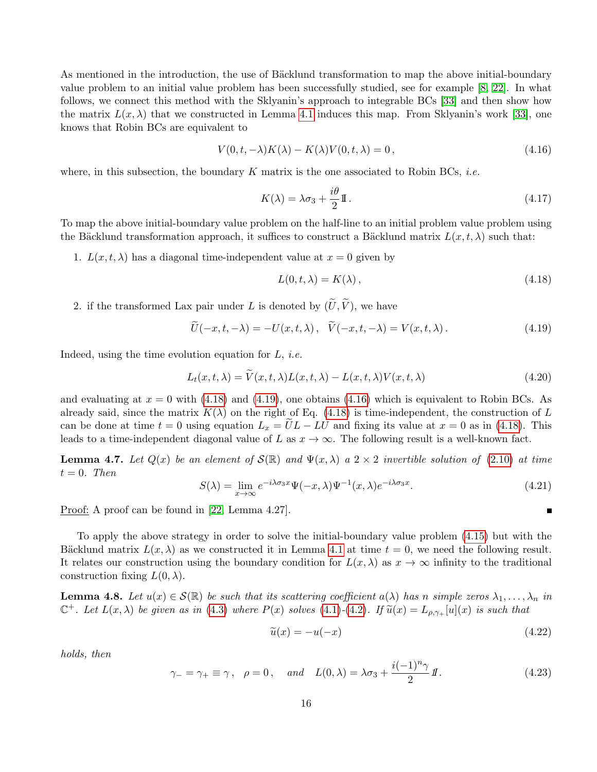As mentioned in the introduction, the use of Bäcklund transformation to map the above initial-boundary value problem to an initial value problem has been successfully studied, see for example [8, 22]. In what follows, we connect this method with the Sklyanin's approach to integrable BCs [33] and then show how the matrix $L(x,\lambda)$ that we constructed in Lemma 4.1 induces this map. From Sklyanin's work [33], one knows that Robin BCs are equivalent to

$$V(0,t,-\lambda)K(\lambda) - K(\lambda)V(0,t,\lambda) = 0\,, \tag{4.16}$$

where, in this subsection, the boundary $K$ matrix is the one associated to Robin BCs, *i.e.*

$$K(\lambda) = \lambda\sigma_3 + \frac{i\theta}{2}\mathbb{I}\,. \tag{4.17}$$

To map the above initial-boundary value problem on the half-line to an initial problem value problem using the Bäcklund transformation approach, it suffices to construct a Bäcklund matrix $L(x,t,\lambda)$ such that:

1. $L(x,t,\lambda)$ has a diagonal time-independent value at $x=0$ given by

$$L(0,t,\lambda) = K(\lambda)\,, \tag{4.18}$$

2. if the transformed Lax pair under $L$ is denoted by $(\widetilde{U},\widetilde{V})$, we have

$$\widetilde{U}(-x,t,-\lambda) = -U(x,t,\lambda)\,, \quad \widetilde{V}(-x,t,-\lambda) = V(x,t,\lambda)\,. \tag{4.19}$$

Indeed, using the time evolution equation for $L$, *i.e.*

$$L_t(x,t,\lambda) = \widetilde{V}(x,t,\lambda)L(x,t,\lambda) - L(x,t,\lambda)V(x,t,\lambda) \tag{4.20}$$

and evaluating at $x=0$ with (4.18) and (4.19), one obtains (4.16) which is equivalent to Robin BCs. As already said, since the matrix $K(\lambda)$ on the right of Eq. (4.18) is time-independent, the construction of $L$ can be done at time $t=0$ using equation $L_x = \widetilde{U}L - LU$ and fixing its value at $x=0$ as in (4.18). This leads to a time-independent diagonal value of $L$ as $x\to\infty$. The following result is a well-known fact.

**Lemma 4.7.** *Let $Q(x)$ be an element of $\mathcal{S}(\mathbb{R})$ and $\Psi(x,\lambda)$ a $2\times 2$ invertible solution of (2.10) at time $t=0$. Then*

$$S(\lambda) = \lim_{x\to\infty} e^{-i\lambda\sigma_3 x}\Psi(-x,\lambda)\Psi^{-1}(x,\lambda)e^{-i\lambda\sigma_3 x}. \tag{4.21}$$

Proof: A proof can be found in [22, Lemma 4.27]. ∎

To apply the above strategy in order to solve the initial-boundary value problem (4.15) but with the Bäcklund matrix $L(x,\lambda)$ as we constructed it in Lemma 4.1 at time $t=0$, we need the following result. It relates our construction using the boundary condition for $L(x,\lambda)$ as $x\to\infty$ infinity to the traditional construction fixing $L(0,\lambda)$.

**Lemma 4.8.** *Let $u(x)\in\mathcal{S}(\mathbb{R})$ be such that its scattering coefficient $a(\lambda)$ has $n$ simple zeros $\lambda_1,\dots,\lambda_n$ in $\mathbb{C}^+$. Let $L(x,\lambda)$ be given as in (4.3) where $P(x)$ solves (4.1)-(4.2). If $\widetilde{u}(x) = L_{\rho,\gamma_+}[u](x)$ is such that*

$$\widetilde{u}(x) = -u(-x) \tag{4.22}$$

*holds, then*

$$\gamma_- = \gamma_+ \equiv \gamma\,, \quad \rho = 0\,, \quad \text{and} \quad L(0,\lambda) = \lambda\sigma_3 + \frac{i(-1)^n\gamma}{2}\mathbb{I}\,. \tag{4.23}$$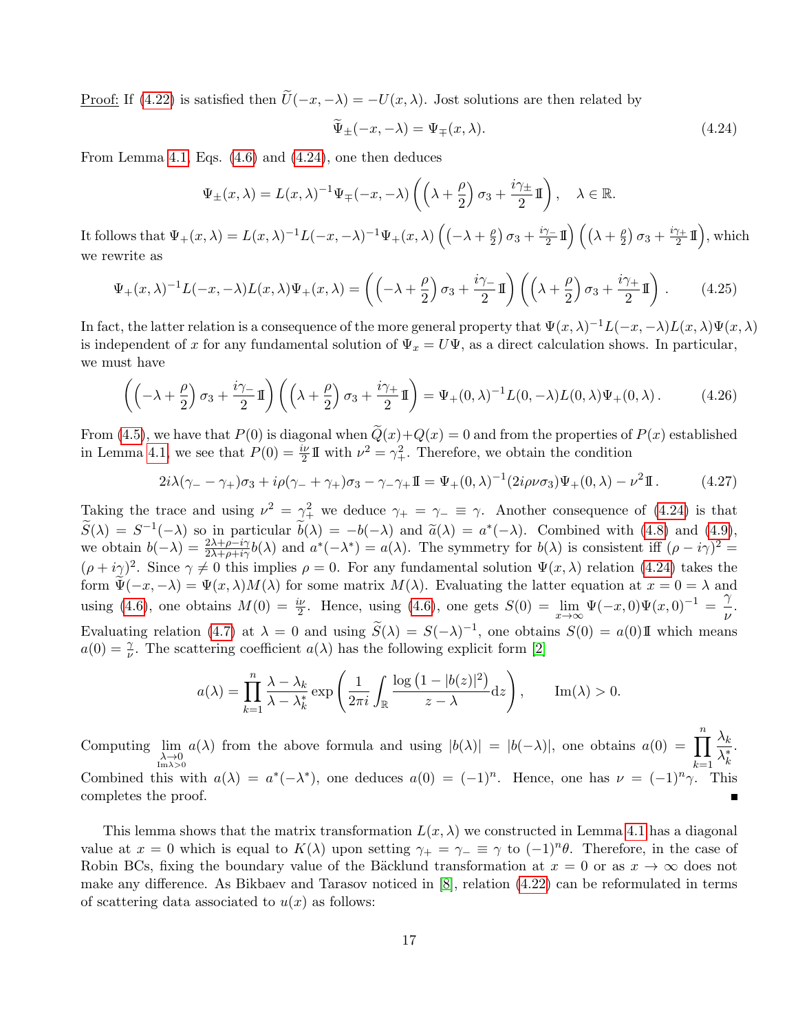Proof: If (4.22) is satisfied then $\widetilde{U}(-x,-\lambda) = -U(x,\lambda)$. Jost solutions are then related by

$$\widetilde{\Psi}_\pm(-x,-\lambda) = \Psi_\mp(x,\lambda). \tag{4.24}$$

From Lemma 4.1, Eqs. (4.6) and (4.24), one then deduces

$$\Psi_\pm(x,\lambda) = L(x,\lambda)^{-1}\Psi_\mp(-x,-\lambda)\left(\left(\lambda+\frac{\rho}{2}\right)\sigma_3 + \frac{i\gamma_\pm}{2}\mathbb{I}\right), \quad \lambda \in \mathbb{R}.$$

It follows that $\Psi_+(x,\lambda) = L(x,\lambda)^{-1}L(-x,-\lambda)^{-1}\Psi_+(x,\lambda)\left(\left(-\lambda+\frac{\rho}{2}\right)\sigma_3 + \frac{i\gamma_-}{2}\mathbb{I}\right)\left(\left(\lambda+\frac{\rho}{2}\right)\sigma_3 + \frac{i\gamma_+}{2}\mathbb{I}\right)$, which we rewrite as

$$\Psi_+(x,\lambda)^{-1}L(-x,-\lambda)L(x,\lambda)\Psi_+(x,\lambda) = \left(\left(-\lambda+\frac{\rho}{2}\right)\sigma_3 + \frac{i\gamma_-}{2}\mathbb{I}\right)\left(\left(\lambda+\frac{\rho}{2}\right)\sigma_3 + \frac{i\gamma_+}{2}\mathbb{I}\right). \tag{4.25}$$

In fact, the latter relation is a consequence of the more general property that $\Psi(x,\lambda)^{-1}L(-x,-\lambda)L(x,\lambda)\Psi(x,\lambda)$ is independent of $x$ for any fundamental solution of $\Psi_x = U\Psi$, as a direct calculation shows. In particular, we must have

$$\left(\left(-\lambda+\frac{\rho}{2}\right)\sigma_3 + \frac{i\gamma_-}{2}\mathbb{I}\right)\left(\left(\lambda+\frac{\rho}{2}\right)\sigma_3 + \frac{i\gamma_+}{2}\mathbb{I}\right) = \Psi_+(0,\lambda)^{-1}L(0,-\lambda)L(0,\lambda)\Psi_+(0,\lambda). \tag{4.26}$$

From (4.5), we have that $P(0)$ is diagonal when $\widetilde{Q}(x)+Q(x)=0$ and from the properties of $P(x)$ established in Lemma 4.1, we see that $P(0) = \frac{i\nu}{2}\mathbb{I}$ with $\nu^2 = \gamma_+^2$. Therefore, we obtain the condition

$$2i\lambda(\gamma_- - \gamma_+)\sigma_3 + i\rho(\gamma_- + \gamma_+)\sigma_3 - \gamma_-\gamma_+\mathbb{I} = \Psi_+(0,\lambda)^{-1}(2i\rho\nu\sigma_3)\Psi_+(0,\lambda) - \nu^2\mathbb{I}. \tag{4.27}$$

Taking the trace and using $\nu^2 = \gamma_+^2$ we deduce $\gamma_+ = \gamma_- \equiv \gamma$. Another consequence of (4.24) is that $\widetilde{S}(\lambda) = S^{-1}(-\lambda)$ so in particular $\widetilde{b}(\lambda) = -b(-\lambda)$ and $\widetilde{a}(\lambda) = a^*(-\lambda)$. Combined with (4.8) and (4.9), we obtain $b(-\lambda) = \frac{2\lambda+\rho-i\gamma}{2\lambda+\rho+i\gamma}b(\lambda)$ and $a^*(-\lambda^*) = a(\lambda)$. The symmetry for $b(\lambda)$ is consistent iff $(\rho-i\gamma)^2 = (\rho+i\gamma)^2$. Since $\gamma \neq 0$ this implies $\rho = 0$. For any fundamental solution $\Psi(x,\lambda)$ relation (4.24) takes the form $\widetilde{\Psi}(-x,-\lambda) = \Psi(x,\lambda)M(\lambda)$ for some matrix $M(\lambda)$. Evaluating the latter equation at $x = 0 = \lambda$ and using (4.6), one obtains $M(0) = \frac{i\nu}{2}$. Hence, using (4.6), one gets $S(0) = \lim\limits_{x\to\infty}\Psi(-x,0)\Psi(x,0)^{-1} = \dfrac{\gamma}{\nu}$. Evaluating relation (4.7) at $\lambda = 0$ and using $\widetilde{S}(\lambda) = S(-\lambda)^{-1}$, one obtains $S(0) = a(0)\mathbb{I}$ which means $a(0) = \frac{\gamma}{\nu}$. The scattering coefficient $a(\lambda)$ has the following explicit form [2]

$$a(\lambda) = \prod_{k=1}^{n}\frac{\lambda-\lambda_k}{\lambda-\lambda_k^*}\exp\left(\frac{1}{2\pi i}\int_{\mathbb{R}}\frac{\log\left(1-|b(z)|^2\right)}{z-\lambda}\mathrm{d}z\right), \qquad \mathrm{Im}(\lambda) > 0.$$

Computing $\lim\limits_{\substack{\lambda\to 0\\ \mathrm{Im}\lambda>0}} a(\lambda)$ from the above formula and using $|b(\lambda)| = |b(-\lambda)|$, one obtains $a(0) = \displaystyle\prod_{k=1}^{n}\frac{\lambda_k}{\lambda_k^*}$. Combined this with $a(\lambda) = a^*(-\lambda^*)$, one deduces $a(0) = (-1)^n$. Hence, one has $\nu = (-1)^n\gamma$. This completes the proof. ∎

This lemma shows that the matrix transformation $L(x,\lambda)$ we constructed in Lemma 4.1 has a diagonal value at $x = 0$ which is equal to $K(\lambda)$ upon setting $\gamma_+ = \gamma_- \equiv \gamma$ to $(-1)^n\theta$. Therefore, in the case of Robin BCs, fixing the boundary value of the Bäcklund transformation at $x = 0$ or as $x \to \infty$ does not make any difference. As Bikbaev and Tarasov noticed in [8], relation (4.22) can be reformulated in terms of scattering data associated to $u(x)$ as follows: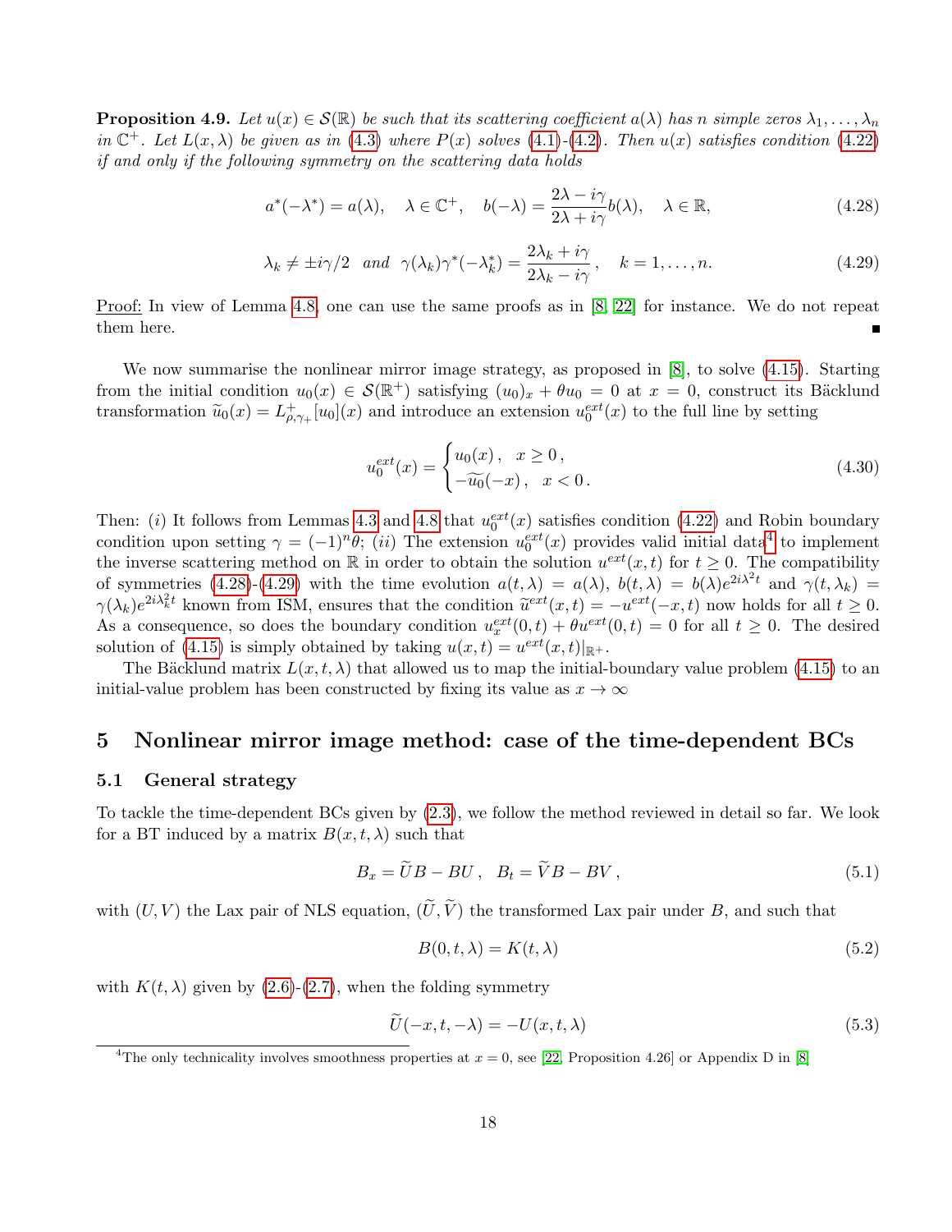**Proposition 4.9.** *Let $u(x) \in \mathcal{S}(\mathbb{R})$ be such that its scattering coefficient $a(\lambda)$ has $n$ simple zeros $\lambda_1, \dots, \lambda_n$ in $\mathbb{C}^+$. Let $L(x, \lambda)$ be given as in (4.3) where $P(x)$ solves (4.1)-(4.2). Then $u(x)$ satisfies condition (4.22) if and only if the following symmetry on the scattering data holds*

$$a^*(-\lambda^*) = a(\lambda), \quad \lambda \in \mathbb{C}^+, \quad b(-\lambda) = \frac{2\lambda - i\gamma}{2\lambda + i\gamma} b(\lambda), \quad \lambda \in \mathbb{R}, \tag{4.28}$$

$$\lambda_k \neq \pm i\gamma/2 \quad and \quad \gamma(\lambda_k)\gamma^*(-\lambda_k^*) = \frac{2\lambda_k + i\gamma}{2\lambda_k - i\gamma}, \quad k = 1, \dots, n. \tag{4.29}$$

Proof: In view of Lemma 4.8, one can use the same proofs as in [8, 22] for instance. We do not repeat them here. ■

We now summarise the nonlinear mirror image strategy, as proposed in [8], to solve (4.15). Starting from the initial condition $u_0(x) \in \mathcal{S}(\mathbb{R}^+)$ satisfying $(u_0)_x + \theta u_0 = 0$ at $x = 0$, construct its Bäcklund transformation $\widetilde{u}_0(x) = L^+_{\rho,\gamma_+}[u_0](x)$ and introduce an extension $u_0^{ext}(x)$ to the full line by setting

$$u_0^{ext}(x) = \begin{cases} u_0(x)\,, & x \geq 0\,, \\ -\widetilde{u_0}(-x)\,, & x < 0\,. \end{cases} \tag{4.30}$$

Then: $(i)$ It follows from Lemmas 4.3 and 4.8 that $u_0^{ext}(x)$ satisfies condition (4.22) and Robin boundary condition upon setting $\gamma = (-1)^n\theta$; $(ii)$ The extension $u_0^{ext}(x)$ provides valid initial data[4] to implement the inverse scattering method on $\mathbb{R}$ in order to obtain the solution $u^{ext}(x,t)$ for $t \geq 0$. The compatibility of symmetries (4.28)-(4.29) with the time evolution $a(t,\lambda) = a(\lambda)$, $b(t,\lambda) = b(\lambda)e^{2i\lambda^2 t}$ and $\gamma(t,\lambda_k) = \gamma(\lambda_k)e^{2i\lambda_k^2 t}$ known from ISM, ensures that the condition $\widetilde{u}^{ext}(x,t) = -u^{ext}(-x,t)$ now holds for all $t \geq 0$. As a consequence, so does the boundary condition $u_x^{ext}(0,t) + \theta u^{ext}(0,t) = 0$ for all $t \geq 0$. The desired solution of (4.15) is simply obtained by taking $u(x,t) = u^{ext}(x,t)|_{\mathbb{R}^+}$.

The Bäcklund matrix $L(x,t,\lambda)$ that allowed us to map the initial-boundary value problem (4.15) to an initial-value problem has been constructed by fixing its value as $x \to \infty$

# 5 Nonlinear mirror image method: case of the time-dependent BCs

## 5.1 General strategy

To tackle the time-dependent BCs given by (2.3), we follow the method reviewed in detail so far. We look for a BT induced by a matrix $B(x,t,\lambda)$ such that

$$B_x = \widetilde{U}B - BU\,, \quad B_t = \widetilde{V}B - BV\,, \tag{5.1}$$

with $(U,V)$ the Lax pair of NLS equation, $(\widetilde{U},\widetilde{V})$ the transformed Lax pair under $B$, and such that

$$B(0,t,\lambda) = K(t,\lambda) \tag{5.2}$$

with $K(t,\lambda)$ given by (2.6)-(2.7), when the folding symmetry

$$\widetilde{U}(-x,t,-\lambda) = -U(x,t,\lambda) \tag{5.3}$$

[4] The only technicality involves smoothness properties at $x = 0$, see [22, Proposition 4.26] or Appendix D in [8]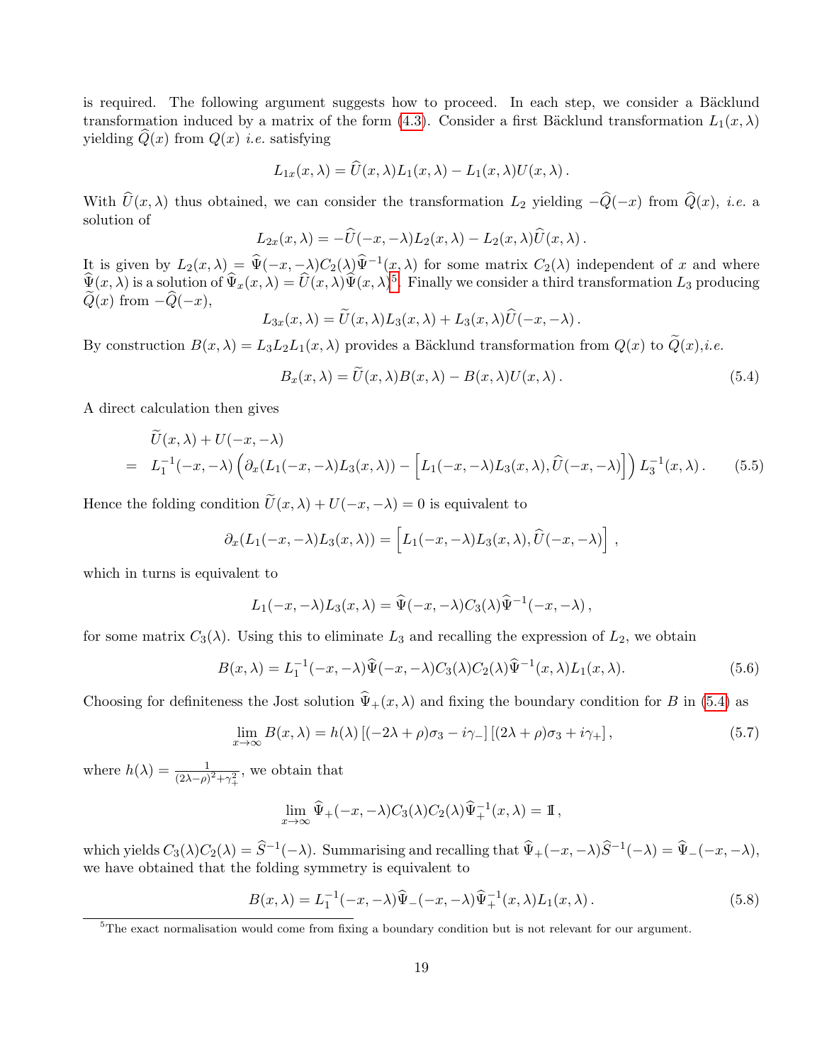is required. The following argument suggests how to proceed. In each step, we consider a Bäcklund transformation induced by a matrix of the form (4.3). Consider a first Bäcklund transformation $L_1(x,\lambda)$ yielding $\widehat{Q}(x)$ from $Q(x)$ *i.e.* satisfying

$$L_{1x}(x,\lambda) = \widehat{U}(x,\lambda)L_1(x,\lambda) - L_1(x,\lambda)U(x,\lambda)\,.$$

With $\widehat{U}(x,\lambda)$ thus obtained, we can consider the transformation $L_2$ yielding $-\widehat{Q}(-x)$ from $\widehat{Q}(x)$, *i.e.* a solution of

$$L_{2x}(x,\lambda) = -\widehat{U}(-x,-\lambda)L_2(x,\lambda) - L_2(x,\lambda)\widehat{U}(x,\lambda)\,.$$

It is given by $L_2(x,\lambda) = \widehat{\Psi}(-x,-\lambda)C_2(\lambda)\widehat{\Psi}^{-1}(x,\lambda)$ for some matrix $C_2(\lambda)$ independent of $x$ and where $\widehat{\Psi}(x,\lambda)$ is a solution of $\widehat{\Psi}_x(x,\lambda) = \widehat{U}(x,\lambda)\widehat{\Psi}(x,\lambda)$[5]. Finally we consider a third transformation $L_3$ producing $\widetilde{Q}(x)$ from $-\widehat{Q}(-x)$,

$$L_{3x}(x,\lambda) = \widetilde{U}(x,\lambda)L_3(x,\lambda) + L_3(x,\lambda)\widehat{U}(-x,-\lambda)\,.$$

By construction $B(x,\lambda) = L_3L_2L_1(x,\lambda)$ provides a Bäcklund transformation from $Q(x)$ to $\widetilde{Q}(x)$,*i.e.*

$$B_x(x,\lambda) = \widetilde{U}(x,\lambda)B(x,\lambda) - B(x,\lambda)U(x,\lambda)\,. \tag{5.4}$$

A direct calculation then gives

$$\begin{aligned}
&\widetilde{U}(x,\lambda) + U(-x,-\lambda)\\
=\;& L_1^{-1}(-x,-\lambda)\left(\partial_x(L_1(-x,-\lambda)L_3(x,\lambda)) - \Big[L_1(-x,-\lambda)L_3(x,\lambda),\widehat{U}(-x,-\lambda)\Big]\right)L_3^{-1}(x,\lambda)\,.
\end{aligned} \tag{5.5}$$

Hence the folding condition $\widetilde{U}(x,\lambda) + U(-x,-\lambda) = 0$ is equivalent to

$$\partial_x(L_1(-x,-\lambda)L_3(x,\lambda)) = \Big[L_1(-x,-\lambda)L_3(x,\lambda),\widehat{U}(-x,-\lambda)\Big]\,,$$

which in turns is equivalent to

$$L_1(-x,-\lambda)L_3(x,\lambda) = \widehat{\Psi}(-x,-\lambda)C_3(\lambda)\widehat{\Psi}^{-1}(-x,-\lambda)\,,$$

for some matrix $C_3(\lambda)$. Using this to eliminate $L_3$ and recalling the expression of $L_2$, we obtain

$$B(x,\lambda) = L_1^{-1}(-x,-\lambda)\widehat{\Psi}(-x,-\lambda)C_3(\lambda)C_2(\lambda)\widehat{\Psi}^{-1}(x,\lambda)L_1(x,\lambda). \tag{5.6}$$

Choosing for definiteness the Jost solution $\widehat{\Psi}_+(x,\lambda)$ and fixing the boundary condition for $B$ in (5.4) as

$$\lim_{x\to\infty} B(x,\lambda) = h(\lambda)\left[(-2\lambda+\rho)\sigma_3 - i\gamma_-\right]\left[(2\lambda+\rho)\sigma_3 + i\gamma_+\right], \tag{5.7}$$

where $h(\lambda) = \frac{1}{(2\lambda-\rho)^2+\gamma_+^2}$, we obtain that

$$\lim_{x\to\infty}\widehat{\Psi}_+(-x,-\lambda)C_3(\lambda)C_2(\lambda)\widehat{\Psi}_+^{-1}(x,\lambda) = \mathbb{I}\,,$$

which yields $C_3(\lambda)C_2(\lambda) = \widehat{S}^{-1}(-\lambda)$. Summarising and recalling that $\widehat{\Psi}_+(-x,-\lambda)\widehat{S}^{-1}(-\lambda) = \widehat{\Psi}_-(-x,-\lambda)$, we have obtained that the folding symmetry is equivalent to

$$B(x,\lambda) = L_1^{-1}(-x,-\lambda)\widehat{\Psi}_-(-x,-\lambda)\widehat{\Psi}_+^{-1}(x,\lambda)L_1(x,\lambda)\,. \tag{5.8}$$

[5] The exact normalisation would come from fixing a boundary condition but is not relevant for our argument.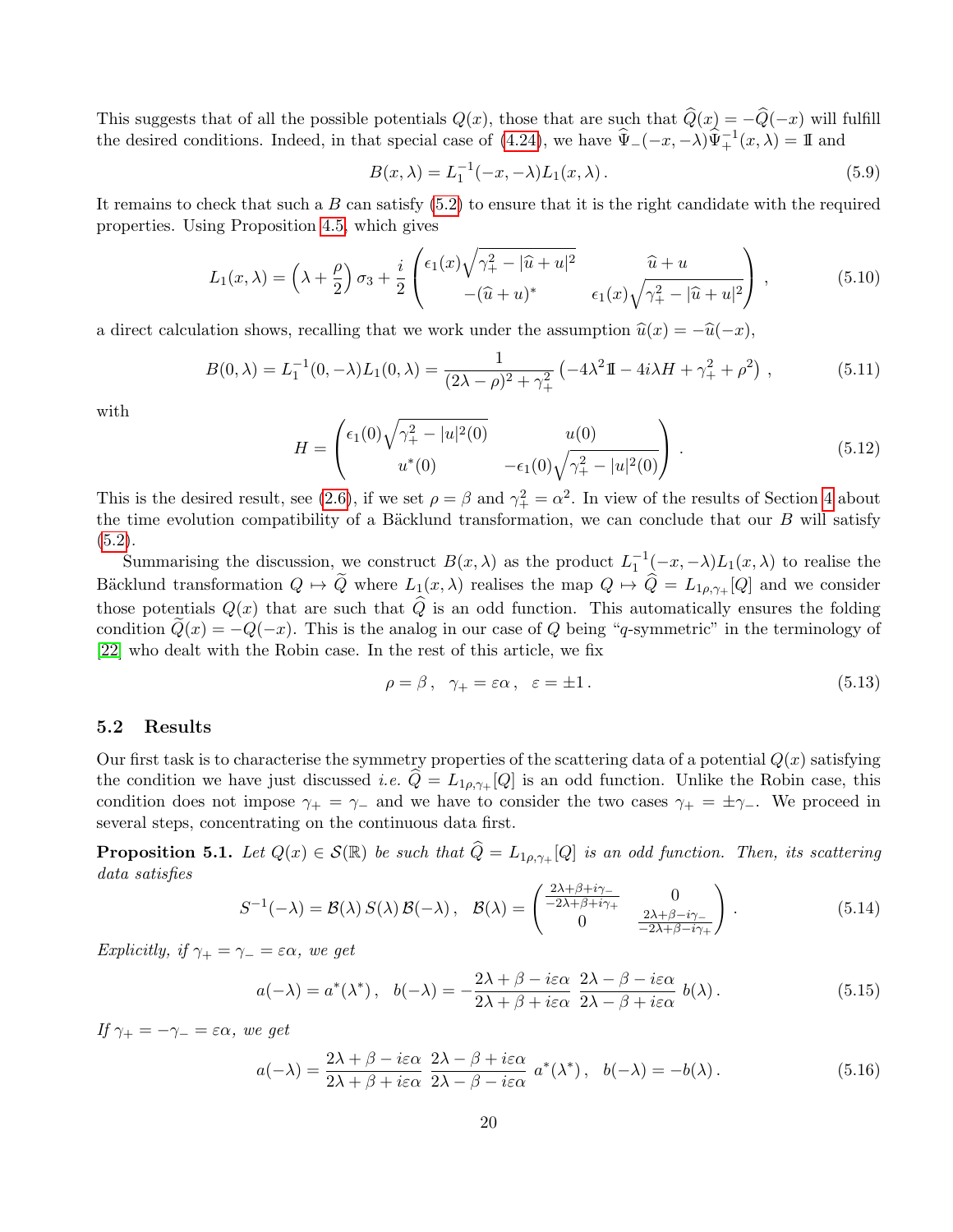This suggests that of all the possible potentials $Q(x)$, those that are such that $\widehat{Q}(x) = -\widehat{Q}(-x)$ will fulfill the desired conditions. Indeed, in that special case of (4.24), we have $\widehat{\Psi}_-(-x,-\lambda)\widehat{\Psi}_+^{-1}(x,\lambda) = \mathbb{I}$ and

$$B(x,\lambda) = L_1^{-1}(-x,-\lambda)L_1(x,\lambda)\,. \tag{5.9}$$

It remains to check that such a $B$ can satisfy (5.2) to ensure that it is the right candidate with the required properties. Using Proposition 4.5, which gives

$$L_1(x,\lambda) = \left(\lambda + \frac{\rho}{2}\right)\sigma_3 + \frac{i}{2}\begin{pmatrix} \epsilon_1(x)\sqrt{\gamma_+^2 - |\widehat{u}+u|^2} & \widehat{u}+u \\ -(\widehat{u}+u)^* & \epsilon_1(x)\sqrt{\gamma_+^2 - |\widehat{u}+u|^2} \end{pmatrix}\,, \tag{5.10}$$

a direct calculation shows, recalling that we work under the assumption $\widehat{u}(x) = -\widehat{u}(-x)$,

$$B(0,\lambda) = L_1^{-1}(0,-\lambda)L_1(0,\lambda) = \frac{1}{(2\lambda-\rho)^2+\gamma_+^2}\left(-4\lambda^2\mathbb{I} - 4i\lambda H + \gamma_+^2 + \rho^2\right)\,, \tag{5.11}$$

with

$$H = \begin{pmatrix} \epsilon_1(0)\sqrt{\gamma_+^2 - |u|^2(0)} & u(0) \\ u^*(0) & -\epsilon_1(0)\sqrt{\gamma_+^2 - |u|^2(0)} \end{pmatrix}\,. \tag{5.12}$$

This is the desired result, see (2.6), if we set $\rho = \beta$ and $\gamma_+^2 = \alpha^2$. In view of the results of Section 4 about the time evolution compatibility of a Bäcklund transformation, we can conclude that our $B$ will satisfy (5.2).

Summarising the discussion, we construct $B(x,\lambda)$ as the product $L_1^{-1}(-x,-\lambda)L_1(x,\lambda)$ to realise the Bäcklund transformation $Q \mapsto \widetilde{Q}$ where $L_1(x,\lambda)$ realises the map $Q \mapsto \widehat{Q} = L_{1\rho,\gamma_+}[Q]$ and we consider those potentials $Q(x)$ that are such that $\widehat{Q}$ is an odd function. This automatically ensures the folding condition $\widetilde{Q}(x) = -Q(-x)$. This is the analog in our case of $Q$ being "$q$-symmetric" in the terminology of [22] who dealt with the Robin case. In the rest of this article, we fix

$$\rho = \beta\,, \quad \gamma_+ = \varepsilon\alpha\,, \quad \varepsilon = \pm 1\,. \tag{5.13}$$

## 5.2 Results

Our first task is to characterise the symmetry properties of the scattering data of a potential $Q(x)$ satisfying the condition we have just discussed *i.e.* $\widehat{Q} = L_{1\rho,\gamma_+}[Q]$ is an odd function. Unlike the Robin case, this condition does not impose $\gamma_+ = \gamma_-$ and we have to consider the two cases $\gamma_+ = \pm\gamma_-$. We proceed in several steps, concentrating on the continuous data first.

**Proposition 5.1.** *Let $Q(x) \in \mathcal{S}(\mathbb{R})$ be such that $\widehat{Q} = L_{1\rho,\gamma_+}[Q]$ is an odd function. Then, its scattering data satisfies*

$$S^{-1}(-\lambda) = \mathcal{B}(\lambda)\,S(\lambda)\,\mathcal{B}(-\lambda)\,, \quad \mathcal{B}(\lambda) = \begin{pmatrix} \frac{2\lambda+\beta+i\gamma_-}{-2\lambda+\beta+i\gamma_+} & 0 \\ 0 & \frac{2\lambda+\beta-i\gamma_-}{-2\lambda+\beta-i\gamma_+} \end{pmatrix}\,. \tag{5.14}$$

*Explicitly, if $\gamma_+ = \gamma_- = \varepsilon\alpha$, we get*

$$a(-\lambda) = a^*(\lambda^*)\,, \quad b(-\lambda) = -\frac{2\lambda+\beta-i\varepsilon\alpha}{2\lambda+\beta+i\varepsilon\alpha}\,\frac{2\lambda-\beta-i\varepsilon\alpha}{2\lambda-\beta+i\varepsilon\alpha}\,b(\lambda)\,. \tag{5.15}$$

*If $\gamma_+ = -\gamma_- = \varepsilon\alpha$, we get*

$$a(-\lambda) = \frac{2\lambda+\beta-i\varepsilon\alpha}{2\lambda+\beta+i\varepsilon\alpha}\,\frac{2\lambda-\beta+i\varepsilon\alpha}{2\lambda-\beta-i\varepsilon\alpha}\,a^*(\lambda^*)\,, \quad b(-\lambda) = -b(\lambda)\,. \tag{5.16}$$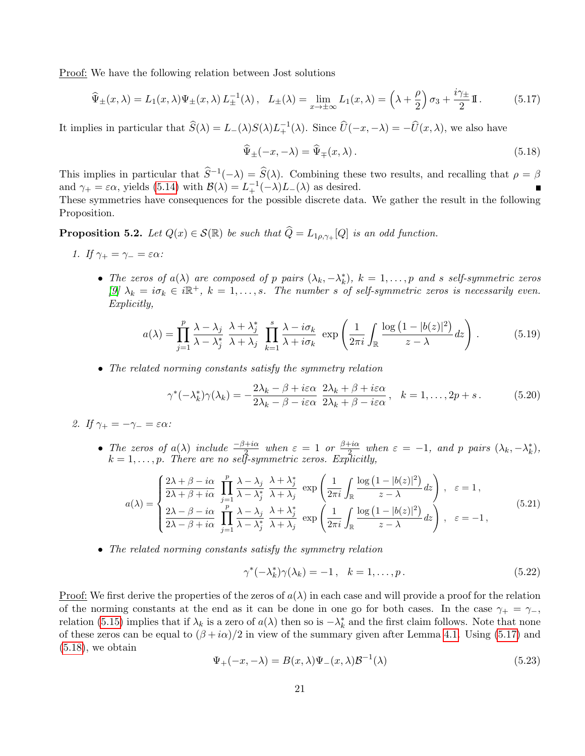Proof: We have the following relation between Jost solutions

$$\widehat{\Psi}_\pm(x,\lambda) = L_1(x,\lambda)\Psi_\pm(x,\lambda)\, L_\pm^{-1}(\lambda)\,, \quad L_\pm(\lambda) = \lim_{x\to\pm\infty} L_1(x,\lambda) = \Big(\lambda + \frac{\rho}{2}\Big)\,\sigma_3 + \frac{i\gamma_\pm}{2}\,\mathbb{I}\,. \tag{5.17}$$

It implies in particular that $\widehat{S}(\lambda) = L_-(\lambda)S(\lambda)L_+^{-1}(\lambda)$. Since $\widehat{U}(-x,-\lambda) = -\widehat{U}(x,\lambda)$, we also have

$$\widehat{\Psi}_\pm(-x,-\lambda) = \widehat{\Psi}_\mp(x,\lambda)\,. \tag{5.18}$$

This implies in particular that $\widehat{S}^{-1}(-\lambda) = \widehat{S}(\lambda)$. Combining these two results, and recalling that $\rho = \beta$ and $\gamma_+ = \varepsilon\alpha$, yields (5.14) with $\mathcal{B}(\lambda) = L_+^{-1}(-\lambda)L_-(\lambda)$ as desired. ∎

These symmetries have consequences for the possible discrete data. We gather the result in the following Proposition.

**Proposition 5.2.** *Let $Q(x)\in\mathcal{S}(\mathbb{R})$ be such that $\widehat{Q} = L_{1\rho,\gamma_+}[Q]$ is an odd function.*

1. *If $\gamma_+ = \gamma_- = \varepsilon\alpha$:*

   - *The zeros of $a(\lambda)$ are composed of $p$ pairs $(\lambda_k, -\lambda_k^*)$, $k=1,\dots,p$ and $s$ self-symmetric zeros [9] $\lambda_k = i\sigma_k \in i\mathbb{R}^+$, $k=1,\dots,s$. The number $s$ of self-symmetric zeros is necessarily even. Explicitly,*

$$a(\lambda) = \prod_{j=1}^{p}\frac{\lambda-\lambda_j}{\lambda-\lambda_j^*}\;\frac{\lambda+\lambda_j^*}{\lambda+\lambda_j}\;\prod_{k=1}^{s}\frac{\lambda - i\sigma_k}{\lambda+i\sigma_k}\;\exp\left(\frac{1}{2\pi i}\int_{\mathbb{R}}\frac{\log\left(1-|b(z)|^2\right)}{z-\lambda}\,dz\right)\,. \tag{5.19}$$

   - *The related norming constants satisfy the symmetry relation*

$$\gamma^*(-\lambda_k^*)\gamma(\lambda_k) = -\frac{2\lambda_k-\beta+i\varepsilon\alpha}{2\lambda_k-\beta-i\varepsilon\alpha}\;\frac{2\lambda_k+\beta+i\varepsilon\alpha}{2\lambda_k+\beta-i\varepsilon\alpha}\,,\quad k=1,\dots,2p+s\,. \tag{5.20}$$

2. *If $\gamma_+ = -\gamma_- = \varepsilon\alpha$:*

   - *The zeros of $a(\lambda)$ include $\frac{-\beta+i\alpha}{2}$ when $\varepsilon=1$ or $\frac{\beta+i\alpha}{2}$ when $\varepsilon=-1$, and $p$ pairs $(\lambda_k,-\lambda_k^*)$, $k=1,\dots,p$. There are no self-symmetric zeros. Explicitly,*

$$a(\lambda) = \begin{cases} \dfrac{2\lambda+\beta-i\alpha}{2\lambda+\beta+i\alpha}\;\displaystyle\prod_{j=1}^{p}\frac{\lambda-\lambda_j}{\lambda-\lambda_j^*}\;\frac{\lambda+\lambda_j^*}{\lambda+\lambda_j}\;\exp\left(\frac{1}{2\pi i}\int_{\mathbb{R}}\frac{\log\left(1-|b(z)|^2\right)}{z-\lambda}\,dz\right)\,, & \varepsilon=1\,,\\[2ex] \dfrac{2\lambda-\beta-i\alpha}{2\lambda-\beta+i\alpha}\;\displaystyle\prod_{j=1}^{p}\frac{\lambda-\lambda_j}{\lambda-\lambda_j^*}\;\frac{\lambda+\lambda_j^*}{\lambda+\lambda_j}\;\exp\left(\frac{1}{2\pi i}\int_{\mathbb{R}}\frac{\log\left(1-|b(z)|^2\right)}{z-\lambda}\,dz\right)\,, & \varepsilon=-1\,,\end{cases} \tag{5.21}$$

   - *The related norming constants satisfy the symmetry relation*

$$\gamma^*(-\lambda_k^*)\gamma(\lambda_k) = -1\,,\quad k=1,\dots,p\,. \tag{5.22}$$

Proof: We first derive the properties of the zeros of $a(\lambda)$ in each case and will provide a proof for the relation of the norming constants at the end as it can be done in one go for both cases. In the case $\gamma_+ = \gamma_-$, relation (5.15) implies that if $\lambda_k$ is a zero of $a(\lambda)$ then so is $-\lambda_k^*$ and the first claim follows. Note that none of these zeros can be equal to $(\beta+i\alpha)/2$ in view of the summary given after Lemma 4.1. Using (5.17) and (5.18), we obtain

$$\Psi_+(-x,-\lambda) = B(x,\lambda)\Psi_-(x,\lambda)\mathcal{B}^{-1}(\lambda) \tag{5.23}$$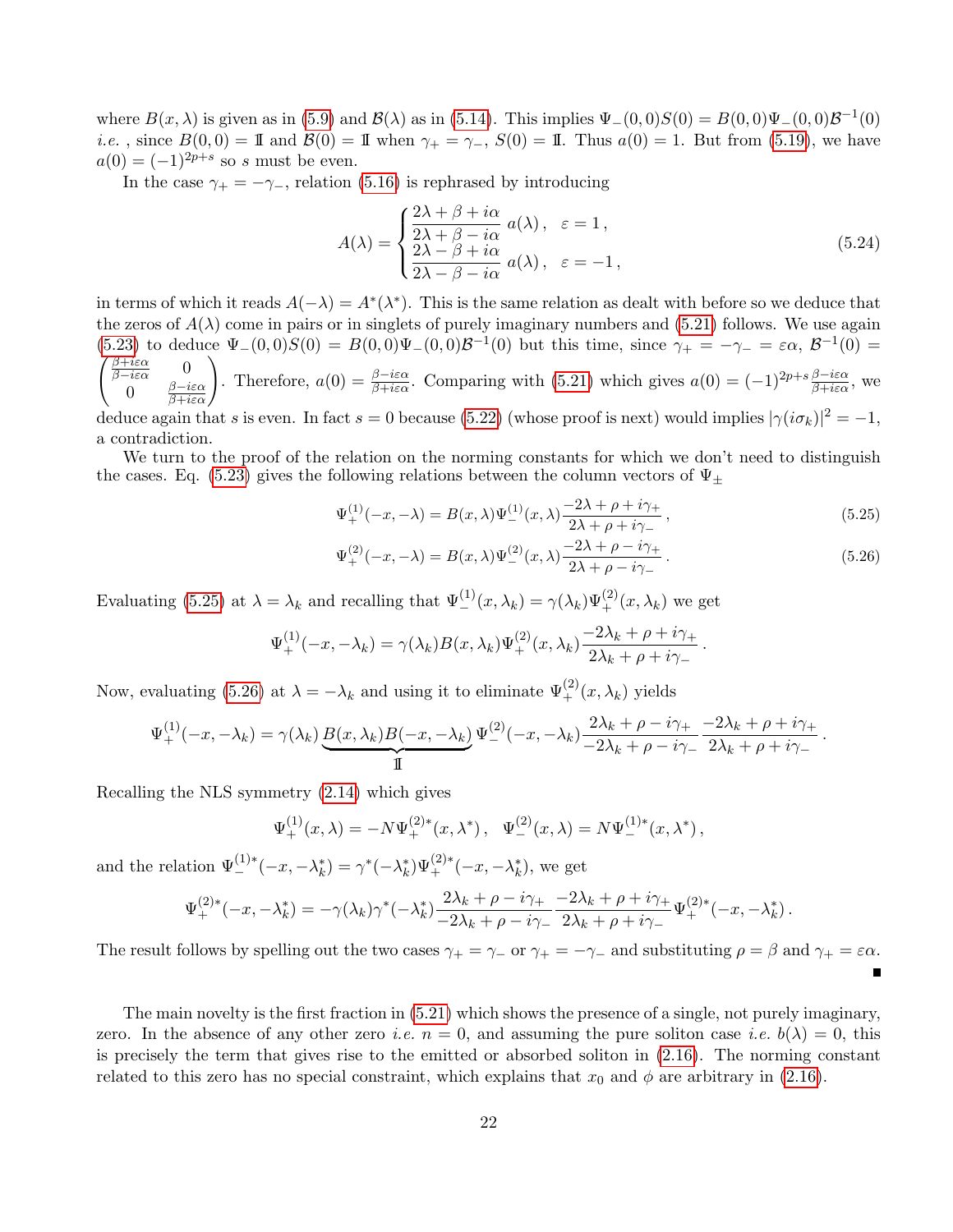where $B(x,\lambda)$ is given as in (5.9) and $\mathcal{B}(\lambda)$ as in (5.14). This implies $\Psi_-(0,0)S(0) = B(0,0)\Psi_-(0,0)\mathcal{B}^{-1}(0)$ *i.e.* , since $B(0,0) = \mathbb{I}$ and $\mathcal{B}(0) = \mathbb{I}$ when $\gamma_+ = \gamma_-$, $S(0) = \mathbb{I}$. Thus $a(0) = 1$. But from (5.19), we have $a(0) = (-1)^{2p+s}$ so $s$ must be even.

In the case $\gamma_+ = -\gamma_-$, relation (5.16) is rephrased by introducing

$$A(\lambda) = \begin{cases} \dfrac{2\lambda + \beta + i\alpha}{2\lambda + \beta - i\alpha}\, a(\lambda)\,, & \varepsilon = 1\,, \\ \dfrac{2\lambda - \beta + i\alpha}{2\lambda - \beta - i\alpha}\, a(\lambda)\,, & \varepsilon = -1\,, \end{cases} \tag{5.24}$$

in terms of which it reads $A(-\lambda) = A^*(\lambda^*)$. This is the same relation as dealt with before so we deduce that the zeros of $A(\lambda)$ come in pairs or in singlets of purely imaginary numbers and (5.21) follows. We use again (5.23) to deduce $\Psi_-(0,0)S(0) = B(0,0)\Psi_-(0,0)\mathcal{B}^{-1}(0)$ but this time, since $\gamma_+ = -\gamma_- = \varepsilon\alpha$, $\mathcal{B}^{-1}(0) = \begin{pmatrix} \frac{\beta+i\varepsilon\alpha}{\beta-i\varepsilon\alpha} & 0 \\ 0 & \frac{\beta-i\varepsilon\alpha}{\beta+i\varepsilon\alpha} \end{pmatrix}$. Therefore, $a(0) = \frac{\beta-i\varepsilon\alpha}{\beta+i\varepsilon\alpha}$. Comparing with (5.21) which gives $a(0) = (-1)^{2p+s}\frac{\beta-i\varepsilon\alpha}{\beta+i\varepsilon\alpha}$, we deduce again that $s$ is even. In fact $s = 0$ because (5.22) (whose proof is next) would implies $|\gamma(i\sigma_k)|^2 = -1$, a contradiction.

We turn to the proof of the relation on the norming constants for which we don't need to distinguish the cases. Eq. (5.23) gives the following relations between the column vectors of $\Psi_\pm$

$$\Psi_+^{(1)}(-x,-\lambda) = B(x,\lambda)\Psi_-^{(1)}(x,\lambda)\frac{-2\lambda + \rho + i\gamma_+}{2\lambda + \rho + i\gamma_-}\,, \tag{5.25}$$

$$\Psi_+^{(2)}(-x,-\lambda) = B(x,\lambda)\Psi_-^{(2)}(x,\lambda)\frac{-2\lambda + \rho - i\gamma_+}{2\lambda + \rho - i\gamma_-}\,. \tag{5.26}$$

Evaluating (5.25) at $\lambda = \lambda_k$ and recalling that $\Psi_-^{(1)}(x,\lambda_k) = \gamma(\lambda_k)\Psi_+^{(2)}(x,\lambda_k)$ we get

$$\Psi_+^{(1)}(-x,-\lambda_k) = \gamma(\lambda_k)B(x,\lambda_k)\Psi_+^{(2)}(x,\lambda_k)\frac{-2\lambda_k + \rho + i\gamma_+}{2\lambda_k + \rho + i\gamma_-}\,.$$

Now, evaluating (5.26) at $\lambda = -\lambda_k$ and using it to eliminate $\Psi_+^{(2)}(x,\lambda_k)$ yields

$$\Psi_+^{(1)}(-x,-\lambda_k) = \gamma(\lambda_k)\underbrace{B(x,\lambda_k)B(-x,-\lambda_k)}_{\mathbb{I}}\Psi_-^{(2)}(-x,-\lambda_k)\frac{2\lambda_k + \rho - i\gamma_+}{-2\lambda_k + \rho - i\gamma_-}\frac{-2\lambda_k + \rho + i\gamma_+}{2\lambda_k + \rho + i\gamma_-}\,.$$

Recalling the NLS symmetry (2.14) which gives

$$\Psi_+^{(1)}(x,\lambda) = -N\Psi_+^{(2)*}(x,\lambda^*)\,, \quad \Psi_-^{(2)}(x,\lambda) = N\Psi_-^{(1)*}(x,\lambda^*)\,,$$

and the relation $\Psi_-^{(1)*}(-x,-\lambda_k^*) = \gamma^*(-\lambda_k^*)\Psi_+^{(2)*}(-x,-\lambda_k^*)$, we get

$$\Psi_+^{(2)*}(-x,-\lambda_k^*) = -\gamma(\lambda_k)\gamma^*(-\lambda_k^*)\frac{2\lambda_k + \rho - i\gamma_+}{-2\lambda_k + \rho - i\gamma_-}\frac{-2\lambda_k + \rho + i\gamma_+}{2\lambda_k + \rho + i\gamma_-}\Psi_+^{(2)*}(-x,-\lambda_k^*)\,.$$

The result follows by spelling out the two cases $\gamma_+ = \gamma_-$ or $\gamma_+ = -\gamma_-$ and substituting $\rho = \beta$ and $\gamma_+ = \varepsilon\alpha$. ∎

The main novelty is the first fraction in (5.21) which shows the presence of a single, not purely imaginary, zero. In the absence of any other zero *i.e.* $n = 0$, and assuming the pure soliton case *i.e.* $b(\lambda) = 0$, this is precisely the term that gives rise to the emitted or absorbed soliton in (2.16). The norming constant related to this zero has no special constraint, which explains that $x_0$ and $\phi$ are arbitrary in (2.16).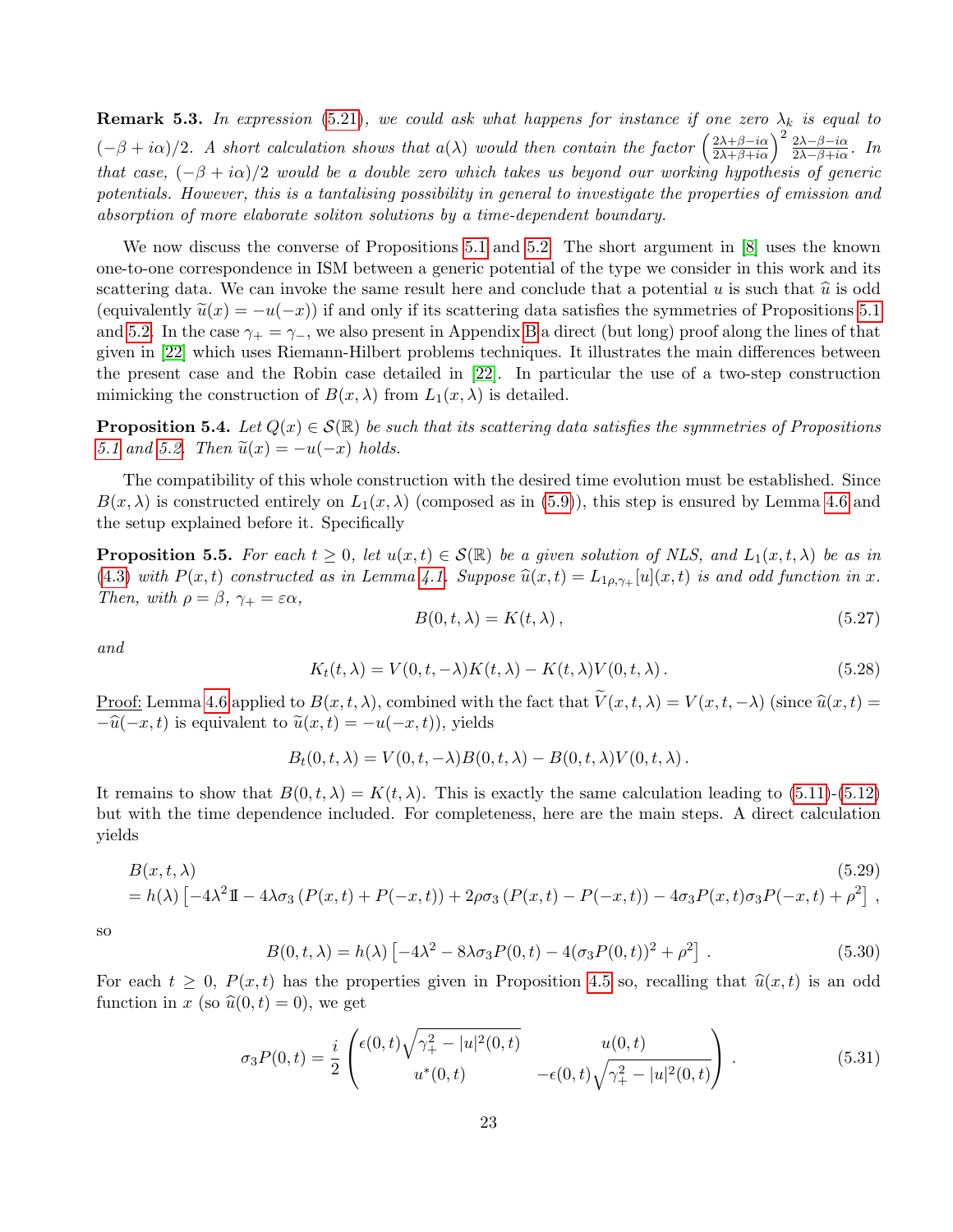**Remark 5.3.** *In expression (5.21), we could ask what happens for instance if one zero $\lambda_k$ is equal to $(-\beta+i\alpha)/2$. A short calculation shows that $a(\lambda)$ would then contain the factor $\left(\frac{2\lambda+\beta-i\alpha}{2\lambda+\beta+i\alpha}\right)^2\frac{2\lambda-\beta-i\alpha}{2\lambda-\beta+i\alpha}$. In that case, $(-\beta+i\alpha)/2$ would be a double zero which takes us beyond our working hypothesis of generic potentials. However, this is a tantalising possibility in general to investigate the properties of emission and absorption of more elaborate soliton solutions by a time-dependent boundary.*

We now discuss the converse of Propositions 5.1 and 5.2. The short argument in [8] uses the known one-to-one correspondence in ISM between a generic potential of the type we consider in this work and its scattering data. We can invoke the same result here and conclude that a potential $u$ is such that $\widehat{u}$ is odd (equivalently $\widetilde{u}(x)=-u(-x)$) if and only if its scattering data satisfies the symmetries of Propositions 5.1 and 5.2. In the case $\gamma_+=\gamma_-$, we also present in Appendix B a direct (but long) proof along the lines of that given in [22] which uses Riemann-Hilbert problems techniques. It illustrates the main differences between the present case and the Robin case detailed in [22]. In particular the use of a two-step construction mimicking the construction of $B(x,\lambda)$ from $L_1(x,\lambda)$ is detailed.

**Proposition 5.4.** *Let $Q(x)\in\mathcal{S}(\mathbb{R})$ be such that its scattering data satisfies the symmetries of Propositions 5.1 and 5.2. Then $\widetilde{u}(x)=-u(-x)$ holds.*

The compatibility of this whole construction with the desired time evolution must be established. Since $B(x,\lambda)$ is constructed entirely on $L_1(x,\lambda)$ (composed as in (5.9)), this step is ensured by Lemma 4.6 and the setup explained before it. Specifically

**Proposition 5.5.** *For each $t\geq 0$, let $u(x,t)\in\mathcal{S}(\mathbb{R})$ be a given solution of NLS, and $L_1(x,t,\lambda)$ be as in (4.3) with $P(x,t)$ constructed as in Lemma 4.1. Suppose $\widehat{u}(x,t)=L_{1\rho,\gamma_+}[u](x,t)$ is and odd function in $x$. Then, with $\rho=\beta$, $\gamma_+=\varepsilon\alpha$,*

$$B(0,t,\lambda)=K(t,\lambda)\,, \tag{5.27}$$

*and*

$$K_t(t,\lambda)=V(0,t,-\lambda)K(t,\lambda)-K(t,\lambda)V(0,t,\lambda)\,. \tag{5.28}$$

<u>Proof:</u> Lemma 4.6 applied to $B(x,t,\lambda)$, combined with the fact that $\widetilde{V}(x,t,\lambda)=V(x,t,-\lambda)$ (since $\widehat{u}(x,t)=-\widehat{u}(-x,t)$ is equivalent to $\widetilde{u}(x,t)=-u(-x,t)$), yields

$$B_t(0,t,\lambda)=V(0,t,-\lambda)B(0,t,\lambda)-B(0,t,\lambda)V(0,t,\lambda)\,.$$

It remains to show that $B(0,t,\lambda)=K(t,\lambda)$. This is exactly the same calculation leading to (5.11)-(5.12) but with the time dependence included. For completeness, here are the main steps. A direct calculation yields

$$\begin{aligned}&B(x,t,\lambda) \\ &=h(\lambda)\left[-4\lambda^2\mathbb{I}-4\lambda\sigma_3\left(P(x,t)+P(-x,t)\right)+2\rho\sigma_3\left(P(x,t)-P(-x,t)\right)-4\sigma_3P(x,t)\sigma_3P(-x,t)+\rho^2\right],\end{aligned} \tag{5.29}$$

so

$$B(0,t,\lambda)=h(\lambda)\left[-4\lambda^2-8\lambda\sigma_3P(0,t)-4(\sigma_3P(0,t))^2+\rho^2\right]. \tag{5.30}$$

For each $t\geq 0$, $P(x,t)$ has the properties given in Proposition 4.5 so, recalling that $\widehat{u}(x,t)$ is an odd function in $x$ (so $\widehat{u}(0,t)=0$), we get

$$\sigma_3P(0,t)=\frac{i}{2}\begin{pmatrix}\epsilon(0,t)\sqrt{\gamma_+^2-|u|^2(0,t)} & u(0,t)\\ u^*(0,t) & -\epsilon(0,t)\sqrt{\gamma_+^2-|u|^2(0,t)}\end{pmatrix}. \tag{5.31}$$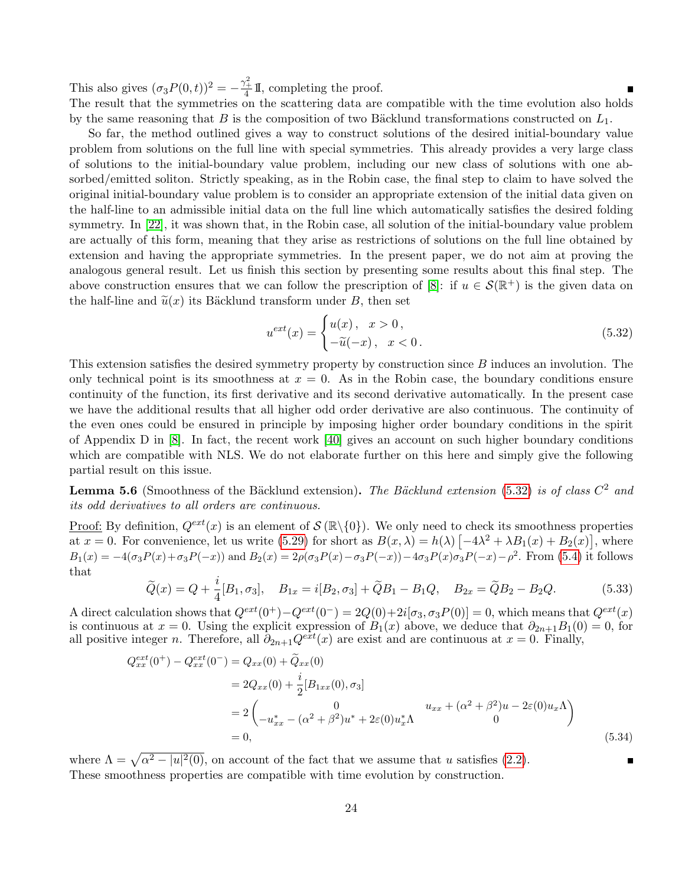This also gives $(\sigma_3 P(0,t))^2 = -\frac{\gamma_+^2}{4}\mathbb{1}$, completing the proof. ■

The result that the symmetries on the scattering data are compatible with the time evolution also holds by the same reasoning that $B$ is the composition of two Bäcklund transformations constructed on $L_1$.

So far, the method outlined gives a way to construct solutions of the desired initial-boundary value problem from solutions on the full line with special symmetries. This already provides a very large class of solutions to the initial-boundary value problem, including our new class of solutions with one absorbed/emitted soliton. Strictly speaking, as in the Robin case, the final step to claim to have solved the original initial-boundary value problem is to consider an appropriate extension of the initial data given on the half-line to an admissible initial data on the full line which automatically satisfies the desired folding symmetry. In [22], it was shown that, in the Robin case, all solution of the initial-boundary value problem are actually of this form, meaning that they arise as restrictions of solutions on the full line obtained by extension and having the appropriate symmetries. In the present paper, we do not aim at proving the analogous general result. Let us finish this section by presenting some results about this final step. The above construction ensures that we can follow the prescription of [8]: if $u \in \mathcal{S}(\mathbb{R}^+)$ is the given data on the half-line and $\widetilde{u}(x)$ its Bäcklund transform under $B$, then set

$$u^{ext}(x) = \begin{cases} u(x)\,, & x > 0\,, \\ -\widetilde{u}(-x)\,, & x < 0\,. \end{cases} \tag{5.32}$$

This extension satisfies the desired symmetry property by construction since $B$ induces an involution. The only technical point is its smoothness at $x = 0$. As in the Robin case, the boundary conditions ensure continuity of the function, its first derivative and its second derivative automatically. In the present case we have the additional results that all higher odd order derivative are also continuous. The continuity of the even ones could be ensured in principle by imposing higher order boundary conditions in the spirit of Appendix D in [8]. In fact, the recent work [40] gives an account on such higher boundary conditions which are compatible with NLS. We do not elaborate further on this here and simply give the following partial result on this issue.

**Lemma 5.6** (Smoothness of the Bäcklund extension)**.** *The Bäcklund extension (5.32) is of class $C^2$ and its odd derivatives to all orders are continuous.*

<u>Proof:</u> By definition, $Q^{ext}(x)$ is an element of $\mathcal{S}(\mathbb{R}\backslash\{0\})$. We only need to check its smoothness properties at $x = 0$. For convenience, let us write (5.29) for short as $B(x,\lambda) = h(\lambda)\left[-4\lambda^2 + \lambda B_1(x) + B_2(x)\right]$, where $B_1(x) = -4(\sigma_3 P(x) + \sigma_3 P(-x))$ and $B_2(x) = 2\rho(\sigma_3 P(x) - \sigma_3 P(-x)) - 4\sigma_3 P(x)\sigma_3 P(-x) - \rho^2$. From (5.4) it follows that

$$\widetilde{Q}(x) = Q + \frac{i}{4}[B_1, \sigma_3], \quad B_{1x} = i[B_2, \sigma_3] + \widetilde{Q}B_1 - B_1 Q, \quad B_{2x} = \widetilde{Q}B_2 - B_2 Q. \tag{5.33}$$

A direct calculation shows that $Q^{ext}(0^+) - Q^{ext}(0^-) = 2Q(0) + 2i[\sigma_3, \sigma_3 P(0)] = 0$, which means that $Q^{ext}(x)$ is continuous at $x = 0$. Using the explicit expression of $B_1(x)$ above, we deduce that $\partial_{2n+1}B_1(0) = 0$, for all positive integer $n$. Therefore, all $\partial_{2n+1}Q^{ext}(x)$ are exist and are continuous at $x = 0$. Finally,

$$\begin{aligned}
Q^{ext}_{xx}(0^+) - Q^{ext}_{xx}(0^-) &= Q_{xx}(0) + \widetilde{Q}_{xx}(0) \\
&= 2Q_{xx}(0) + \frac{i}{2}[B_{1xx}(0), \sigma_3] \\
&= 2\begin{pmatrix} 0 & u_{xx} + (\alpha^2+\beta^2)u - 2\varepsilon(0)u_x\Lambda \\ -u^*_{xx} - (\alpha^2+\beta^2)u^* + 2\varepsilon(0)u^*_x\Lambda & 0 \end{pmatrix} \\
&= 0,
\end{aligned} \tag{5.34}$$

where $\Lambda = \sqrt{\alpha^2 - |u|^2(0)}$, on account of the fact that we assume that $u$ satisfies (2.2). ■

These smoothness properties are compatible with time evolution by construction.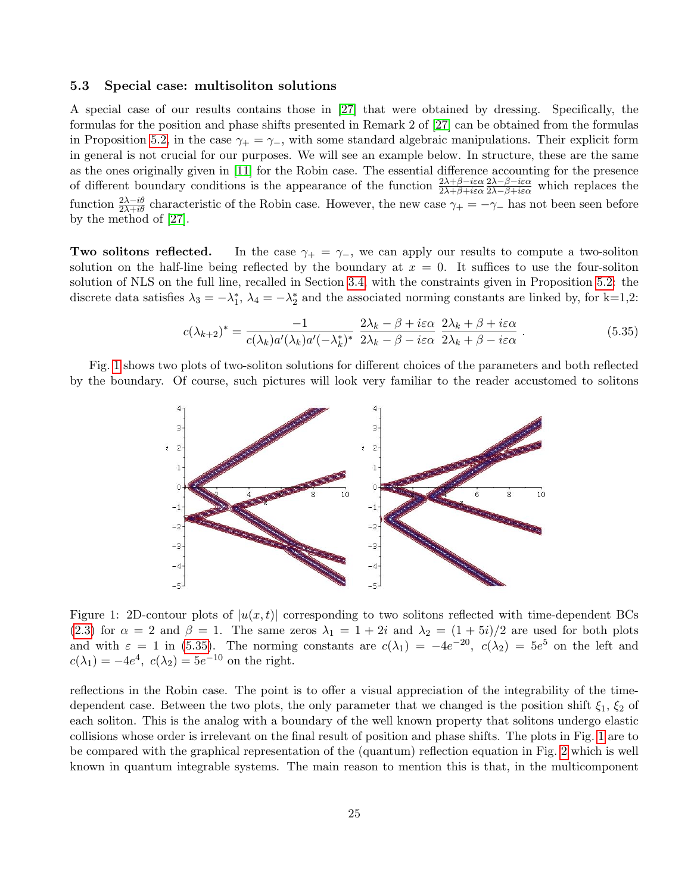### 5.3 Special case: multisoliton solutions

A special case of our results contains those in [27] that were obtained by dressing. Specifically, the formulas for the position and phase shifts presented in Remark 2 of [27] can be obtained from the formulas in Proposition 5.2, in the case $\gamma_+ = \gamma_-$, with some standard algebraic manipulations. Their explicit form in general is not crucial for our purposes. We will see an example below. In structure, these are the same as the ones originally given in [11] for the Robin case. The essential difference accounting for the presence of different boundary conditions is the appearance of the function $\frac{2\lambda+\beta-i\varepsilon\alpha}{2\lambda+\beta+i\varepsilon\alpha}\frac{2\lambda-\beta-i\varepsilon\alpha}{2\lambda-\beta+i\varepsilon\alpha}$ which replaces the function $\frac{2\lambda-i\theta}{2\lambda+i\theta}$ characteristic of the Robin case. However, the new case $\gamma_+ = -\gamma_-$ has not been seen before by the method of [27].

**Two solitons reflected.** In the case $\gamma_+ = \gamma_-$, we can apply our results to compute a two-soliton solution on the half-line being reflected by the boundary at $x = 0$. It suffices to use the four-soliton solution of NLS on the full line, recalled in Section 3.4, with the constraints given in Proposition 5.2: the discrete data satisfies $\lambda_3 = -\lambda_1^*$, $\lambda_4 = -\lambda_2^*$ and the associated norming constants are linked by, for k=1,2:

$$c(\lambda_{k+2})^* = \frac{-1}{c(\lambda_k)a'(\lambda_k)a'(-\lambda_k^*)^*}\,\frac{2\lambda_k-\beta+i\varepsilon\alpha}{2\lambda_k-\beta-i\varepsilon\alpha}\,\frac{2\lambda_k+\beta+i\varepsilon\alpha}{2\lambda_k+\beta-i\varepsilon\alpha}\,. \tag{5.35}$$

Fig. 1 shows two plots of two-soliton solutions for different choices of the parameters and both reflected by the boundary. Of course, such pictures will look very familiar to the reader accustomed to solitons reflections in the Robin case. The point is to offer a visual appreciation of the integrability of the time-dependent case. Between the two plots, the only parameter that we changed is the position shift $\xi_1$, $\xi_2$ of each soliton. This is the analog with a boundary of the well known property that solitons undergo elastic collisions whose order is irrelevant on the final result of position and phase shifts. The plots in Fig. 1 are to be compared with the graphical representation of the (quantum) reflection equation in Fig. 2 which is well known in quantum integrable systems. The main reason to mention this is that, in the multicomponent

Figure 1: 2D-contour plots of $|u(x,t)|$ corresponding to two solitons reflected with time-dependent BCs (2.3) for $\alpha = 2$ and $\beta = 1$. The same zeros $\lambda_1 = 1 + 2i$ and $\lambda_2 = (1 + 5i)/2$ are used for both plots and with $\varepsilon = 1$ in (5.35). The norming constants are $c(\lambda_1) = -4e^{-20}$, $c(\lambda_2) = 5e^5$ on the left and $c(\lambda_1) = -4e^4$, $c(\lambda_2) = 5e^{-10}$ on the right.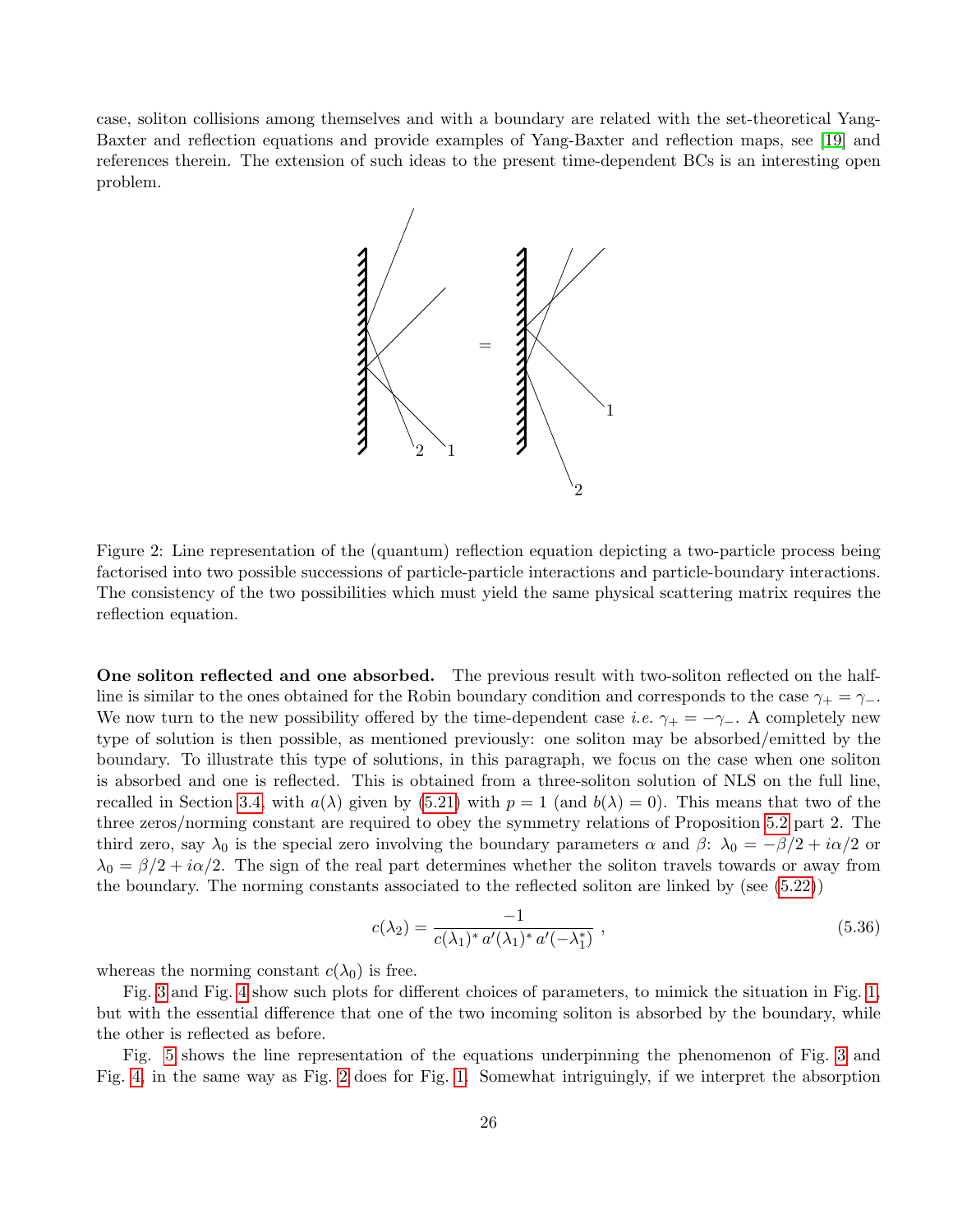case, soliton collisions among themselves and with a boundary are related with the set-theoretical Yang-Baxter and reflection equations and provide examples of Yang-Baxter and reflection maps, see [19] and references therein. The extension of such ideas to the present time-dependent BCs is an interesting open problem.

Figure 2: Line representation of the (quantum) reflection equation depicting a two-particle process being factorised into two possible successions of particle-particle interactions and particle-boundary interactions. The consistency of the two possibilities which must yield the same physical scattering matrix requires the reflection equation.

**One soliton reflected and one absorbed.** The previous result with two-soliton reflected on the half-line is similar to the ones obtained for the Robin boundary condition and corresponds to the case $\gamma_+ = \gamma_-$. We now turn to the new possibility offered by the time-dependent case *i.e.* $\gamma_+ = -\gamma_-$. A completely new type of solution is then possible, as mentioned previously: one soliton may be absorbed/emitted by the boundary. To illustrate this type of solutions, in this paragraph, we focus on the case when one soliton is absorbed and one is reflected. This is obtained from a three-soliton solution of NLS on the full line, recalled in Section 3.4, with $a(\lambda)$ given by (5.21) with $p = 1$ (and $b(\lambda) = 0$). This means that two of the three zeros/norming constant are required to obey the symmetry relations of Proposition 5.2 part 2. The third zero, say $\lambda_0$ is the special zero involving the boundary parameters $\alpha$ and $\beta$: $\lambda_0 = -\beta/2 + i\alpha/2$ or $\lambda_0 = \beta/2 + i\alpha/2$. The sign of the real part determines whether the soliton travels towards or away from the boundary. The norming constants associated to the reflected soliton are linked by (see (5.22))

$$c(\lambda_2) = \frac{-1}{c(\lambda_1)^* \, a'(\lambda_1)^* \, a'(-\lambda_1^*)} \,, \tag{5.36}$$

whereas the norming constant $c(\lambda_0)$ is free.

Fig. 3 and Fig. 4 show such plots for different choices of parameters, to mimick the situation in Fig. 1, but with the essential difference that one of the two incoming soliton is absorbed by the boundary, while the other is reflected as before.

Fig. 5 shows the line representation of the equations underpinning the phenomenon of Fig. 3 and Fig. 4, in the same way as Fig. 2 does for Fig. 1. Somewhat intriguingly, if we interpret the absorption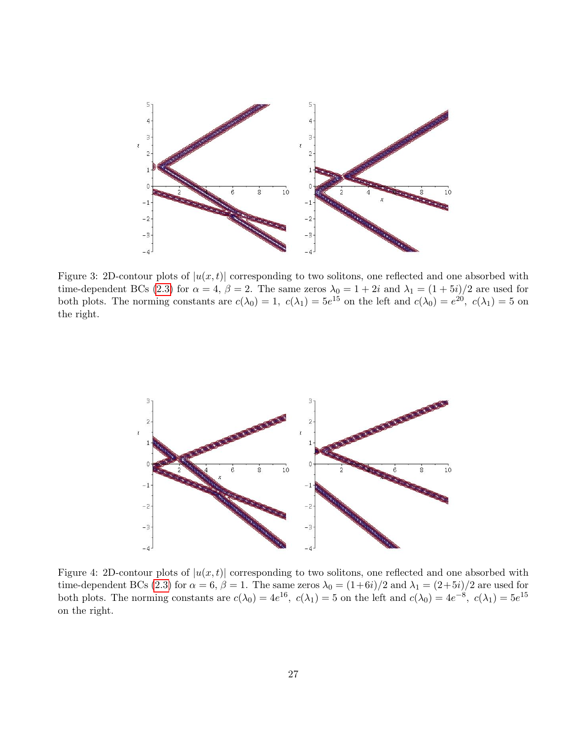Figure 3: 2D-contour plots of $|u(x,t)|$ corresponding to two solitons, one reflected and one absorbed with time-dependent BCs (2.3) for $\alpha = 4$, $\beta = 2$. The same zeros $\lambda_0 = 1 + 2i$ and $\lambda_1 = (1 + 5i)/2$ are used for both plots. The norming constants are $c(\lambda_0) = 1$, $c(\lambda_1) = 5e^{15}$ on the left and $c(\lambda_0) = e^{20}$, $c(\lambda_1) = 5$ on the right.

Figure 4: 2D-contour plots of $|u(x,t)|$ corresponding to two solitons, one reflected and one absorbed with time-dependent BCs (2.3) for $\alpha = 6$, $\beta = 1$. The same zeros $\lambda_0 = (1+6i)/2$ and $\lambda_1 = (2+5i)/2$ are used for both plots. The norming constants are $c(\lambda_0) = 4e^{16}$, $c(\lambda_1) = 5$ on the left and $c(\lambda_0) = 4e^{-8}$, $c(\lambda_1) = 5e^{15}$ on the right.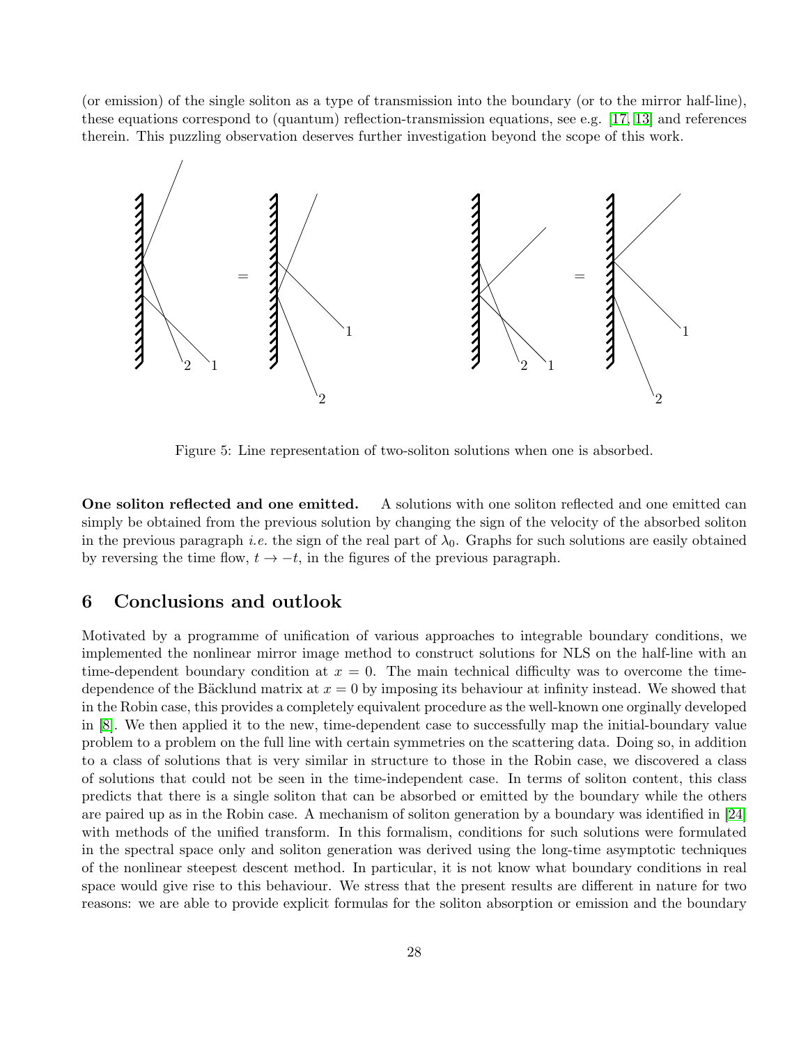(or emission) of the single soliton as a type of transmission into the boundary (or to the mirror half-line), these equations correspond to (quantum) reflection-transmission equations, see e.g. [17, 13] and references therein. This puzzling observation deserves further investigation beyond the scope of this work.

Figure 5: Line representation of two-soliton solutions when one is absorbed.

**One soliton reflected and one emitted.** A solutions with one soliton reflected and one emitted can simply be obtained from the previous solution by changing the sign of the velocity of the absorbed soliton in the previous paragraph *i.e.* the sign of the real part of $\lambda_0$. Graphs for such solutions are easily obtained by reversing the time flow, $t \to -t$, in the figures of the previous paragraph.

## 6 Conclusions and outlook

Motivated by a programme of unification of various approaches to integrable boundary conditions, we implemented the nonlinear mirror image method to construct solutions for NLS on the half-line with an time-dependent boundary condition at $x = 0$. The main technical difficulty was to overcome the time-dependence of the Bäcklund matrix at $x = 0$ by imposing its behaviour at infinity instead. We showed that in the Robin case, this provides a completely equivalent procedure as the well-known one orginally developed in [8]. We then applied it to the new, time-dependent case to successfully map the initial-boundary value problem to a problem on the full line with certain symmetries on the scattering data. Doing so, in addition to a class of solutions that is very similar in structure to those in the Robin case, we discovered a class of solutions that could not be seen in the time-independent case. In terms of soliton content, this class predicts that there is a single soliton that can be absorbed or emitted by the boundary while the others are paired up as in the Robin case. A mechanism of soliton generation by a boundary was identified in [24] with methods of the unified transform. In this formalism, conditions for such solutions were formulated in the spectral space only and soliton generation was derived using the long-time asymptotic techniques of the nonlinear steepest descent method. In particular, it is not know what boundary conditions in real space would give rise to this behaviour. We stress that the present results are different in nature for two reasons: we are able to provide explicit formulas for the soliton absorption or emission and the boundary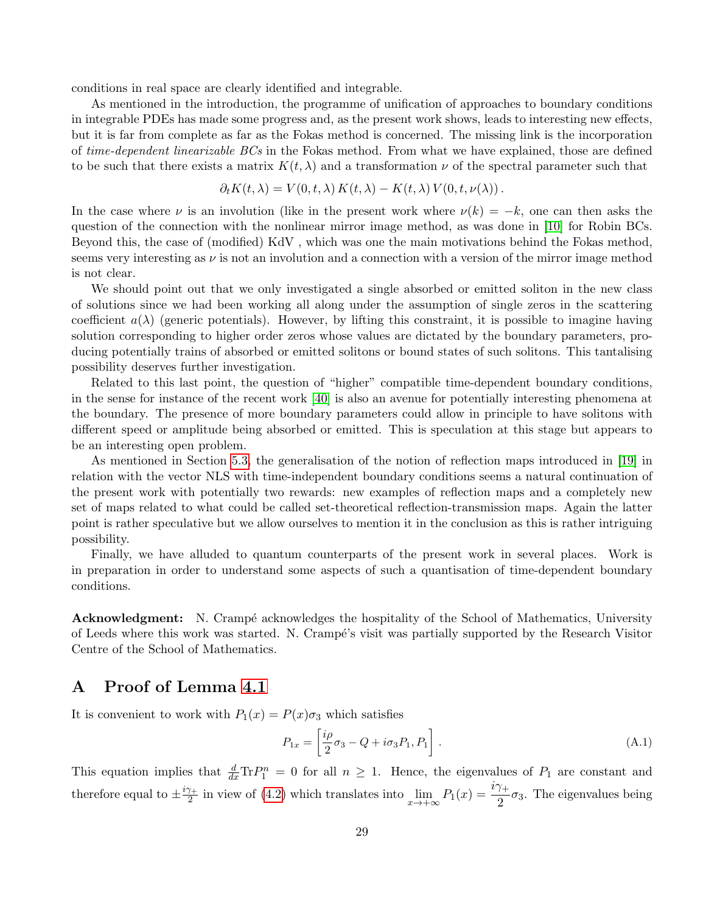conditions in real space are clearly identified and integrable.

As mentioned in the introduction, the programme of unification of approaches to boundary conditions in integrable PDEs has made some progress and, as the present work shows, leads to interesting new effects, but it is far from complete as far as the Fokas method is concerned. The missing link is the incorporation of *time-dependent linearizable BCs* in the Fokas method. From what we have explained, those are defined to be such that there exists a matrix $K(t,\lambda)$ and a transformation $\nu$ of the spectral parameter such that

$$\partial_t K(t,\lambda) = V(0,t,\lambda)\,K(t,\lambda) - K(t,\lambda)\,V(0,t,\nu(\lambda))\,.$$

In the case where $\nu$ is an involution (like in the present work where $\nu(k)=-k$, one can then asks the question of the connection with the nonlinear mirror image method, as was done in [10] for Robin BCs. Beyond this, the case of (modified) KdV , which was one the main motivations behind the Fokas method, seems very interesting as $\nu$ is not an involution and a connection with a version of the mirror image method is not clear.

We should point out that we only investigated a single absorbed or emitted soliton in the new class of solutions since we had been working all along under the assumption of single zeros in the scattering coefficient $a(\lambda)$ (generic potentials). However, by lifting this constraint, it is possible to imagine having solution corresponding to higher order zeros whose values are dictated by the boundary parameters, producing potentially trains of absorbed or emitted solitons or bound states of such solitons. This tantalising possibility deserves further investigation.

Related to this last point, the question of "higher" compatible time-dependent boundary conditions, in the sense for instance of the recent work [40] is also an avenue for potentially interesting phenomena at the boundary. The presence of more boundary parameters could allow in principle to have solitons with different speed or amplitude being absorbed or emitted. This is speculation at this stage but appears to be an interesting open problem.

As mentioned in Section 5.3, the generalisation of the notion of reflection maps introduced in [19] in relation with the vector NLS with time-independent boundary conditions seems a natural continuation of the present work with potentially two rewards: new examples of reflection maps and a completely new set of maps related to what could be called set-theoretical reflection-transmission maps. Again the latter point is rather speculative but we allow ourselves to mention it in the conclusion as this is rather intriguing possibility.

Finally, we have alluded to quantum counterparts of the present work in several places. Work is in preparation in order to understand some aspects of such a quantisation of time-dependent boundary conditions.

**Acknowledgment:** N. Crampé acknowledges the hospitality of the School of Mathematics, University of Leeds where this work was started. N. Crampé's visit was partially supported by the Research Visitor Centre of the School of Mathematics.

## A Proof of Lemma 4.1

It is convenient to work with $P_1(x) = P(x)\sigma_3$ which satisfies

$$P_{1x} = \left[\frac{i\rho}{2}\sigma_3 - Q + i\sigma_3 P_1, P_1\right]\,. \tag{A.1}$$

This equation implies that $\frac{d}{dx}\mathrm{Tr}P_1^n = 0$ for all $n \geq 1$. Hence, the eigenvalues of $P_1$ are constant and therefore equal to $\pm\frac{i\gamma_+}{2}$ in view of (4.2) which translates into $\lim_{x\to+\infty} P_1(x) = \dfrac{i\gamma_+}{2}\sigma_3$. The eigenvalues being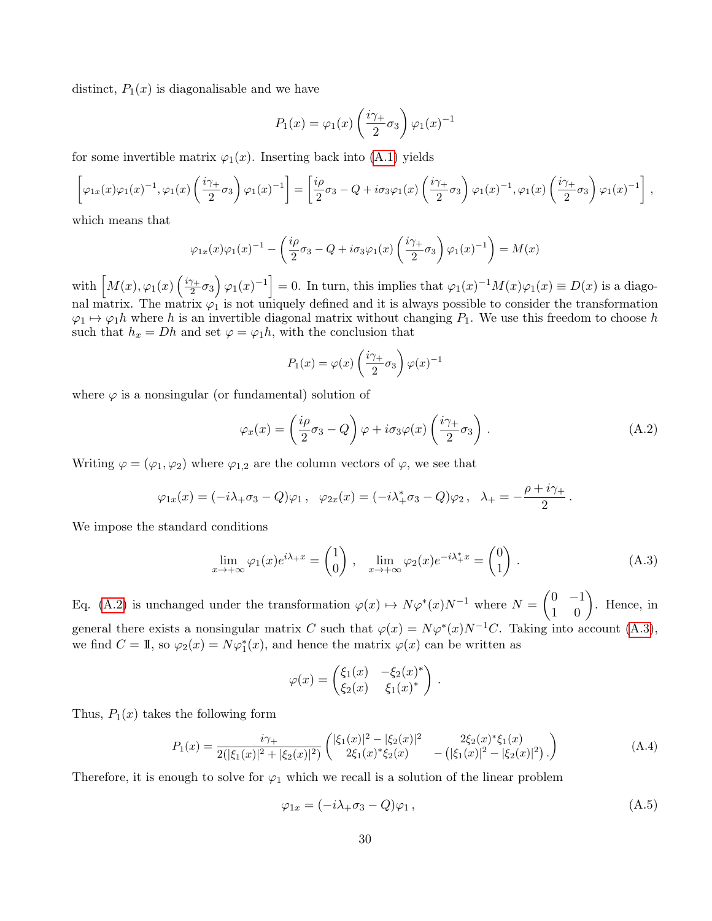distinct, $P_1(x)$ is diagonalisable and we have

$$P_1(x) = \varphi_1(x)\left(\frac{i\gamma_+}{2}\sigma_3\right)\varphi_1(x)^{-1}$$

for some invertible matrix $\varphi_1(x)$. Inserting back into (A.1) yields

$$\left[\varphi_{1x}(x)\varphi_1(x)^{-1}, \varphi_1(x)\left(\frac{i\gamma_+}{2}\sigma_3\right)\varphi_1(x)^{-1}\right] = \left[\frac{i\rho}{2}\sigma_3 - Q + i\sigma_3\varphi_1(x)\left(\frac{i\gamma_+}{2}\sigma_3\right)\varphi_1(x)^{-1}, \varphi_1(x)\left(\frac{i\gamma_+}{2}\sigma_3\right)\varphi_1(x)^{-1}\right],$$

which means that

$$\varphi_{1x}(x)\varphi_1(x)^{-1} - \left(\frac{i\rho}{2}\sigma_3 - Q + i\sigma_3\varphi_1(x)\left(\frac{i\gamma_+}{2}\sigma_3\right)\varphi_1(x)^{-1}\right) = M(x)$$

with $\left[M(x), \varphi_1(x)\left(\frac{i\gamma_+}{2}\sigma_3\right)\varphi_1(x)^{-1}\right] = 0$. In turn, this implies that $\varphi_1(x)^{-1}M(x)\varphi_1(x) \equiv D(x)$ is a diagonal matrix. The matrix $\varphi_1$ is not uniquely defined and it is always possible to consider the transformation $\varphi_1 \mapsto \varphi_1 h$ where $h$ is an invertible diagonal matrix without changing $P_1$. We use this freedom to choose $h$ such that $h_x = Dh$ and set $\varphi = \varphi_1 h$, with the conclusion that

$$P_1(x) = \varphi(x)\left(\frac{i\gamma_+}{2}\sigma_3\right)\varphi(x)^{-1}$$

where $\varphi$ is a nonsingular (or fundamental) solution of

$$\varphi_x(x) = \left(\frac{i\rho}{2}\sigma_3 - Q\right)\varphi + i\sigma_3\varphi(x)\left(\frac{i\gamma_+}{2}\sigma_3\right). \tag{A.2}$$

Writing $\varphi = (\varphi_1, \varphi_2)$ where $\varphi_{1,2}$ are the column vectors of $\varphi$, we see that

$$\varphi_{1x}(x) = (-i\lambda_+\sigma_3 - Q)\varphi_1\,, \quad \varphi_{2x}(x) = (-i\lambda_+^*\sigma_3 - Q)\varphi_2\,, \quad \lambda_+ = -\frac{\rho + i\gamma_+}{2}\,.$$

We impose the standard conditions

$$\lim_{x\to+\infty}\varphi_1(x)e^{i\lambda_+ x} = \begin{pmatrix}1\\0\end{pmatrix}, \quad \lim_{x\to+\infty}\varphi_2(x)e^{-i\lambda_+^* x} = \begin{pmatrix}0\\1\end{pmatrix}. \tag{A.3}$$

Eq. (A.2) is unchanged under the transformation $\varphi(x) \mapsto N\varphi^*(x)N^{-1}$ where $N = \begin{pmatrix}0 & -1\\1 & 0\end{pmatrix}$. Hence, in general there exists a nonsingular matrix $C$ such that $\varphi(x) = N\varphi^*(x)N^{-1}C$. Taking into account (A.3), we find $C = \mathbb{I}$, so $\varphi_2(x) = N\varphi_1^*(x)$, and hence the matrix $\varphi(x)$ can be written as

$$\varphi(x) = \begin{pmatrix}\xi_1(x) & -\xi_2(x)^*\\ \xi_2(x) & \xi_1(x)^*\end{pmatrix}.$$

Thus, $P_1(x)$ takes the following form

$$P_1(x) = \frac{i\gamma_+}{2(|\xi_1(x)|^2 + |\xi_2(x)|^2)}\begin{pmatrix}|\xi_1(x)|^2 - |\xi_2(x)|^2 & 2\xi_2(x)^*\xi_1(x)\\ 2\xi_1(x)^*\xi_2(x) & -\left(|\xi_1(x)|^2 - |\xi_2(x)|^2\right).\end{pmatrix} \tag{A.4}$$

Therefore, it is enough to solve for $\varphi_1$ which we recall is a solution of the linear problem

$$\varphi_{1x} = (-i\lambda_+\sigma_3 - Q)\varphi_1\,, \tag{A.5}$$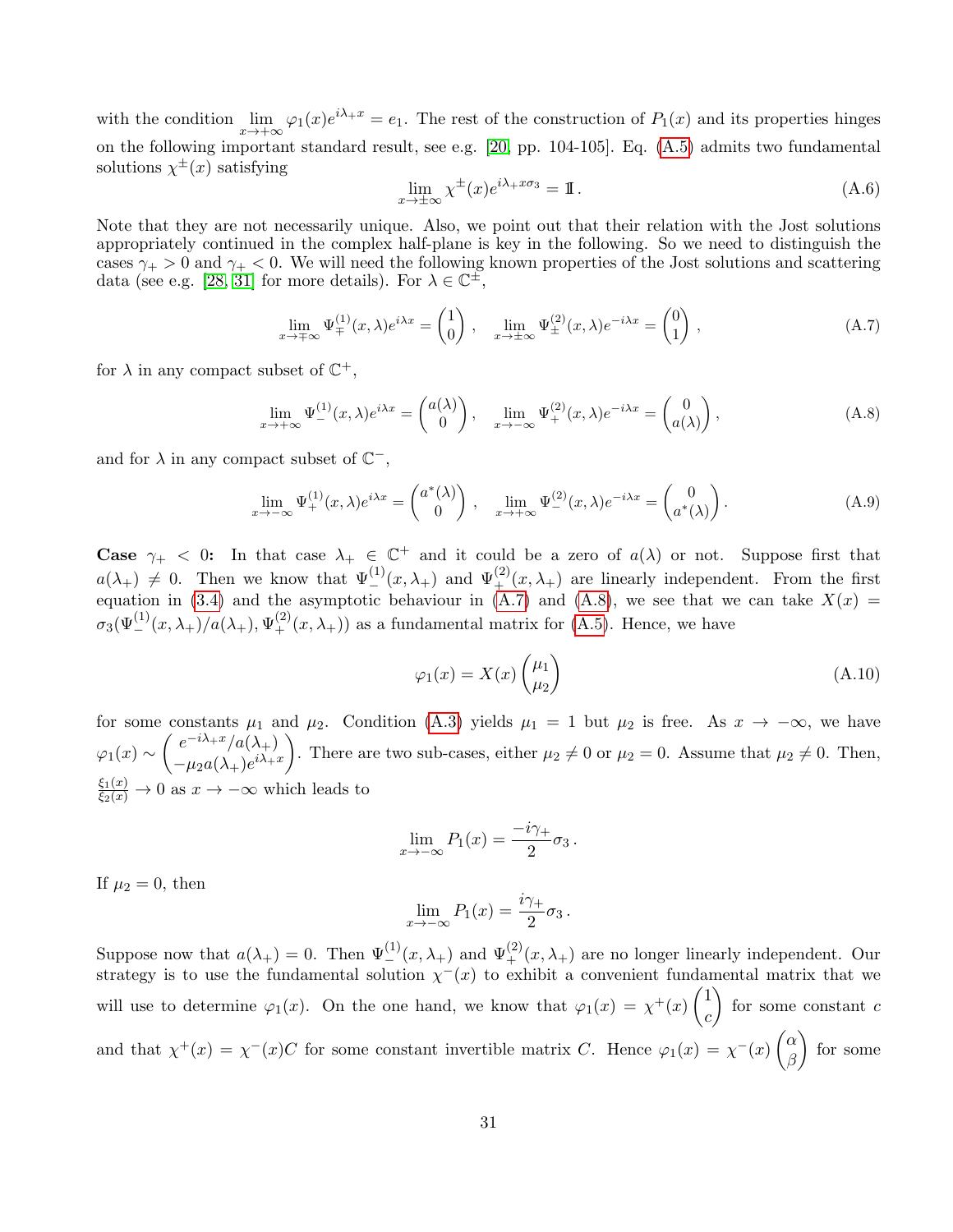with the condition $\lim_{x\to+\infty}\varphi_1(x)e^{i\lambda_+ x} = e_1$. The rest of the construction of $P_1(x)$ and its properties hinges on the following important standard result, see e.g. [20, pp. 104-105]. Eq. (A.5) admits two fundamental solutions $\chi^\pm(x)$ satisfying

$$\lim_{x\to\pm\infty}\chi^\pm(x)e^{i\lambda_+ x\sigma_3} = \mathbb{I}\,. \tag{A.6}$$

Note that they are not necessarily unique. Also, we point out that their relation with the Jost solutions appropriately continued in the complex half-plane is key in the following. So we need to distinguish the cases $\gamma_+ > 0$ and $\gamma_+ < 0$. We will need the following known properties of the Jost solutions and scattering data (see e.g. [28, 31] for more details). For $\lambda \in \mathbb{C}^\pm$,

$$\lim_{x\to\mp\infty}\Psi_\mp^{(1)}(x,\lambda)e^{i\lambda x} = \begin{pmatrix}1\\0\end{pmatrix}\,,\quad \lim_{x\to\pm\infty}\Psi_\pm^{(2)}(x,\lambda)e^{-i\lambda x} = \begin{pmatrix}0\\1\end{pmatrix}\,, \tag{A.7}$$

for $\lambda$ in any compact subset of $\mathbb{C}^+$,

$$\lim_{x\to+\infty}\Psi_-^{(1)}(x,\lambda)e^{i\lambda x} = \begin{pmatrix}a(\lambda)\\0\end{pmatrix},\quad \lim_{x\to-\infty}\Psi_+^{(2)}(x,\lambda)e^{-i\lambda x} = \begin{pmatrix}0\\a(\lambda)\end{pmatrix}, \tag{A.8}$$

and for $\lambda$ in any compact subset of $\mathbb{C}^-$,

$$\lim_{x\to-\infty}\Psi_+^{(1)}(x,\lambda)e^{i\lambda x} = \begin{pmatrix}a^*(\lambda)\\0\end{pmatrix}\,,\quad \lim_{x\to+\infty}\Psi_-^{(2)}(x,\lambda)e^{-i\lambda x} = \begin{pmatrix}0\\a^*(\lambda)\end{pmatrix}. \tag{A.9}$$

**Case $\gamma_+ < 0$:** In that case $\lambda_+ \in \mathbb{C}^+$ and it could be a zero of $a(\lambda)$ or not. Suppose first that $a(\lambda_+) \neq 0$. Then we know that $\Psi_-^{(1)}(x,\lambda_+)$ and $\Psi_+^{(2)}(x,\lambda_+)$ are linearly independent. From the first equation in (3.4) and the asymptotic behaviour in (A.7) and (A.8), we see that we can take $X(x) = \sigma_3(\Psi_-^{(1)}(x,\lambda_+)/a(\lambda_+), \Psi_+^{(2)}(x,\lambda_+))$ as a fundamental matrix for (A.5). Hence, we have

$$\varphi_1(x) = X(x)\begin{pmatrix}\mu_1\\ \mu_2\end{pmatrix} \tag{A.10}$$

for some constants $\mu_1$ and $\mu_2$. Condition (A.3) yields $\mu_1 = 1$ but $\mu_2$ is free. As $x \to -\infty$, we have $\varphi_1(x) \sim \begin{pmatrix}e^{-i\lambda_+ x}/a(\lambda_+)\\ -\mu_2 a(\lambda_+)e^{i\lambda_+ x}\end{pmatrix}$. There are two sub-cases, either $\mu_2 \neq 0$ or $\mu_2 = 0$. Assume that $\mu_2 \neq 0$. Then, $\frac{\xi_1(x)}{\xi_2(x)} \to 0$ as $x \to -\infty$ which leads to

$$\lim_{x\to-\infty}P_1(x) = \frac{-i\gamma_+}{2}\sigma_3\,.$$

If $\mu_2 = 0$, then

$$\lim_{x\to-\infty}P_1(x) = \frac{i\gamma_+}{2}\sigma_3\,.$$

Suppose now that $a(\lambda_+) = 0$. Then $\Psi_-^{(1)}(x,\lambda_+)$ and $\Psi_+^{(2)}(x,\lambda_+)$ are no longer linearly independent. Our strategy is to use the fundamental solution $\chi^-(x)$ to exhibit a convenient fundamental matrix that we will use to determine $\varphi_1(x)$. On the one hand, we know that $\varphi_1(x) = \chi^+(x)\begin{pmatrix}1\\c\end{pmatrix}$ for some constant $c$ and that $\chi^+(x) = \chi^-(x)C$ for some constant invertible matrix $C$. Hence $\varphi_1(x) = \chi^-(x)\begin{pmatrix}\alpha\\ \beta\end{pmatrix}$ for some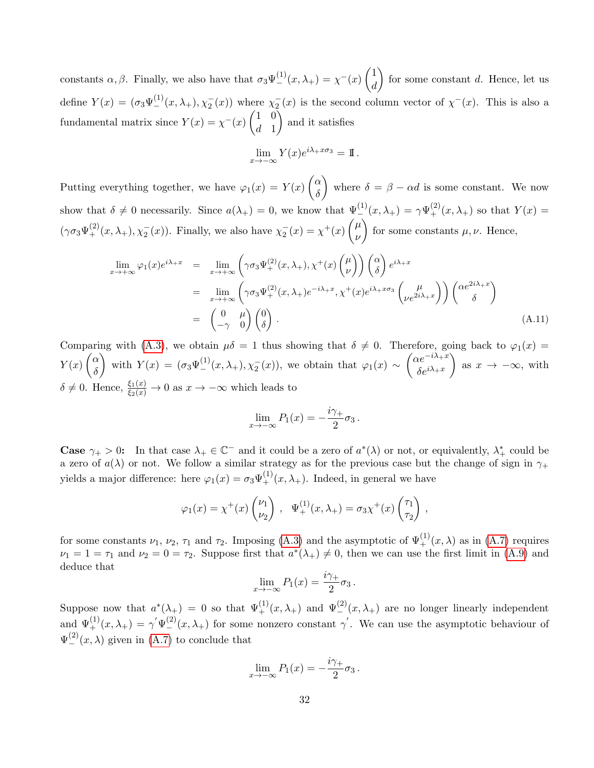constants $\alpha, \beta$. Finally, we also have that $\sigma_3 \Psi_-^{(1)}(x, \lambda_+) = \chi^-(x) \begin{pmatrix} 1 \\ d \end{pmatrix}$ for some constant $d$. Hence, let us define $Y(x) = (\sigma_3 \Psi_-^{(1)}(x, \lambda_+), \chi_2^-(x))$ where $\chi_2^-(x)$ is the second column vector of $\chi^-(x)$. This is also a fundamental matrix since $Y(x) = \chi^-(x) \begin{pmatrix} 1 & 0 \\ d & 1 \end{pmatrix}$ and it satisfies

$$\lim_{x \to -\infty} Y(x) e^{i\lambda_+ x \sigma_3} = \mathbb{I}\,.$$

Putting everything together, we have $\varphi_1(x) = Y(x) \begin{pmatrix} \alpha \\ \delta \end{pmatrix}$ where $\delta = \beta - \alpha d$ is some constant. We now show that $\delta \neq 0$ necessarily. Since $a(\lambda_+) = 0$, we know that $\Psi_-^{(1)}(x, \lambda_+) = \gamma \Psi_+^{(2)}(x, \lambda_+)$ so that $Y(x) = (\gamma \sigma_3 \Psi_+^{(2)}(x, \lambda_+), \chi_2^-(x))$. Finally, we also have $\chi_2^-(x) = \chi^+(x) \begin{pmatrix} \mu \\ \nu \end{pmatrix}$ for some constants $\mu, \nu$. Hence,

$$\begin{aligned}
\lim_{x \to +\infty} \varphi_1(x) e^{i\lambda_+ x} &= \lim_{x \to +\infty} \left( \gamma \sigma_3 \Psi_+^{(2)}(x, \lambda_+), \chi^+(x) \begin{pmatrix} \mu \\ \nu \end{pmatrix} \right) \begin{pmatrix} \alpha \\ \delta \end{pmatrix} e^{i\lambda_+ x} \\
&= \lim_{x \to +\infty} \left( \gamma \sigma_3 \Psi_+^{(2)}(x, \lambda_+) e^{-i\lambda_+ x}, \chi^+(x) e^{i\lambda_+ x \sigma_3} \begin{pmatrix} \mu \\ \nu e^{2i\lambda_+ x} \end{pmatrix} \right) \begin{pmatrix} \alpha e^{2i\lambda_+ x} \\ \delta \end{pmatrix} \\
&= \begin{pmatrix} 0 & \mu \\ -\gamma & 0 \end{pmatrix} \begin{pmatrix} 0 \\ \delta \end{pmatrix}.
\end{aligned} \tag{A.11}$$

Comparing with (A.3), we obtain $\mu\delta = 1$ thus showing that $\delta \neq 0$. Therefore, going back to $\varphi_1(x) = Y(x) \begin{pmatrix} \alpha \\ \delta \end{pmatrix}$ with $Y(x) = (\sigma_3 \Psi_-^{(1)}(x, \lambda_+), \chi_2^-(x))$, we obtain that $\varphi_1(x) \sim \begin{pmatrix} \alpha e^{-i\lambda_+ x} \\ \delta e^{i\lambda_+ x} \end{pmatrix}$ as $x \to -\infty$, with $\delta \neq 0$. Hence, $\frac{\xi_1(x)}{\xi_2(x)} \to 0$ as $x \to -\infty$ which leads to

$$\lim_{x \to -\infty} P_1(x) = -\frac{i\gamma_+}{2} \sigma_3\,.$$

**Case $\gamma_+ > 0$:** In that case $\lambda_+ \in \mathbb{C}^-$ and it could be a zero of $a^*(\lambda)$ or not, or equivalently, $\lambda_+^*$ could be a zero of $a(\lambda)$ or not. We follow a similar strategy as for the previous case but the change of sign in $\gamma_+$ yields a major difference: here $\varphi_1(x) = \sigma_3 \Psi_+^{(1)}(x, \lambda_+)$. Indeed, in general we have

$$\varphi_1(x) = \chi^+(x) \begin{pmatrix} \nu_1 \\ \nu_2 \end{pmatrix}\,, \quad \Psi_+^{(1)}(x, \lambda_+) = \sigma_3 \chi^+(x) \begin{pmatrix} \tau_1 \\ \tau_2 \end{pmatrix}\,,$$

for some constants $\nu_1$, $\nu_2$, $\tau_1$ and $\tau_2$. Imposing (A.3) and the asymptotic of $\Psi_+^{(1)}(x, \lambda)$ as in (A.7) requires $\nu_1 = 1 = \tau_1$ and $\nu_2 = 0 = \tau_2$. Suppose first that $a^*(\lambda_+) \neq 0$, then we can use the first limit in (A.9) and deduce that

$$\lim_{x \to -\infty} P_1(x) = \frac{i\gamma_+}{2} \sigma_3\,.$$

Suppose now that $a^*(\lambda_+) = 0$ so that $\Psi_+^{(1)}(x, \lambda_+)$ and $\Psi_-^{(2)}(x, \lambda_+)$ are no longer linearly independent and $\Psi_+^{(1)}(x, \lambda_+) = \gamma' \Psi_-^{(2)}(x, \lambda_+)$ for some nonzero constant $\gamma'$. We can use the asymptotic behaviour of $\Psi_-^{(2)}(x, \lambda)$ given in (A.7) to conclude that

$$\lim_{x \to -\infty} P_1(x) = -\frac{i\gamma_+}{2} \sigma_3\,.$$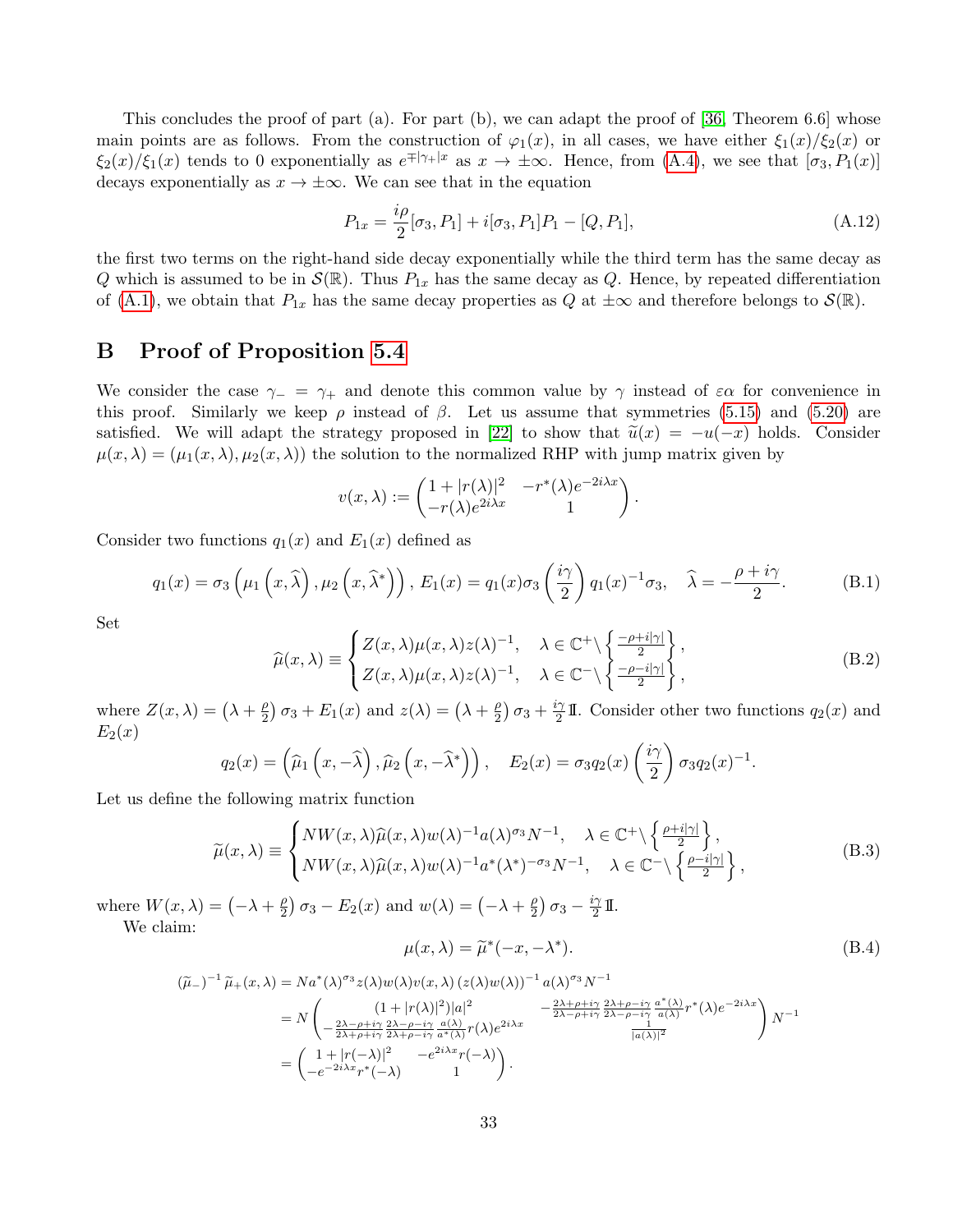This concludes the proof of part (a). For part (b), we can adapt the proof of [36, Theorem 6.6] whose main points are as follows. From the construction of $\varphi_1(x)$, in all cases, we have either $\xi_1(x)/\xi_2(x)$ or $\xi_2(x)/\xi_1(x)$ tends to 0 exponentially as $e^{\mp|\gamma_+|x}$ as $x \to \pm\infty$. Hence, from (A.4), we see that $[\sigma_3, P_1(x)]$ decays exponentially as $x \to \pm\infty$. We can see that in the equation

$$P_{1x} = \frac{i\rho}{2}[\sigma_3, P_1] + i[\sigma_3, P_1]P_1 - [Q, P_1], \tag{A.12}$$

the first two terms on the right-hand side decay exponentially while the third term has the same decay as $Q$ which is assumed to be in $\mathcal{S}(\mathbb{R})$. Thus $P_{1x}$ has the same decay as $Q$. Hence, by repeated differentiation of (A.1), we obtain that $P_{1x}$ has the same decay properties as $Q$ at $\pm\infty$ and therefore belongs to $\mathcal{S}(\mathbb{R})$.

# B Proof of Proposition 5.4

We consider the case $\gamma_- = \gamma_+$ and denote this common value by $\gamma$ instead of $\varepsilon\alpha$ for convenience in this proof. Similarly we keep $\rho$ instead of $\beta$. Let us assume that symmetries (5.15) and (5.20) are satisfied. We will adapt the strategy proposed in [22] to show that $\widetilde{u}(x) = -u(-x)$ holds. Consider $\mu(x,\lambda) = (\mu_1(x,\lambda), \mu_2(x,\lambda))$ the solution to the normalized RHP with jump matrix given by

$$v(x,\lambda) := \begin{pmatrix} 1 + |r(\lambda)|^2 & -r^*(\lambda)e^{-2i\lambda x} \\ -r(\lambda)e^{2i\lambda x} & 1 \end{pmatrix}.$$

Consider two functions $q_1(x)$ and $E_1(x)$ defined as

$$q_1(x) = \sigma_3\left(\mu_1\left(x, \widehat{\lambda}\right), \mu_2\left(x, \widehat{\lambda}^*\right)\right),\ E_1(x) = q_1(x)\sigma_3\left(\frac{i\gamma}{2}\right)q_1(x)^{-1}\sigma_3, \quad \widehat{\lambda} = -\frac{\rho + i\gamma}{2}. \tag{B.1}$$

Set

$$\widehat{\mu}(x,\lambda) \equiv \begin{cases} Z(x,\lambda)\mu(x,\lambda)z(\lambda)^{-1}, & \lambda \in \mathbb{C}^+ \setminus \left\{\frac{-\rho + i|\gamma|}{2}\right\}, \\ Z(x,\lambda)\mu(x,\lambda)z(\lambda)^{-1}, & \lambda \in \mathbb{C}^- \setminus \left\{\frac{-\rho - i|\gamma|}{2}\right\}, \end{cases} \tag{B.2}$$

where $Z(x,\lambda) = \left(\lambda + \frac{\rho}{2}\right)\sigma_3 + E_1(x)$ and $z(\lambda) = \left(\lambda + \frac{\rho}{2}\right)\sigma_3 + \frac{i\gamma}{2}\mathbb{I}$. Consider other two functions $q_2(x)$ and $E_2(x)$

$$q_2(x) = \left(\widehat{\mu}_1\left(x, -\widehat{\lambda}\right), \widehat{\mu}_2\left(x, -\widehat{\lambda}^*\right)\right), \quad E_2(x) = \sigma_3 q_2(x)\left(\frac{i\gamma}{2}\right)\sigma_3 q_2(x)^{-1}.$$

Let us define the following matrix function

$$\widetilde{\mu}(x,\lambda) \equiv \begin{cases} NW(x,\lambda)\widehat{\mu}(x,\lambda)w(\lambda)^{-1}a(\lambda)^{\sigma_3}N^{-1}, & \lambda \in \mathbb{C}^+ \setminus \left\{\frac{\rho + i|\gamma|}{2}\right\}, \\ NW(x,\lambda)\widehat{\mu}(x,\lambda)w(\lambda)^{-1}a^*(\lambda^*)^{-\sigma_3}N^{-1}, & \lambda \in \mathbb{C}^- \setminus \left\{\frac{\rho - i|\gamma|}{2}\right\}, \end{cases} \tag{B.3}$$

where $W(x,\lambda) = \left(-\lambda + \frac{\rho}{2}\right)\sigma_3 - E_2(x)$ and $w(\lambda) = \left(-\lambda + \frac{\rho}{2}\right)\sigma_3 - \frac{i\gamma}{2}\mathbb{I}$.

We claim:

$$\mu(x,\lambda) = \widetilde{\mu}^*(-x, -\lambda^*). \tag{B.4}$$

$$\begin{aligned}
(\widetilde{\mu}_-)^{-1}\widetilde{\mu}_+(x,\lambda) &= Na^*(\lambda)^{\sigma_3}z(\lambda)w(\lambda)v(x,\lambda)\left(z(\lambda)w(\lambda)\right)^{-1}a(\lambda)^{\sigma_3}N^{-1} \\
&= N\begin{pmatrix} (1 + |r(\lambda)|^2)|a|^2 & -\frac{2\lambda + \rho + i\gamma}{2\lambda - \rho + i\gamma}\frac{2\lambda + \rho - i\gamma}{2\lambda - \rho - i\gamma}\frac{a^*(\lambda)}{a(\lambda)}r^*(\lambda)e^{-2i\lambda x} \\ -\frac{2\lambda - \rho + i\gamma}{2\lambda + \rho + i\gamma}\frac{2\lambda - \rho - i\gamma}{2\lambda + \rho - i\gamma}\frac{a(\lambda)}{a^*(\lambda)}r(\lambda)e^{2i\lambda x} & \frac{1}{|a(\lambda)|^2} \end{pmatrix}N^{-1} \\
&= \begin{pmatrix} 1 + |r(-\lambda)|^2 & -e^{2i\lambda x}r(-\lambda) \\ -e^{-2i\lambda x}r^*(-\lambda) & 1 \end{pmatrix}.
\end{aligned}$$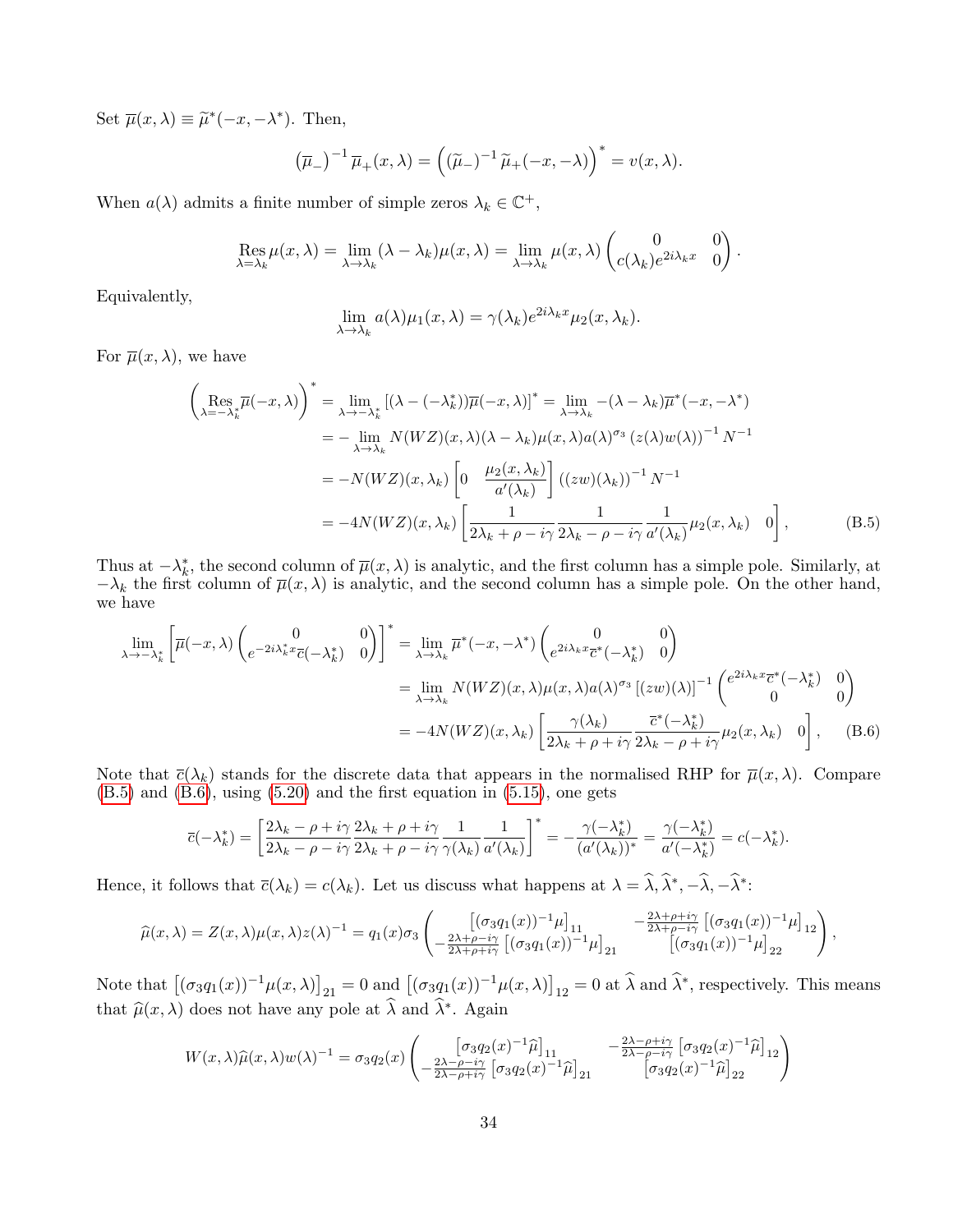Set $\overline{\mu}(x,\lambda) \equiv \widetilde{\mu}^*(-x,-\lambda^*)$. Then,

$$\left(\overline{\mu}_-\right)^{-1}\overline{\mu}_+(x,\lambda) = \left(\left(\widetilde{\mu}_-\right)^{-1}\widetilde{\mu}_+(-x,-\lambda)\right)^* = v(x,\lambda).$$

When $a(\lambda)$ admits a finite number of simple zeros $\lambda_k \in \mathbb{C}^+$,

$$\operatorname*{Res}_{\lambda=\lambda_k}\mu(x,\lambda) = \lim_{\lambda\to\lambda_k}(\lambda-\lambda_k)\mu(x,\lambda) = \lim_{\lambda\to\lambda_k}\mu(x,\lambda)\begin{pmatrix}0 & 0\\ c(\lambda_k)e^{2i\lambda_k x} & 0\end{pmatrix}.$$

Equivalently,

$$\lim_{\lambda\to\lambda_k} a(\lambda)\mu_1(x,\lambda) = \gamma(\lambda_k)e^{2i\lambda_k x}\mu_2(x,\lambda_k).$$

For $\overline{\mu}(x,\lambda)$, we have

$$\begin{aligned}
\left(\operatorname*{Res}_{\lambda=-\lambda_k^*}\overline{\mu}(-x,\lambda)\right)^* &= \lim_{\lambda\to-\lambda_k^*}\left[(\lambda-(-\lambda_k^*))\overline{\mu}(-x,\lambda)\right]^* = \lim_{\lambda\to\lambda_k} -(\lambda-\lambda_k)\overline{\mu}^*(-x,-\lambda^*)\\
&= -\lim_{\lambda\to\lambda_k} N(WZ)(x,\lambda)(\lambda-\lambda_k)\mu(x,\lambda)a(\lambda)^{\sigma_3}\left(z(\lambda)w(\lambda)\right)^{-1}N^{-1}\\
&= -N(WZ)(x,\lambda_k)\begin{bmatrix}0 & \dfrac{\mu_2(x,\lambda_k)}{a'(\lambda_k)}\end{bmatrix}\left((zw)(\lambda_k)\right)^{-1}N^{-1}\\
&= -4N(WZ)(x,\lambda_k)\begin{bmatrix}\dfrac{1}{2\lambda_k+\rho-i\gamma}\dfrac{1}{2\lambda_k-\rho-i\gamma}\dfrac{1}{a'(\lambda_k)}\mu_2(x,\lambda_k) & 0\end{bmatrix},
\end{aligned}\tag{B.5}$$

Thus at $-\lambda_k^*$, the second column of $\overline{\mu}(x,\lambda)$ is analytic, and the first column has a simple pole. Similarly, at $-\lambda_k$ the first column of $\overline{\mu}(x,\lambda)$ is analytic, and the second column has a simple pole. On the other hand, we have

$$\begin{aligned}
\lim_{\lambda\to-\lambda_k^*}\left[\overline{\mu}(-x,\lambda)\begin{pmatrix}0 & 0\\ e^{-2i\lambda_k^* x}\overline{c}(-\lambda_k^*) & 0\end{pmatrix}\right]^* &= \lim_{\lambda\to\lambda_k}\overline{\mu}^*(-x,-\lambda^*)\begin{pmatrix}0 & 0\\ e^{2i\lambda_k x}\overline{c}^*(-\lambda_k^*) & 0\end{pmatrix}\\
&= \lim_{\lambda\to\lambda_k} N(WZ)(x,\lambda)\mu(x,\lambda)a(\lambda)^{\sigma_3}\left[(zw)(\lambda)\right]^{-1}\begin{pmatrix}e^{2i\lambda_k x}\overline{c}^*(-\lambda_k^*) & 0\\ 0 & 0\end{pmatrix}\\
&= -4N(WZ)(x,\lambda_k)\begin{bmatrix}\dfrac{\gamma(\lambda_k)}{2\lambda_k+\rho+i\gamma}\dfrac{\overline{c}^*(-\lambda_k^*)}{2\lambda_k-\rho+i\gamma}\mu_2(x,\lambda_k) & 0\end{bmatrix},
\end{aligned}\tag{B.6}$$

Note that $\overline{c}(\lambda_k)$ stands for the discrete data that appears in the normalised RHP for $\overline{\mu}(x,\lambda)$. Compare (B.5) and (B.6), using (5.20) and the first equation in (5.15), one gets

$$\overline{c}(-\lambda_k^*) = \left[\frac{2\lambda_k-\rho+i\gamma}{2\lambda_k-\rho-i\gamma}\frac{2\lambda_k+\rho+i\gamma}{2\lambda_k+\rho-i\gamma}\frac{1}{\gamma(\lambda_k)}\frac{1}{a'(\lambda_k)}\right]^* = -\frac{\gamma(-\lambda_k^*)}{(a'(\lambda_k))^*} = \frac{\gamma(-\lambda_k^*)}{a'(-\lambda_k^*)} = c(-\lambda_k^*).$$

Hence, it follows that $\overline{c}(\lambda_k) = c(\lambda_k)$. Let us discuss what happens at $\lambda = \widehat{\lambda}, \widehat{\lambda}^*, -\widehat{\lambda}, -\widehat{\lambda}^*$:

$$\widehat{\mu}(x,\lambda) = Z(x,\lambda)\mu(x,\lambda)z(\lambda)^{-1} = q_1(x)\sigma_3\begin{pmatrix}\left[(\sigma_3 q_1(x))^{-1}\mu\right]_{11} & -\frac{2\lambda+\rho+i\gamma}{2\lambda+\rho-i\gamma}\left[(\sigma_3 q_1(x))^{-1}\mu\right]_{12}\\ -\frac{2\lambda+\rho-i\gamma}{2\lambda+\rho+i\gamma}\left[(\sigma_3 q_1(x))^{-1}\mu\right]_{21} & \left[(\sigma_3 q_1(x))^{-1}\mu\right]_{22}\end{pmatrix},$$

Note that $\left[(\sigma_3 q_1(x))^{-1}\mu(x,\lambda)\right]_{21} = 0$ and $\left[(\sigma_3 q_1(x))^{-1}\mu(x,\lambda)\right]_{12} = 0$ at $\widehat{\lambda}$ and $\widehat{\lambda}^*$, respectively. This means that $\widehat{\mu}(x,\lambda)$ does not have any pole at $\widehat{\lambda}$ and $\widehat{\lambda}^*$. Again

$$W(x,\lambda)\widehat{\mu}(x,\lambda)w(\lambda)^{-1} = \sigma_3 q_2(x)\begin{pmatrix}\left[\sigma_3 q_2(x)^{-1}\widehat{\mu}\right]_{11} & -\frac{2\lambda-\rho+i\gamma}{2\lambda-\rho-i\gamma}\left[\sigma_3 q_2(x)^{-1}\widehat{\mu}\right]_{12}\\ -\frac{2\lambda-\rho-i\gamma}{2\lambda-\rho+i\gamma}\left[\sigma_3 q_2(x)^{-1}\widehat{\mu}\right]_{21} & \left[\sigma_3 q_2(x)^{-1}\widehat{\mu}\right]_{22}\end{pmatrix}$$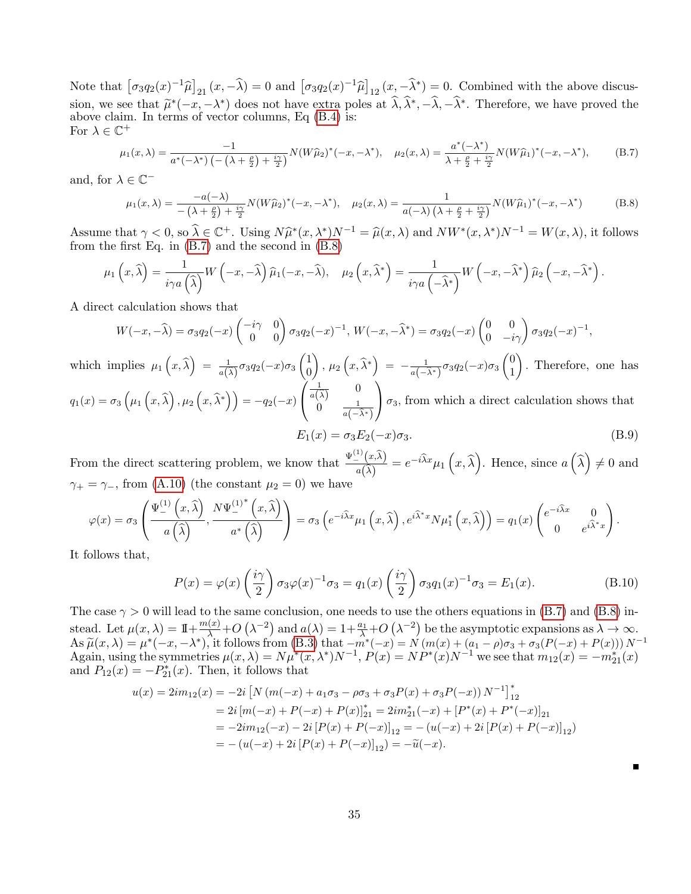Note that $\left[\sigma_3 q_2(x)^{-1}\widehat{\mu}\right]_{21}(x,-\widehat{\lambda})=0$ and $\left[\sigma_3 q_2(x)^{-1}\widehat{\mu}\right]_{12}(x,-\widehat{\lambda}^*)=0$. Combined with the above discussion, we see that $\widetilde{\mu}^*(-x,-\lambda^*)$ does not have extra poles at $\widehat{\lambda},\widehat{\lambda}^*,-\widehat{\lambda},-\widehat{\lambda}^*$. Therefore, we have proved the above claim. In terms of vector columns, Eq (B.4) is:
For $\lambda\in\mathbb{C}^+$

$$
\mu_1(x,\lambda)=\frac{-1}{a^*(-\lambda^*)\left(-\left(\lambda+\frac{\rho}{2}\right)+\frac{i\gamma}{2}\right)}N(W\widehat{\mu}_2)^*(-x,-\lambda^*),\quad \mu_2(x,\lambda)=\frac{a^*(-\lambda^*)}{\lambda+\frac{\rho}{2}+\frac{i\gamma}{2}}N(W\widehat{\mu}_1)^*(-x,-\lambda^*), \tag{B.7}
$$

and, for $\lambda\in\mathbb{C}^-$

$$
\mu_1(x,\lambda)=\frac{-a(-\lambda)}{-\left(\lambda+\frac{\rho}{2}\right)+\frac{i\gamma}{2}}N(W\widehat{\mu}_2)^*(-x,-\lambda^*),\quad \mu_2(x,\lambda)=\frac{1}{a(-\lambda)\left(\lambda+\frac{\rho}{2}+\frac{i\gamma}{2}\right)}N(W\widehat{\mu}_1)^*(-x,-\lambda^*) \tag{B.8}
$$

Assume that $\gamma<0$, so $\widehat{\lambda}\in\mathbb{C}^+$. Using $N\widehat{\mu}^*(x,\lambda^*)N^{-1}=\widehat{\mu}(x,\lambda)$ and $NW^*(x,\lambda^*)N^{-1}=W(x,\lambda)$, it follows from the first Eq. in (B.7) and the second in (B.8)

$$
\mu_1\left(x,\widehat{\lambda}\right)=\frac{1}{i\gamma a\left(\widehat{\lambda}\right)}W\left(-x,-\widehat{\lambda}\right)\widehat{\mu}_1(-x,-\widehat{\lambda}),\quad \mu_2\left(x,\widehat{\lambda}^*\right)=\frac{1}{i\gamma a\left(-\widehat{\lambda}^*\right)}W\left(-x,-\widehat{\lambda}^*\right)\widehat{\mu}_2\left(-x,-\widehat{\lambda}^*\right).
$$

A direct calculation shows that

$$
W(-x,-\widehat{\lambda})=\sigma_3 q_2(-x)\begin{pmatrix}-i\gamma & 0\\ 0 & 0\end{pmatrix}\sigma_3 q_2(-x)^{-1},\ W(-x,-\widehat{\lambda}^*)=\sigma_3 q_2(-x)\begin{pmatrix}0 & 0\\ 0 & -i\gamma\end{pmatrix}\sigma_3 q_2(-x)^{-1},
$$

which implies $\mu_1\left(x,\widehat{\lambda}\right)=\frac{1}{a(\widehat{\lambda})}\sigma_3 q_2(-x)\sigma_3\begin{pmatrix}1\\0\end{pmatrix}$, $\mu_2\left(x,\widehat{\lambda}^*\right)=-\frac{1}{a(-\widehat{\lambda}^*)}\sigma_3 q_2(-x)\sigma_3\begin{pmatrix}0\\1\end{pmatrix}$. Therefore, one has $q_1(x)=\sigma_3\left(\mu_1\left(x,\widehat{\lambda}\right),\mu_2\left(x,\widehat{\lambda}^*\right)\right)=-q_2(-x)\begin{pmatrix}\frac{1}{a(\widehat{\lambda})} & 0\\ 0 & \frac{1}{a\left(-\widehat{\lambda}^*\right)}\end{pmatrix}\sigma_3$, from which a direct calculation shows that

$$
E_1(x)=\sigma_3 E_2(-x)\sigma_3. \tag{B.9}
$$

From the direct scattering problem, we know that $\frac{\Psi_-^{(1)}(x,\widehat{\lambda})}{a(\widehat{\lambda})}=e^{-i\widehat{\lambda}x}\mu_1\left(x,\widehat{\lambda}\right)$. Hence, since $a\left(\widehat{\lambda}\right)\neq 0$ and $\gamma_+=\gamma_-$, from (A.10) (the constant $\mu_2=0$) we have

$$
\varphi(x)=\sigma_3\left(\frac{\Psi_-^{(1)}\left(x,\widehat{\lambda}\right)}{a\left(\widehat{\lambda}\right)},\frac{N\Psi_-^{(1)^*}\left(x,\widehat{\lambda}\right)}{a^*\left(\widehat{\lambda}\right)}\right)=\sigma_3\left(e^{-i\widehat{\lambda}x}\mu_1\left(x,\widehat{\lambda}\right),e^{i\widehat{\lambda}^*x}N\mu_1^*\left(x,\widehat{\lambda}\right)\right)=q_1(x)\begin{pmatrix}e^{-i\widehat{\lambda}x} & 0\\ 0 & e^{i\widehat{\lambda}^*x}\end{pmatrix}.
$$

It follows that,

$$
P(x)=\varphi(x)\left(\frac{i\gamma}{2}\right)\sigma_3\varphi(x)^{-1}\sigma_3=q_1(x)\left(\frac{i\gamma}{2}\right)\sigma_3 q_1(x)^{-1}\sigma_3=E_1(x). \tag{B.10}
$$

The case $\gamma>0$ will lead to the same conclusion, one needs to use the others equations in (B.7) and (B.8) instead. Let $\mu(x,\lambda)=\mathbb{I}+\frac{m(x)}{\lambda}+O\left(\lambda^{-2}\right)$ and $a(\lambda)=1+\frac{a_1}{\lambda}+O\left(\lambda^{-2}\right)$ be the asymptotic expansions as $\lambda\to\infty$. As $\widetilde{\mu}(x,\lambda)=\mu^*(-x,-\lambda^*)$, it follows from (B.3) that $-m^*(-x)=N\left(m(x)+(a_1-\rho)\sigma_3+\sigma_3(P(-x)+P(x))\right)N^{-1}$ Again, using the symmetries $\mu(x,\lambda)=N\mu^*(x,\lambda^*)N^{-1}$, $P(x)=NP^*(x)N^{-1}$ we see that $m_{12}(x)=-m_{21}^*(x)$ and $P_{12}(x)=-P_{21}^*(x)$. Then, it follows that

$$
\begin{aligned}
u(x)=2im_{12}(x)&=-2i\left[N\left(m(-x)+a_1\sigma_3-\rho\sigma_3+\sigma_3P(x)+\sigma_3P(-x)\right)N^{-1}\right]_{12}^*\\
&=2i\left[m(-x)+P(-x)+P(x)\right]_{21}^*=2im_{21}^*(-x)+\left[P^*(x)+P^*(-x)\right]_{21}\\
&=-2im_{12}(-x)-2i\left[P(x)+P(-x)\right]_{12}=-\left(u(-x)+2i\left[P(x)+P(-x)\right]_{12}\right)\\
&=-\left(u(-x)+2i\left[P(x)+P(-x)\right]_{12}\right)=-\widetilde{u}(-x).
\end{aligned}
$$

■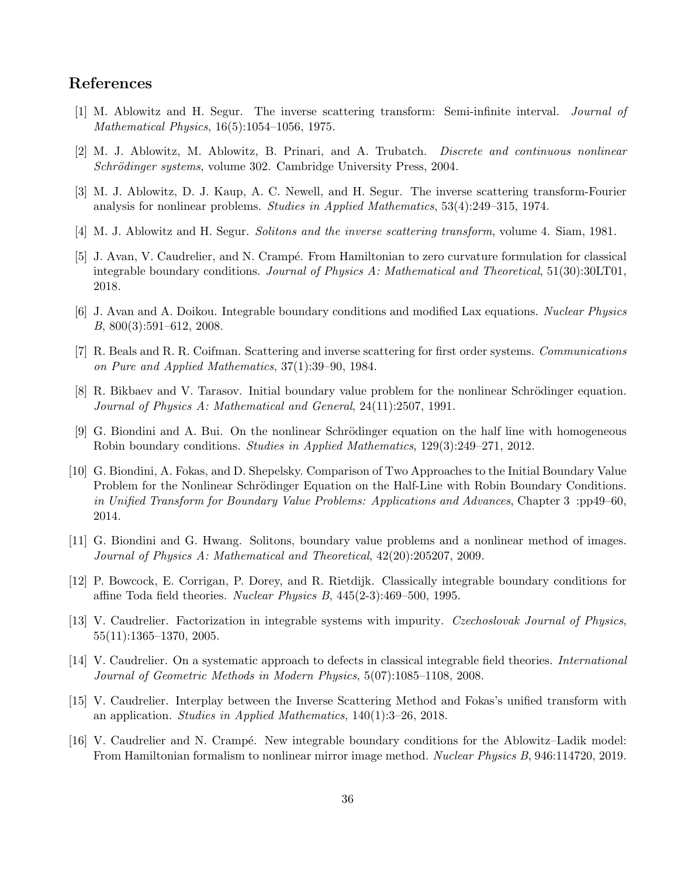## References

[1] M. Ablowitz and H. Segur. The inverse scattering transform: Semi-infinite interval. *Journal of Mathematical Physics*, 16(5):1054–1056, 1975.

[2] M. J. Ablowitz, M. Ablowitz, B. Prinari, and A. Trubatch. *Discrete and continuous nonlinear Schrödinger systems*, volume 302. Cambridge University Press, 2004.

[3] M. J. Ablowitz, D. J. Kaup, A. C. Newell, and H. Segur. The inverse scattering transform-Fourier analysis for nonlinear problems. *Studies in Applied Mathematics*, 53(4):249–315, 1974.

[4] M. J. Ablowitz and H. Segur. *Solitons and the inverse scattering transform*, volume 4. Siam, 1981.

[5] J. Avan, V. Caudrelier, and N. Crampé. From Hamiltonian to zero curvature formulation for classical integrable boundary conditions. *Journal of Physics A: Mathematical and Theoretical*, 51(30):30LT01, 2018.

[6] J. Avan and A. Doikou. Integrable boundary conditions and modified Lax equations. *Nuclear Physics B*, 800(3):591–612, 2008.

[7] R. Beals and R. R. Coifman. Scattering and inverse scattering for first order systems. *Communications on Pure and Applied Mathematics*, 37(1):39–90, 1984.

[8] R. Bikbaev and V. Tarasov. Initial boundary value problem for the nonlinear Schrödinger equation. *Journal of Physics A: Mathematical and General*, 24(11):2507, 1991.

[9] G. Biondini and A. Bui. On the nonlinear Schrödinger equation on the half line with homogeneous Robin boundary conditions. *Studies in Applied Mathematics*, 129(3):249–271, 2012.

[10] G. Biondini, A. Fokas, and D. Shepelsky. Comparison of Two Approaches to the Initial Boundary Value Problem for the Nonlinear Schrödinger Equation on the Half-Line with Robin Boundary Conditions. *in Unified Transform for Boundary Value Problems: Applications and Advances*, Chapter 3 :pp49–60, 2014.

[11] G. Biondini and G. Hwang. Solitons, boundary value problems and a nonlinear method of images. *Journal of Physics A: Mathematical and Theoretical*, 42(20):205207, 2009.

[12] P. Bowcock, E. Corrigan, P. Dorey, and R. Rietdijk. Classically integrable boundary conditions for affine Toda field theories. *Nuclear Physics B*, 445(2-3):469–500, 1995.

[13] V. Caudrelier. Factorization in integrable systems with impurity. *Czechoslovak Journal of Physics*, 55(11):1365–1370, 2005.

[14] V. Caudrelier. On a systematic approach to defects in classical integrable field theories. *International Journal of Geometric Methods in Modern Physics*, 5(07):1085–1108, 2008.

[15] V. Caudrelier. Interplay between the Inverse Scattering Method and Fokas's unified transform with an application. *Studies in Applied Mathematics*, 140(1):3–26, 2018.

[16] V. Caudrelier and N. Crampé. New integrable boundary conditions for the Ablowitz–Ladik model: From Hamiltonian formalism to nonlinear mirror image method. *Nuclear Physics B*, 946:114720, 2019.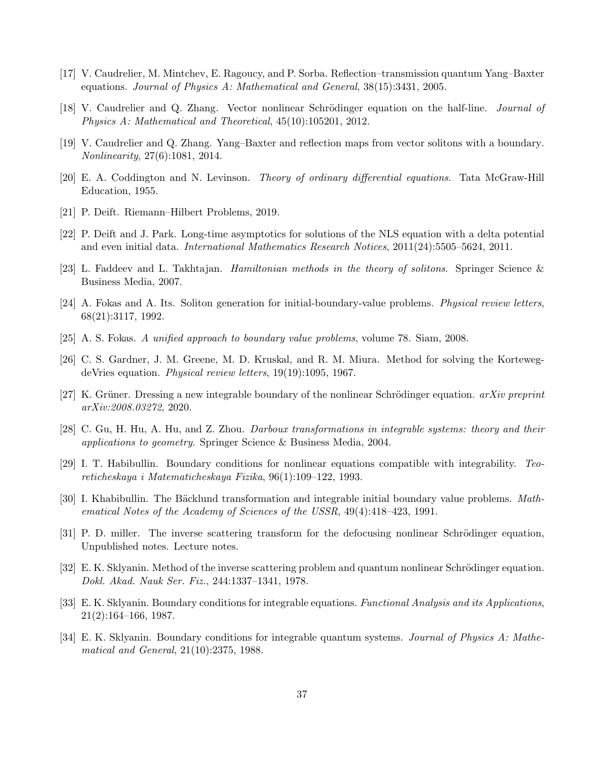[17] V. Caudrelier, M. Mintchev, E. Ragoucy, and P. Sorba. Reflection–transmission quantum Yang–Baxter equations. *Journal of Physics A: Mathematical and General*, 38(15):3431, 2005.

[18] V. Caudrelier and Q. Zhang. Vector nonlinear Schrödinger equation on the half-line. *Journal of Physics A: Mathematical and Theoretical*, 45(10):105201, 2012.

[19] V. Caudrelier and Q. Zhang. Yang–Baxter and reflection maps from vector solitons with a boundary. *Nonlinearity*, 27(6):1081, 2014.

[20] E. A. Coddington and N. Levinson. *Theory of ordinary differential equations*. Tata McGraw-Hill Education, 1955.

[21] P. Deift. Riemann–Hilbert Problems, 2019.

[22] P. Deift and J. Park. Long-time asymptotics for solutions of the NLS equation with a delta potential and even initial data. *International Mathematics Research Notices*, 2011(24):5505–5624, 2011.

[23] L. Faddeev and L. Takhtajan. *Hamiltonian methods in the theory of solitons*. Springer Science & Business Media, 2007.

[24] A. Fokas and A. Its. Soliton generation for initial-boundary-value problems. *Physical review letters*, 68(21):3117, 1992.

[25] A. S. Fokas. *A unified approach to boundary value problems*, volume 78. Siam, 2008.

[26] C. S. Gardner, J. M. Greene, M. D. Kruskal, and R. M. Miura. Method for solving the Korteweg-deVries equation. *Physical review letters*, 19(19):1095, 1967.

[27] K. Grüner. Dressing a new integrable boundary of the nonlinear Schrödinger equation. *arXiv preprint arXiv:2008.03272*, 2020.

[28] C. Gu, H. Hu, A. Hu, and Z. Zhou. *Darboux transformations in integrable systems: theory and their applications to geometry*. Springer Science & Business Media, 2004.

[29] I. T. Habibullin. Boundary conditions for nonlinear equations compatible with integrability. *Teoreticheskaya i Matematicheskaya Fizika*, 96(1):109–122, 1993.

[30] I. Khabibullin. The Bäcklund transformation and integrable initial boundary value problems. *Mathematical Notes of the Academy of Sciences of the USSR*, 49(4):418–423, 1991.

[31] P. D. miller. The inverse scattering transform for the defocusing nonlinear Schrödinger equation, Unpublished notes. Lecture notes.

[32] E. K. Sklyanin. Method of the inverse scattering problem and quantum nonlinear Schrödinger equation. *Dokl. Akad. Nauk Ser. Fiz.*, 244:1337–1341, 1978.

[33] E. K. Sklyanin. Boundary conditions for integrable equations. *Functional Analysis and its Applications*, 21(2):164–166, 1987.

[34] E. K. Sklyanin. Boundary conditions for integrable quantum systems. *Journal of Physics A: Mathematical and General*, 21(10):2375, 1988.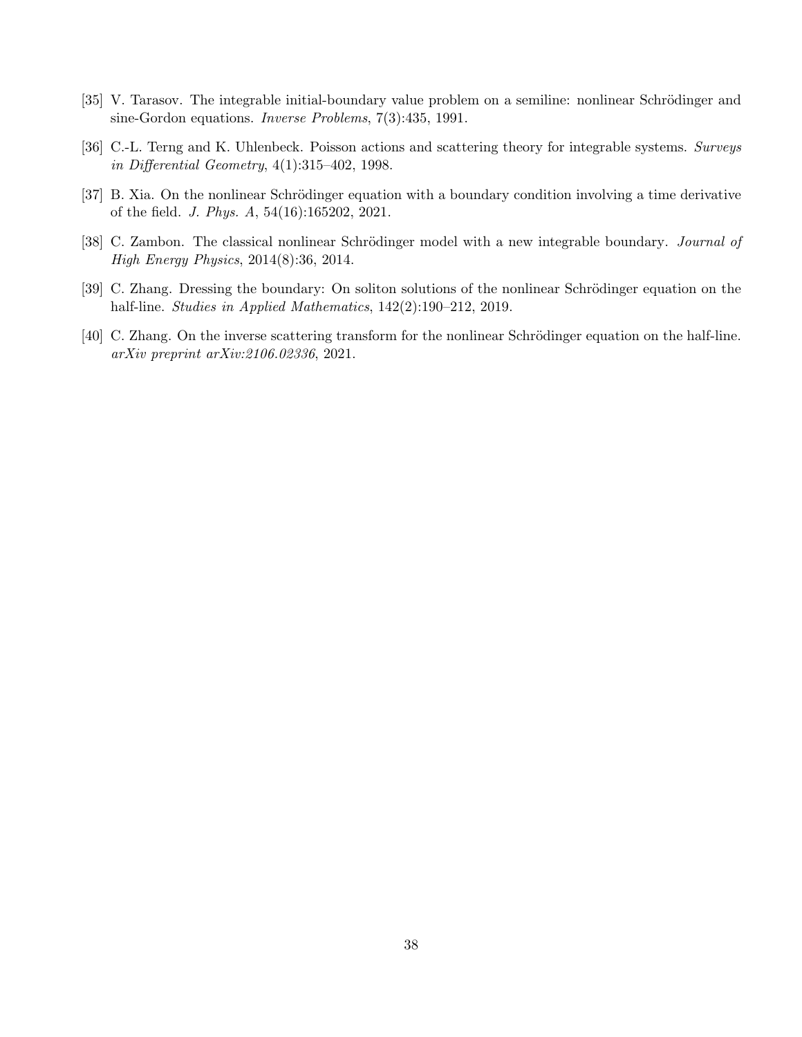[35] V. Tarasov. The integrable initial-boundary value problem on a semiline: nonlinear Schrödinger and sine-Gordon equations. *Inverse Problems*, 7(3):435, 1991.

[36] C.-L. Terng and K. Uhlenbeck. Poisson actions and scattering theory for integrable systems. *Surveys in Differential Geometry*, 4(1):315–402, 1998.

[37] B. Xia. On the nonlinear Schrödinger equation with a boundary condition involving a time derivative of the field. *J. Phys. A*, 54(16):165202, 2021.

[38] C. Zambon. The classical nonlinear Schrödinger model with a new integrable boundary. *Journal of High Energy Physics*, 2014(8):36, 2014.

[39] C. Zhang. Dressing the boundary: On soliton solutions of the nonlinear Schrödinger equation on the half-line. *Studies in Applied Mathematics*, 142(2):190–212, 2019.

[40] C. Zhang. On the inverse scattering transform for the nonlinear Schrödinger equation on the half-line. *arXiv preprint arXiv:2106.02336*, 2021.